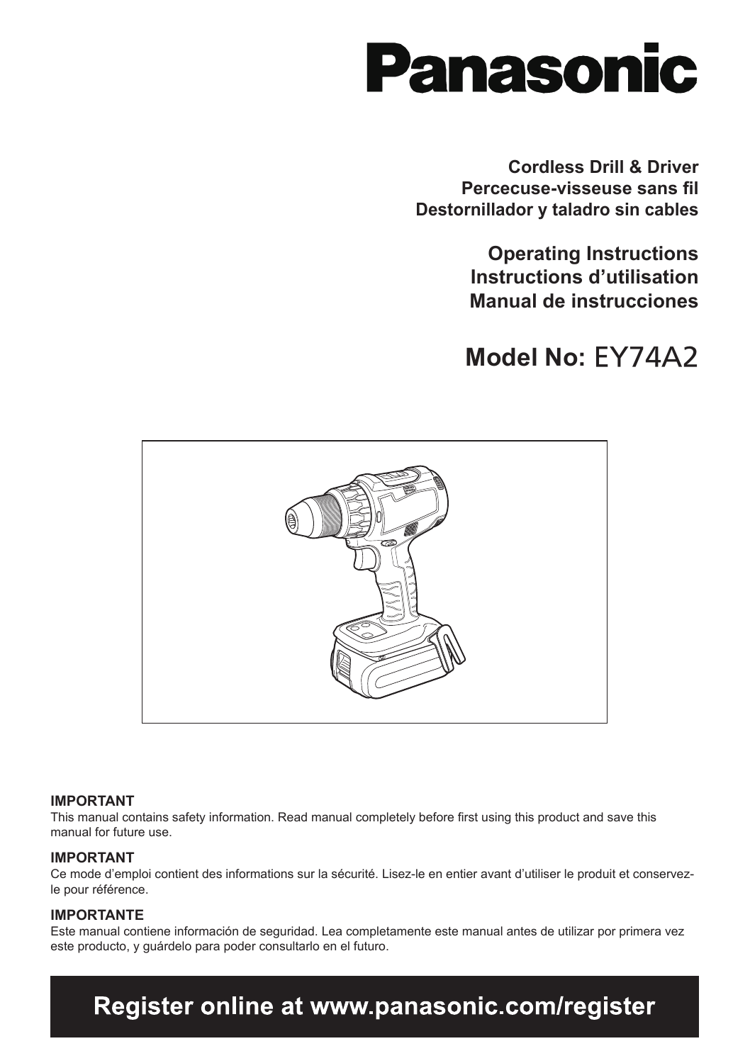# Panasonic

**Cordless Drill & Driver**
**Percecuse-visseuse sans fil**
**Destornillador y taladro sin cables**

**Operating Instructions**
**Instructions d'utilisation**
**Manual de instrucciones**

## Model No: EY74A2

**IMPORTANT**
This manual contains safety information. Read manual completely before first using this product and save this manual for future use.

**IMPORTANT**
Ce mode d'emploi contient des informations sur la sécurité. Lisez-le en entier avant d'utiliser le produit et conservez-le pour référence.

**IMPORTANTE**
Este manual contiene información de seguridad. Lea completamente este manual antes de utilizar por primera vez este producto, y guárdelo para poder consultarlo en el futuro.

**Register online at www.panasonic.com/register**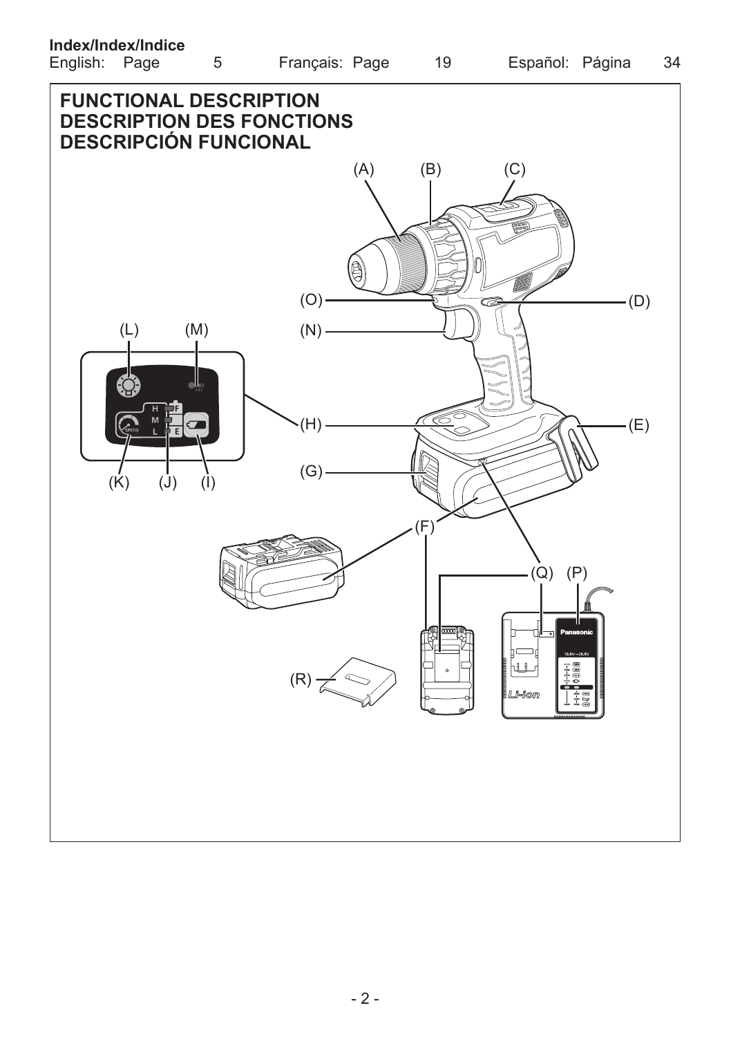**Index/Index/Indice**

| English: Page | 5 | Français: Page | 19 | Español: Página | 34 |
|---|---|---|---|---|---|

# FUNCTIONAL DESCRIPTION
# DESCRIPTION DES FONCTIONS
# DESCRIPCIÓN FUNCIONAL

(A) (B) (C) (D) (E) (F) (G) (H) (I) (J) (K) (L) (M) (N) (O) (P) (Q) (R)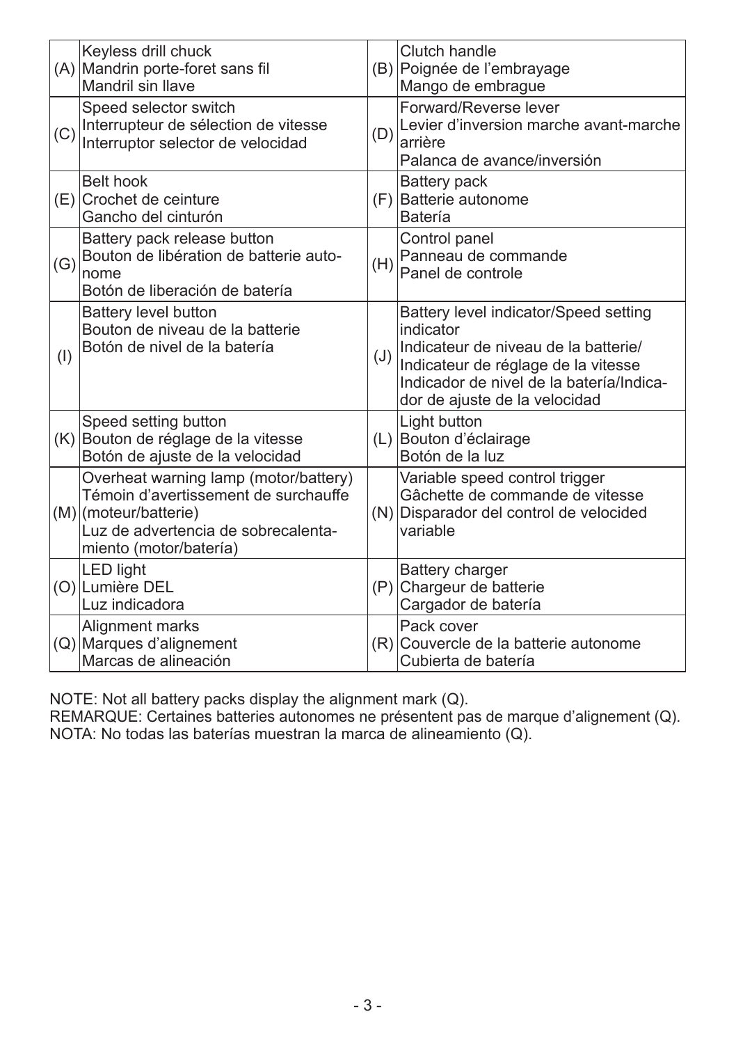| | | | |
|---|---|---|---|
| (A) | Keyless drill chuck<br>Mandrin porte-foret sans fil<br>Mandril sin llave | (B) | Clutch handle<br>Poignée de l'embrayage<br>Mango de embrague |
| (C) | Speed selector switch<br>Interrupteur de sélection de vitesse<br>Interruptor selector de velocidad | (D) | Forward/Reverse lever<br>Levier d'inversion marche avant-marche arrière<br>Palanca de avance/inversión |
| (E) | Belt hook<br>Crochet de ceinture<br>Gancho del cinturón | (F) | Battery pack<br>Batterie autonome<br>Batería |
| (G) | Battery pack release button<br>Bouton de libération de batterie autonome<br>Botón de liberación de batería | (H) | Control panel<br>Panneau de commande<br>Panel de controle |
| (I) | Battery level button<br>Bouton de niveau de la batterie<br>Botón de nivel de la batería | (J) | Battery level indicator/Speed setting indicator<br>Indicateur de niveau de la batterie/ Indicateur de réglage de la vitesse<br>Indicador de nivel de la batería/Indicador de ajuste de la velocidad |
| (K) | Speed setting button<br>Bouton de réglage de la vitesse<br>Botón de ajuste de la velocidad | (L) | Light button<br>Bouton d'éclairage<br>Botón de la luz |
| (M) | Overheat warning lamp (motor/battery)<br>Témoin d'avertissement de surchauffe (moteur/batterie)<br>Luz de advertencia de sobrecalentamiento (motor/batería) | (N) | Variable speed control trigger<br>Gâchette de commande de vitesse<br>Disparador del control de velocided variable |
| (O) | LED light<br>Lumière DEL<br>Luz indicadora | (P) | Battery charger<br>Chargeur de batterie<br>Cargador de batería |
| (Q) | Alignment marks<br>Marques d'alignement<br>Marcas de alineación | (R) | Pack cover<br>Couvercle de la batterie autonome<br>Cubierta de batería |

NOTE: Not all battery packs display the alignment mark (Q).
REMARQUE: Certaines batteries autonomes ne présentent pas de marque d'alignement (Q).
NOTA: No todas las baterías muestran la marca de alineamiento (Q).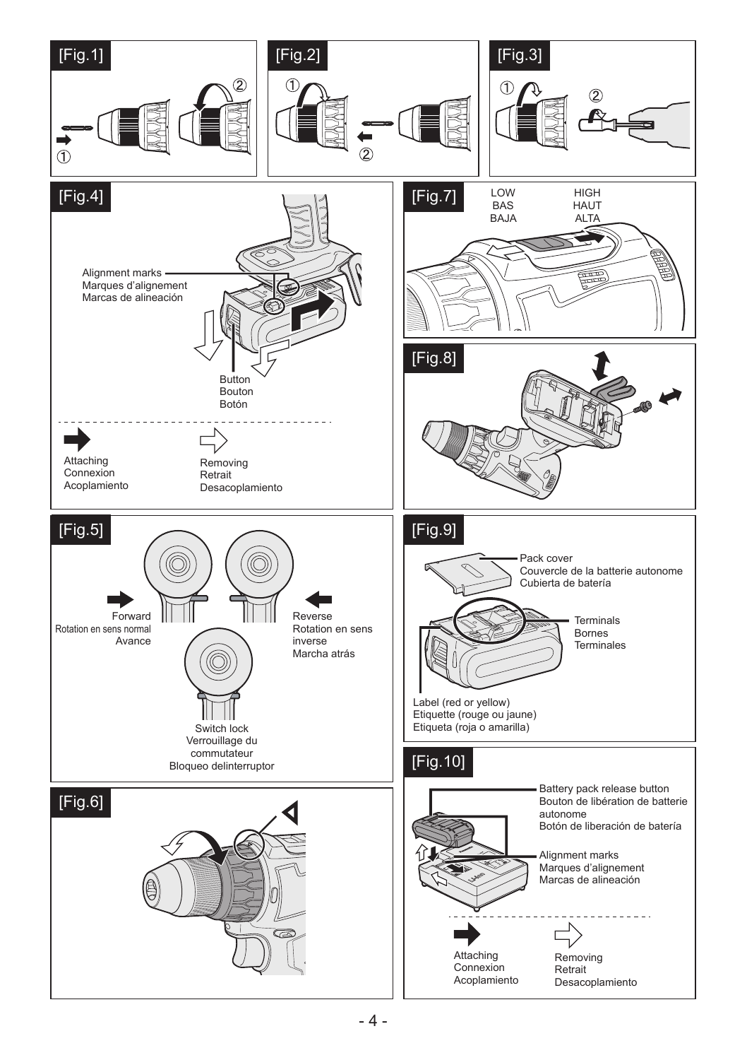[Fig.1]

①

②

[Fig.2]

①

②

[Fig.3]

①

②

[Fig.4]

Alignment marks
Marques d'alignement
Marcas de alineación

Button
Bouton
Botón

Attaching
Connexion
Acoplamiento

Removing
Retrait
Desacoplamiento

[Fig.5]

Forward
Rotation en sens normal
Avance

Reverse
Rotation en sens inverse
Marcha atrás

Switch lock
Verrouillage du commutateur
Bloqueo delinterruptor

[Fig.6]

[Fig.7]

LOW
BAS
BAJA

HIGH
HAUT
ALTA

[Fig.8]

[Fig.9]

Pack cover
Couvercle de la batterie autonome
Cubierta de batería

Terminals
Bornes
Terminales

Label (red or yellow)
Etiquette (rouge ou jaune)
Etiqueta (roja o amarilla)

[Fig.10]

Battery pack release button
Bouton de libération de batterie autonome
Botón de liberación de batería

Alignment marks
Marques d'alignement
Marcas de alineación

Attaching
Connexion
Acoplamiento

Removing
Retrait
Desacoplamiento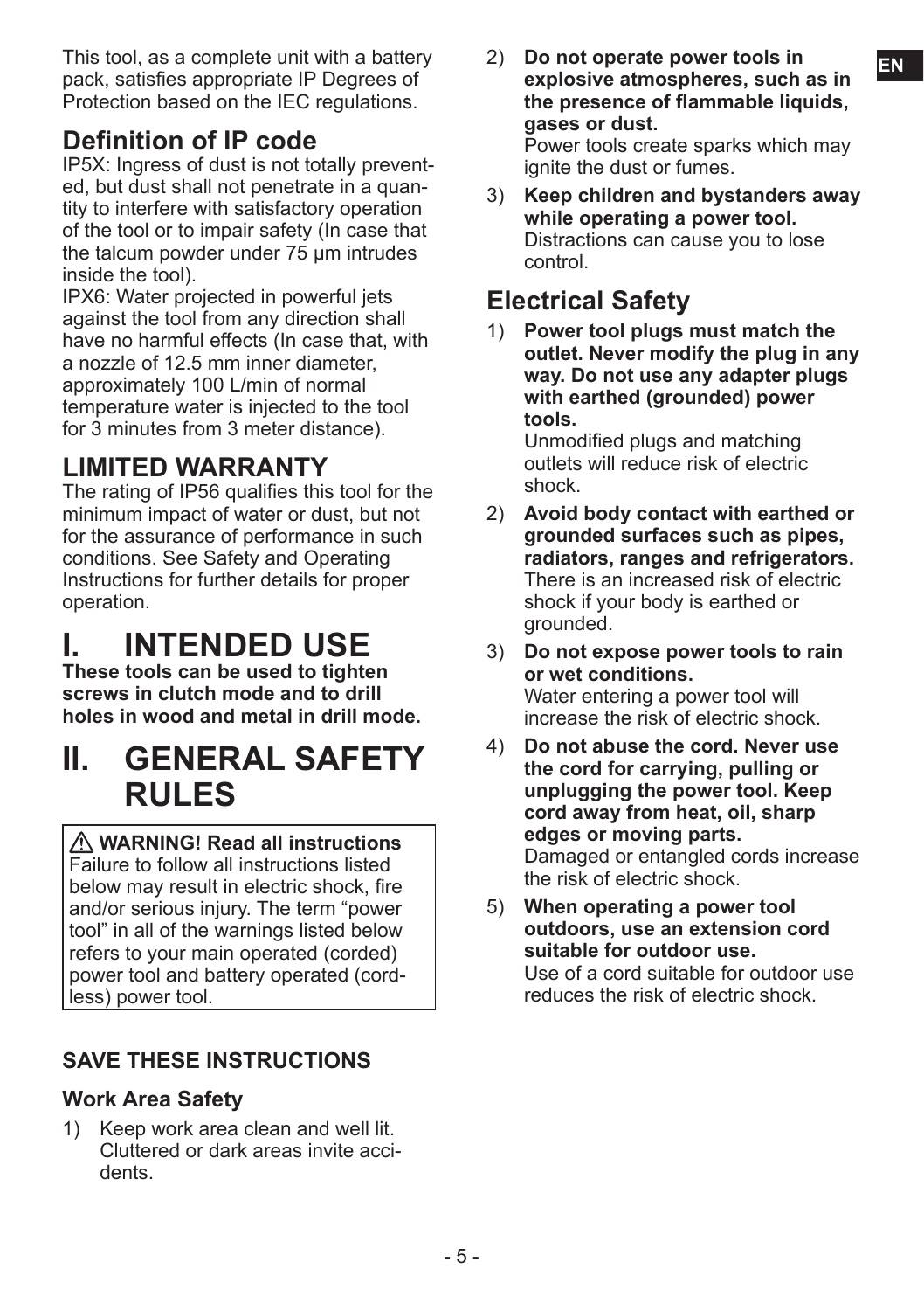This tool, as a complete unit with a battery pack, satisfies appropriate IP Degrees of Protection based on the IEC regulations.

## Definition of IP code

IP5X: Ingress of dust is not totally prevented, but dust shall not penetrate in a quantity to interfere with satisfactory operation of the tool or to impair safety (In case that the talcum powder under 75 μm intrudes inside the tool).

IPX6: Water projected in powerful jets against the tool from any direction shall have no harmful effects (In case that, with a nozzle of 12.5 mm inner diameter, approximately 100 L/min of normal temperature water is injected to the tool for 3 minutes from 3 meter distance).

## LIMITED WARRANTY

The rating of IP56 qualifies this tool for the minimum impact of water or dust, but not for the assurance of performance in such conditions. See Safety and Operating Instructions for further details for proper operation.

# I. INTENDED USE

**These tools can be used to tighten screws in clutch mode and to drill holes in wood and metal in drill mode.**

# II. GENERAL SAFETY RULES

> ⚠ **WARNING! Read all instructions**
> Failure to follow all instructions listed below may result in electric shock, fire and/or serious injury. The term “power tool” in all of the warnings listed below refers to your main operated (corded) power tool and battery operated (cordless) power tool.

### SAVE THESE INSTRUCTIONS

### Work Area Safety

1) Keep work area clean and well lit. Cluttered or dark areas invite accidents.
2) **Do not operate power tools in explosive atmospheres, such as in the presence of flammable liquids, gases or dust.**
   Power tools create sparks which may ignite the dust or fumes.
3) **Keep children and bystanders away while operating a power tool.**
   Distractions can cause you to lose control.

## Electrical Safety

1) **Power tool plugs must match the outlet. Never modify the plug in any way. Do not use any adapter plugs with earthed (grounded) power tools.**
   Unmodified plugs and matching outlets will reduce risk of electric shock.
2) **Avoid body contact with earthed or grounded surfaces such as pipes, radiators, ranges and refrigerators.**
   There is an increased risk of electric shock if your body is earthed or grounded.
3) **Do not expose power tools to rain or wet conditions.**
   Water entering a power tool will increase the risk of electric shock.
4) **Do not abuse the cord. Never use the cord for carrying, pulling or unplugging the power tool. Keep cord away from heat, oil, sharp edges or moving parts.**
   Damaged or entangled cords increase the risk of electric shock.
5) **When operating a power tool outdoors, use an extension cord suitable for outdoor use.**
   Use of a cord suitable for outdoor use reduces the risk of electric shock.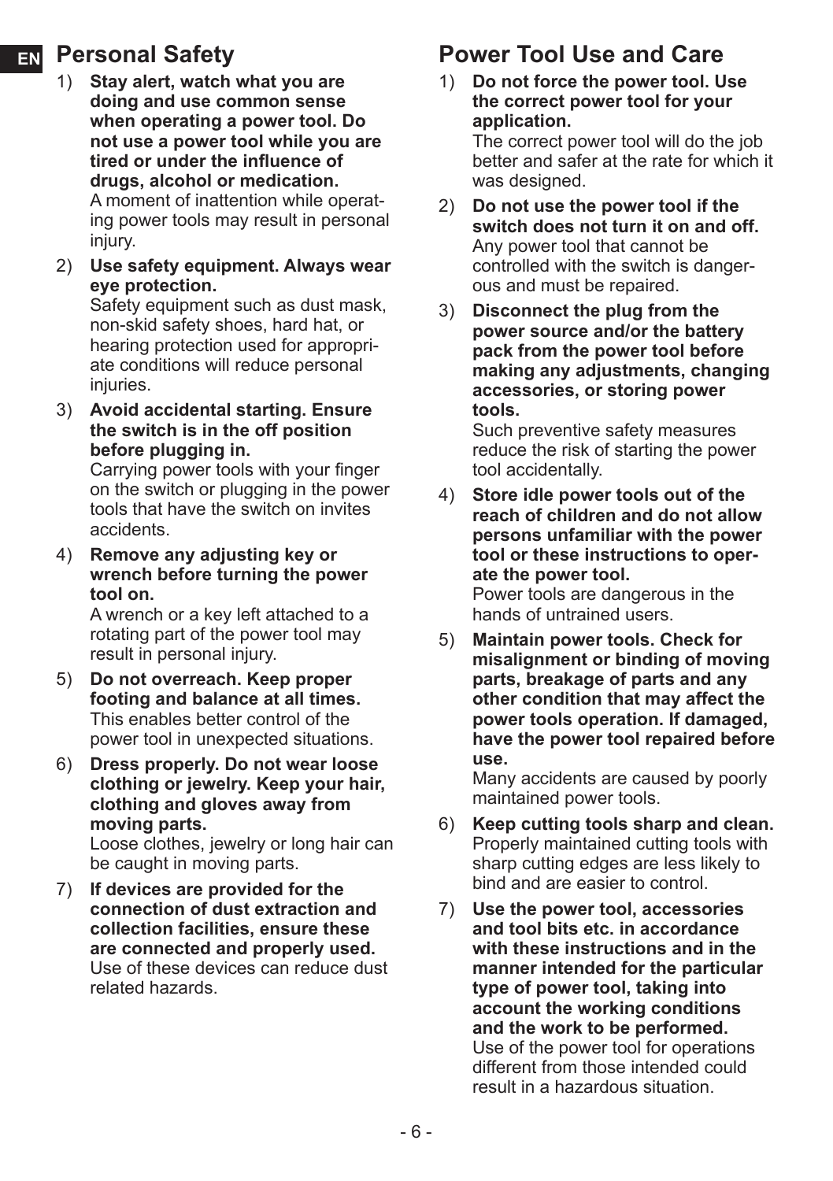## Personal Safety

1) **Stay alert, watch what you are doing and use common sense when operating a power tool. Do not use a power tool while you are tired or under the influence of drugs, alcohol or medication.**
   A moment of inattention while operating power tools may result in personal injury.

2) **Use safety equipment. Always wear eye protection.**
   Safety equipment such as dust mask, non-skid safety shoes, hard hat, or hearing protection used for appropriate conditions will reduce personal injuries.

3) **Avoid accidental starting. Ensure the switch is in the off position before plugging in.**
   Carrying power tools with your finger on the switch or plugging in the power tools that have the switch on invites accidents.

4) **Remove any adjusting key or wrench before turning the power tool on.**
   A wrench or a key left attached to a rotating part of the power tool may result in personal injury.

5) **Do not overreach. Keep proper footing and balance at all times.**
   This enables better control of the power tool in unexpected situations.

6) **Dress properly. Do not wear loose clothing or jewelry. Keep your hair, clothing and gloves away from moving parts.**
   Loose clothes, jewelry or long hair can be caught in moving parts.

7) **If devices are provided for the connection of dust extraction and collection facilities, ensure these are connected and properly used.**
   Use of these devices can reduce dust related hazards.

## Power Tool Use and Care

1) **Do not force the power tool. Use the correct power tool for your application.**
   The correct power tool will do the job better and safer at the rate for which it was designed.

2) **Do not use the power tool if the switch does not turn it on and off.**
   Any power tool that cannot be controlled with the switch is dangerous and must be repaired.

3) **Disconnect the plug from the power source and/or the battery pack from the power tool before making any adjustments, changing accessories, or storing power tools.**
   Such preventive safety measures reduce the risk of starting the power tool accidentally.

4) **Store idle power tools out of the reach of children and do not allow persons unfamiliar with the power tool or these instructions to operate the power tool.**
   Power tools are dangerous in the hands of untrained users.

5) **Maintain power tools. Check for misalignment or binding of moving parts, breakage of parts and any other condition that may affect the power tools operation. If damaged, have the power tool repaired before use.**
   Many accidents are caused by poorly maintained power tools.

6) **Keep cutting tools sharp and clean.**
   Properly maintained cutting tools with sharp cutting edges are less likely to bind and are easier to control.

7) **Use the power tool, accessories and tool bits etc. in accordance with these instructions and in the manner intended for the particular type of power tool, taking into account the working conditions and the work to be performed.**
   Use of the power tool for operations different from those intended could result in a hazardous situation.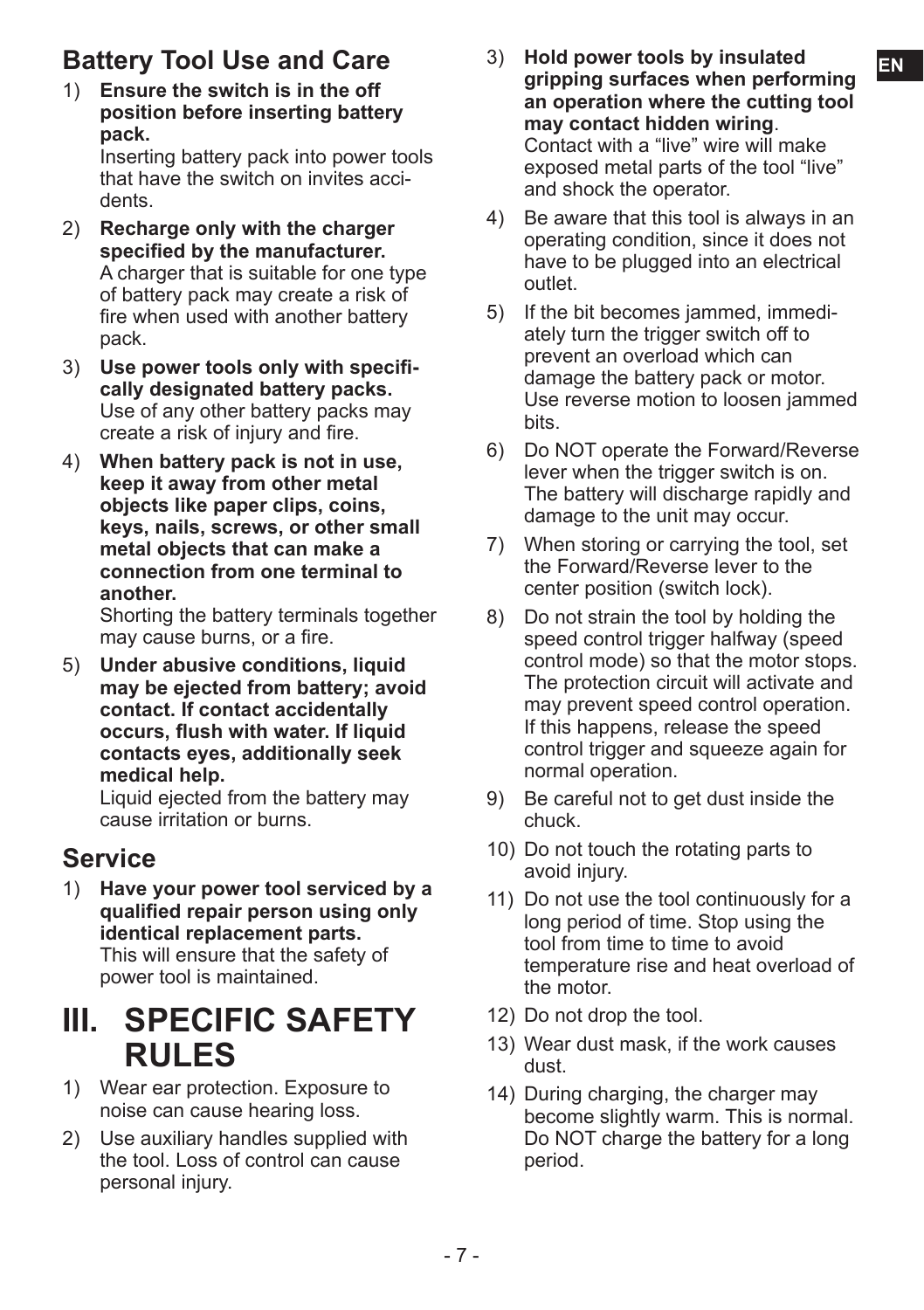## Battery Tool Use and Care

1) **Ensure the switch is in the off position before inserting battery pack.**
   Inserting battery pack into power tools that have the switch on invites accidents.

2) **Recharge only with the charger specified by the manufacturer.**
   A charger that is suitable for one type of battery pack may create a risk of fire when used with another battery pack.

3) **Use power tools only with specifically designated battery packs.**
   Use of any other battery packs may create a risk of injury and fire.

4) **When battery pack is not in use, keep it away from other metal objects like paper clips, coins, keys, nails, screws, or other small metal objects that can make a connection from one terminal to another.**
   Shorting the battery terminals together may cause burns, or a fire.

5) **Under abusive conditions, liquid may be ejected from battery; avoid contact. If contact accidentally occurs, flush with water. If liquid contacts eyes, additionally seek medical help.**
   Liquid ejected from the battery may cause irritation or burns.

## Service

1) **Have your power tool serviced by a qualified repair person using only identical replacement parts.**
   This will ensure that the safety of power tool is maintained.

# III. SPECIFIC SAFETY RULES

1) Wear ear protection. Exposure to noise can cause hearing loss.
2) Use auxiliary handles supplied with the tool. Loss of control can cause personal injury.
3) **Hold power tools by insulated gripping surfaces when performing an operation where the cutting tool may contact hidden wiring**.
   Contact with a "live" wire will make exposed metal parts of the tool "live" and shock the operator.
4) Be aware that this tool is always in an operating condition, since it does not have to be plugged into an electrical outlet.
5) If the bit becomes jammed, immediately turn the trigger switch off to prevent an overload which can damage the battery pack or motor. Use reverse motion to loosen jammed bits.
6) Do NOT operate the Forward/Reverse lever when the trigger switch is on. The battery will discharge rapidly and damage to the unit may occur.
7) When storing or carrying the tool, set the Forward/Reverse lever to the center position (switch lock).
8) Do not strain the tool by holding the speed control trigger halfway (speed control mode) so that the motor stops. The protection circuit will activate and may prevent speed control operation. If this happens, release the speed control trigger and squeeze again for normal operation.
9) Be careful not to get dust inside the chuck.
10) Do not touch the rotating parts to avoid injury.
11) Do not use the tool continuously for a long period of time. Stop using the tool from time to time to avoid temperature rise and heat overload of the motor.
12) Do not drop the tool.
13) Wear dust mask, if the work causes dust.
14) During charging, the charger may become slightly warm. This is normal. Do NOT charge the battery for a long period.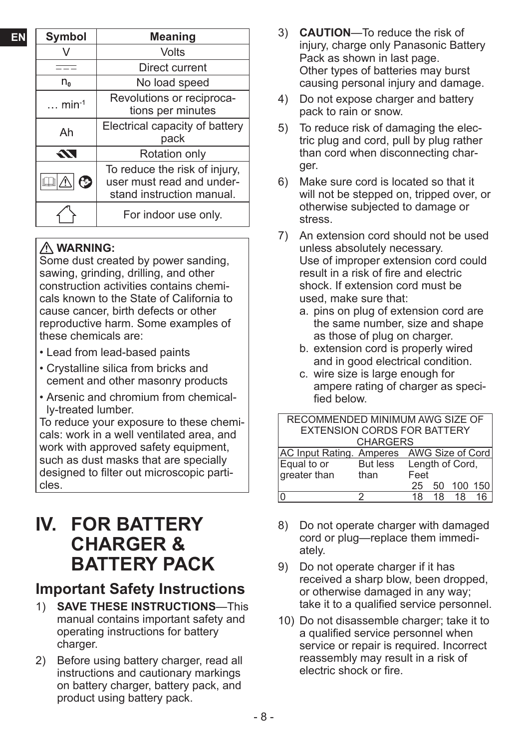| Symbol | Meaning |
| --- | --- |
| V | Volts |
| ⎓ | Direct current |
| $n_0$ | No load speed |
| … $min^{-1}$ | Revolutions or reciprocations per minutes |
| Ah | Electrical capacity of battery pack |
|  | Rotation only |
|  | To reduce the risk of injury, user must read and understand instruction manual. |
|  | For indoor use only. |

⚠ **WARNING:**
Some dust created by power sanding, sawing, grinding, drilling, and other construction activities contains chemicals known to the State of California to cause cancer, birth defects or other reproductive harm. Some examples of these chemicals are:

- Lead from lead-based paints
- Crystalline silica from bricks and cement and other masonry products
- Arsenic and chromium from chemically-treated lumber.

To reduce your exposure to these chemicals: work in a well ventilated area, and work with approved safety equipment, such as dust masks that are specially designed to filter out microscopic particles.

# IV. FOR BATTERY CHARGER & BATTERY PACK

## Important Safety Instructions

1) **SAVE THESE INSTRUCTIONS**—This manual contains important safety and operating instructions for battery charger.
2) Before using battery charger, read all instructions and cautionary markings on battery charger, battery pack, and product using battery pack.
3) **CAUTION**—To reduce the risk of injury, charge only Panasonic Battery Pack as shown in last page. Other types of batteries may burst causing personal injury and damage.
4) Do not expose charger and battery pack to rain or snow.
5) To reduce risk of damaging the electric plug and cord, pull by plug rather than cord when disconnecting charger.
6) Make sure cord is located so that it will not be stepped on, tripped over, or otherwise subjected to damage or stress.
7) An extension cord should not be used unless absolutely necessary. Use of improper extension cord could result in a risk of fire and electric shock. If extension cord must be used, make sure that:
   a. pins on plug of extension cord are the same number, size and shape as those of plug on charger.
   b. extension cord is properly wired and in good electrical condition.
   c. wire size is large enough for ampere rating of charger as specified below.

| RECOMMENDED MINIMUM AWG SIZE OF EXTENSION CORDS FOR BATTERY CHARGERS | | | | | |
| --- | --- | --- | --- | --- | --- |
| AC Input Rating. Amperes | | AWG Size of Cord | | | |
| Equal to or greater than | But less than | Length of Cord, Feet | | | |
| | | 25 | 50 | 100 | 150 |
| 0 | 2 | 18 | 18 | 18 | 16 |

8) Do not operate charger with damaged cord or plug—replace them immediately.
9) Do not operate charger if it has received a sharp blow, been dropped, or otherwise damaged in any way; take it to a qualified service personnel.
10) Do not disassemble charger; take it to a qualified service personnel when service or repair is required. Incorrect reassembly may result in a risk of electric shock or fire.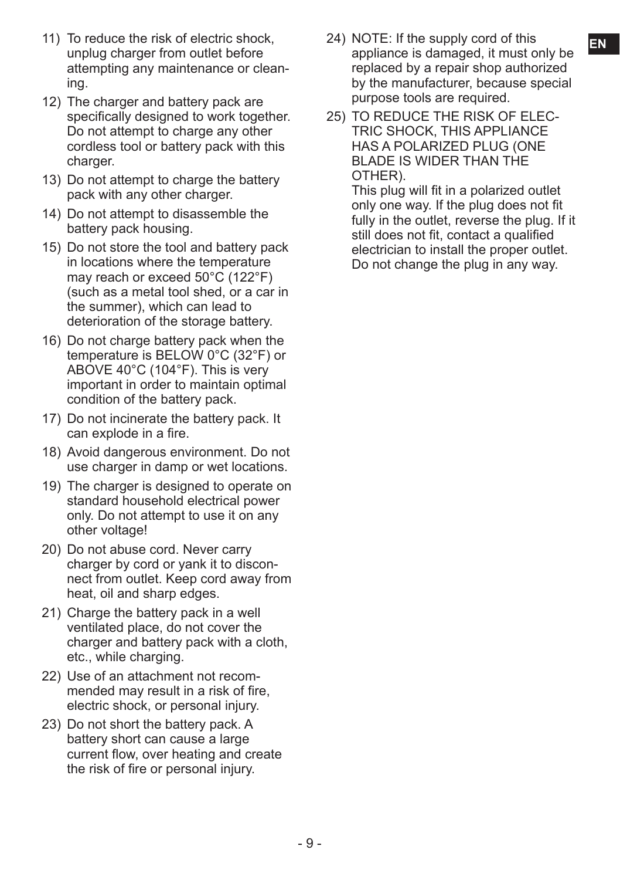11) To reduce the risk of electric shock, unplug charger from outlet before attempting any maintenance or cleaning.

12) The charger and battery pack are specifically designed to work together. Do not attempt to charge any other cordless tool or battery pack with this charger.

13) Do not attempt to charge the battery pack with any other charger.

14) Do not attempt to disassemble the battery pack housing.

15) Do not store the tool and battery pack in locations where the temperature may reach or exceed 50°C (122°F) (such as a metal tool shed, or a car in the summer), which can lead to deterioration of the storage battery.

16) Do not charge battery pack when the temperature is BELOW 0°C (32°F) or ABOVE 40°C (104°F). This is very important in order to maintain optimal condition of the battery pack.

17) Do not incinerate the battery pack. It can explode in a fire.

18) Avoid dangerous environment. Do not use charger in damp or wet locations.

19) The charger is designed to operate on standard household electrical power only. Do not attempt to use it on any other voltage!

20) Do not abuse cord. Never carry charger by cord or yank it to disconnect from outlet. Keep cord away from heat, oil and sharp edges.

21) Charge the battery pack in a well ventilated place, do not cover the charger and battery pack with a cloth, etc., while charging.

22) Use of an attachment not recommended may result in a risk of fire, electric shock, or personal injury.

23) Do not short the battery pack. A battery short can cause a large current flow, over heating and create the risk of fire or personal injury.

24) NOTE: If the supply cord of this appliance is damaged, it must only be replaced by a repair shop authorized by the manufacturer, because special purpose tools are required.

25) TO REDUCE THE RISK OF ELECTRIC SHOCK, THIS APPLIANCE HAS A POLARIZED PLUG (ONE BLADE IS WIDER THAN THE OTHER).
This plug will fit in a polarized outlet only one way. If the plug does not fit fully in the outlet, reverse the plug. If it still does not fit, contact a qualified electrician to install the proper outlet. Do not change the plug in any way.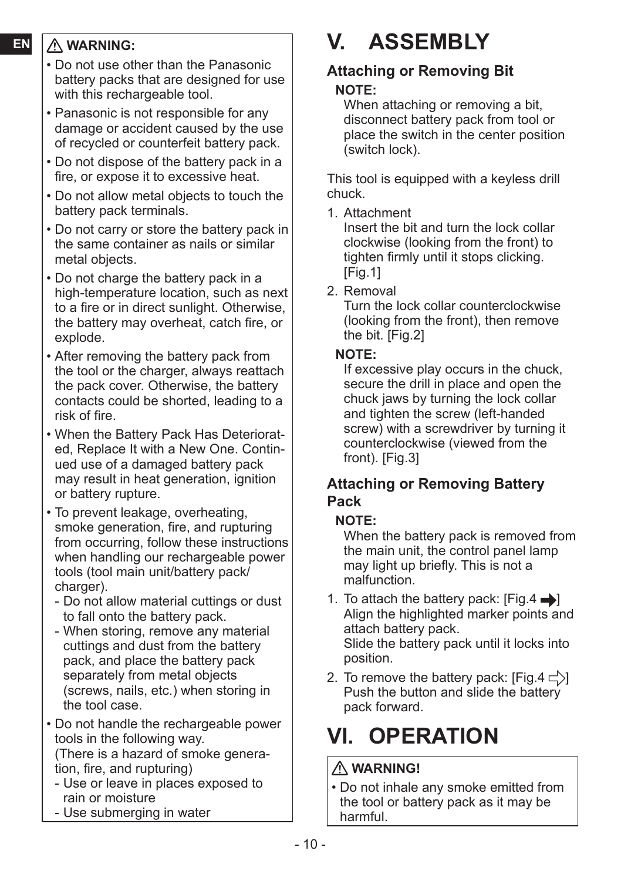### ⚠ WARNING:

- Do not use other than the Panasonic battery packs that are designed for use with this rechargeable tool.
- Panasonic is not responsible for any damage or accident caused by the use of recycled or counterfeit battery pack.
- Do not dispose of the battery pack in a fire, or expose it to excessive heat.
- Do not allow metal objects to touch the battery pack terminals.
- Do not carry or store the battery pack in the same container as nails or similar metal objects.
- Do not charge the battery pack in a high-temperature location, such as next to a fire or in direct sunlight. Otherwise, the battery may overheat, catch fire, or explode.
- After removing the battery pack from the tool or the charger, always reattach the pack cover. Otherwise, the battery contacts could be shorted, leading to a risk of fire.
- When the Battery Pack Has Deteriorated, Replace It with a New One. Continued use of a damaged battery pack may result in heat generation, ignition or battery rupture.
- To prevent leakage, overheating, smoke generation, fire, and rupturing from occurring, follow these instructions when handling our rechargeable power tools (tool main unit/battery pack/charger).
  - Do not allow material cuttings or dust to fall onto the battery pack.
  - When storing, remove any material cuttings and dust from the battery pack, and place the battery pack separately from metal objects (screws, nails, etc.) when storing in the tool case.
- Do not handle the rechargeable power tools in the following way.
  (There is a hazard of smoke generation, fire, and rupturing)
  - Use or leave in places exposed to rain or moisture
  - Use submerging in water

# V. ASSEMBLY

## Attaching or Removing Bit

**NOTE:**
When attaching or removing a bit, disconnect battery pack from tool or place the switch in the center position (switch lock).

This tool is equipped with a keyless drill chuck.

1. Attachment
   Insert the bit and turn the lock collar clockwise (looking from the front) to tighten firmly until it stops clicking. [Fig.1]
2. Removal
   Turn the lock collar counterclockwise (looking from the front), then remove the bit. [Fig.2]

**NOTE:**
If excessive play occurs in the chuck, secure the drill in place and open the chuck jaws by turning the lock collar and tighten the screw (left-handed screw) with a screwdriver by turning it counterclockwise (viewed from the front). [Fig.3]

## Attaching or Removing Battery Pack

**NOTE:**
When the battery pack is removed from the main unit, the control panel lamp may light up briefly. This is not a malfunction.

1. To attach the battery pack: [Fig.4 ➡]
   Align the highlighted marker points and attach battery pack.
   Slide the battery pack until it locks into position.
2. To remove the battery pack: [Fig.4 ⇨]
   Push the button and slide the battery pack forward.

# VI. OPERATION

### ⚠ WARNING!

- Do not inhale any smoke emitted from the tool or battery pack as it may be harmful.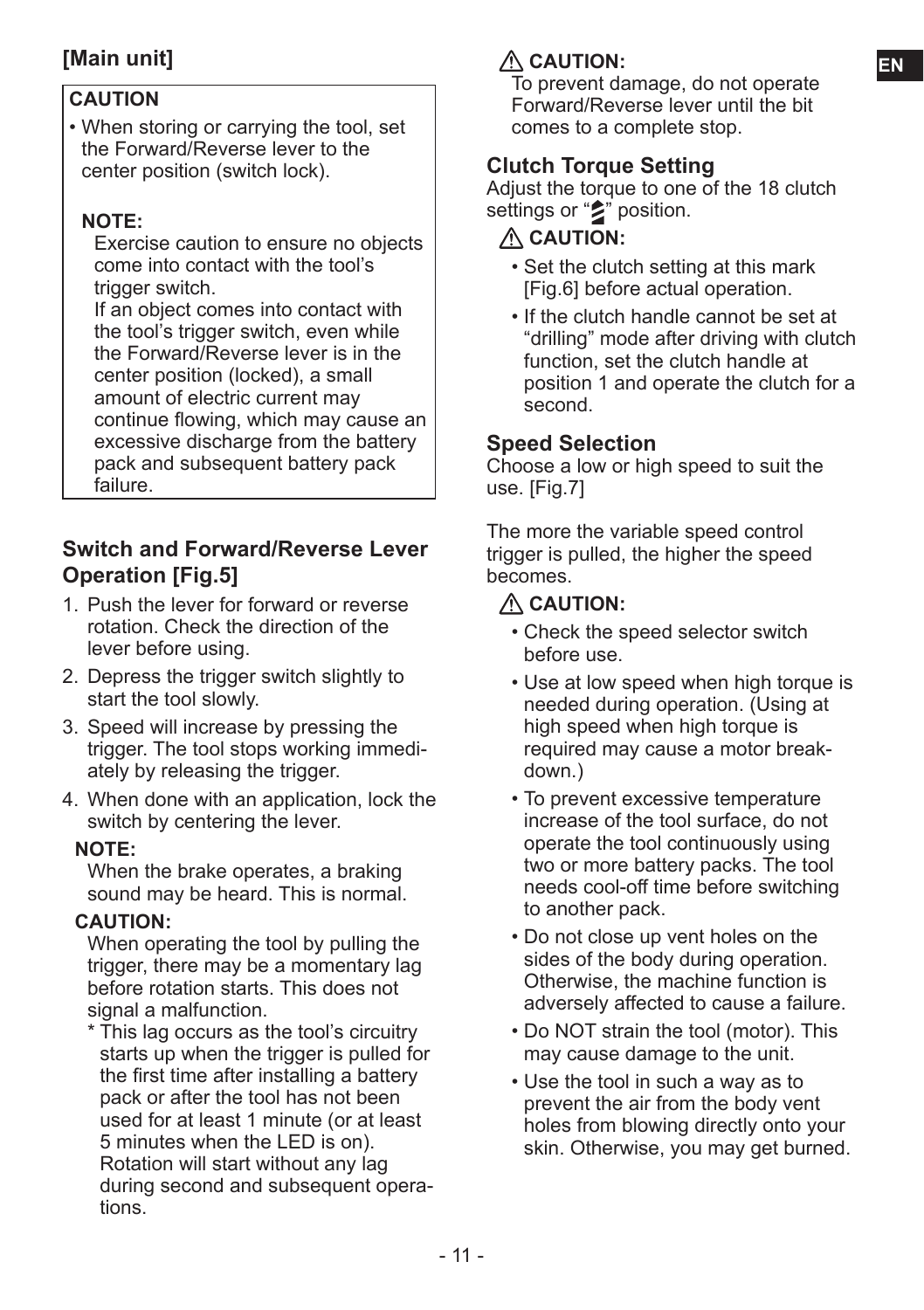## [Main unit]

**CAUTION**

- When storing or carrying the tool, set the Forward/Reverse lever to the center position (switch lock).

**NOTE:**

Exercise caution to ensure no objects come into contact with the tool's trigger switch.
If an object comes into contact with the tool's trigger switch, even while the Forward/Reverse lever is in the center position (locked), a small amount of electric current may continue flowing, which may cause an excessive discharge from the battery pack and subsequent battery pack failure.

### Switch and Forward/Reverse Lever Operation [Fig.5]

1. Push the lever for forward or reverse rotation. Check the direction of the lever before using.
2. Depress the trigger switch slightly to start the tool slowly.
3. Speed will increase by pressing the trigger. The tool stops working immediately by releasing the trigger.
4. When done with an application, lock the switch by centering the lever.

**NOTE:**

When the brake operates, a braking sound may be heard. This is normal.

**CAUTION:**

When operating the tool by pulling the trigger, there may be a momentary lag before rotation starts. This does not signal a malfunction.

\* This lag occurs as the tool's circuitry starts up when the trigger is pulled for the first time after installing a battery pack or after the tool has not been used for at least 1 minute (or at least 5 minutes when the LED is on). Rotation will start without any lag during second and subsequent operations.

**⚠ CAUTION:**

To prevent damage, do not operate Forward/Reverse lever until the bit comes to a complete stop.

### Clutch Torque Setting

Adjust the torque to one of the 18 clutch settings or "drill" position.

**⚠ CAUTION:**

- Set the clutch setting at this mark [Fig.6] before actual operation.
- If the clutch handle cannot be set at "drilling" mode after driving with clutch function, set the clutch handle at position 1 and operate the clutch for a second.

### Speed Selection

Choose a low or high speed to suit the use. [Fig.7]

The more the variable speed control trigger is pulled, the higher the speed becomes.

**⚠ CAUTION:**

- Check the speed selector switch before use.
- Use at low speed when high torque is needed during operation. (Using at high speed when high torque is required may cause a motor breakdown.)
- To prevent excessive temperature increase of the tool surface, do not operate the tool continuously using two or more battery packs. The tool needs cool-off time before switching to another pack.
- Do not close up vent holes on the sides of the body during operation. Otherwise, the machine function is adversely affected to cause a failure.
- Do NOT strain the tool (motor). This may cause damage to the unit.
- Use the tool in such a way as to prevent the air from the body vent holes from blowing directly onto your skin. Otherwise, you may get burned.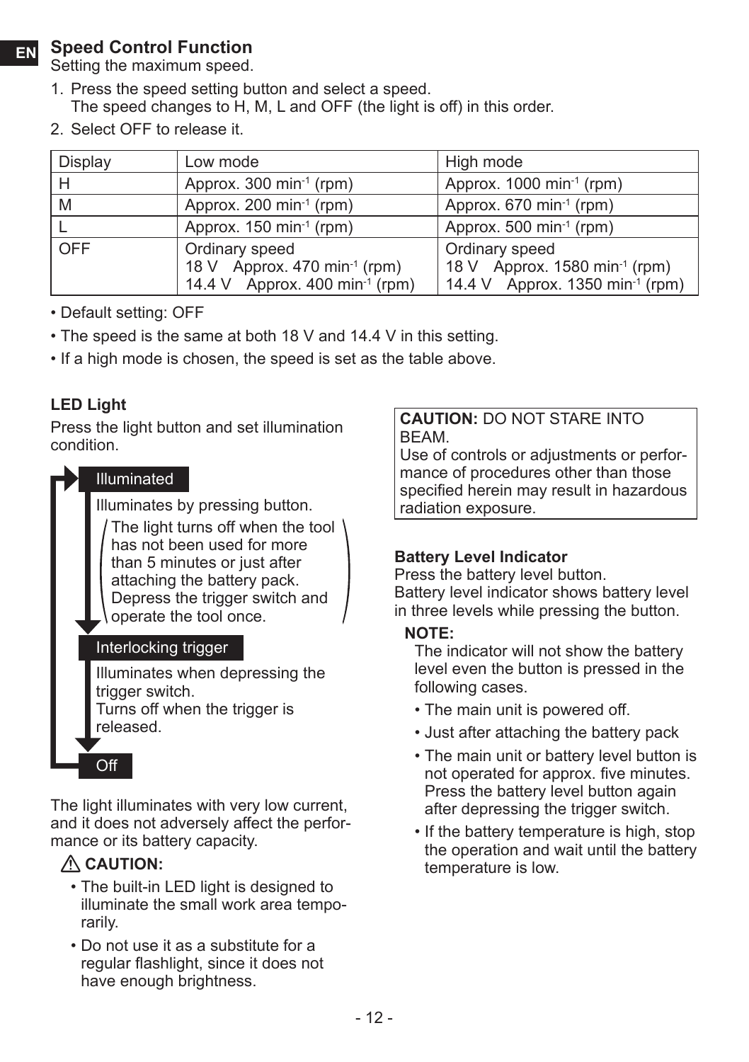## Speed Control Function

Setting the maximum speed.

1. Press the speed setting button and select a speed.
   The speed changes to H, M, L and OFF (the light is off) in this order.
2. Select OFF to release it.

| Display | Low mode | High mode |
|---|---|---|
| H | Approx. 300 $min^{-1}$ (rpm) | Approx. 1000 $min^{-1}$ (rpm) |
| M | Approx. 200 $min^{-1}$ (rpm) | Approx. 670 $min^{-1}$ (rpm) |
| L | Approx. 150 $min^{-1}$ (rpm) | Approx. 500 $min^{-1}$ (rpm) |
| OFF | Ordinary speed<br>18 V Approx. 470 $min^{-1}$ (rpm)<br>14.4 V Approx. 400 $min^{-1}$ (rpm) | Ordinary speed<br>18 V Approx. 1580 $min^{-1}$ (rpm)<br>14.4 V Approx. 1350 $min^{-1}$ (rpm) |

- Default setting: OFF
- The speed is the same at both 18 V and 14.4 V in this setting.
- If a high mode is chosen, the speed is set as the table above.

### LED Light

Press the light button and set illumination condition.

**Illuminated**

Illuminates by pressing button.

(The light turns off when the tool has not been used for more than 5 minutes or just after attaching the battery pack. Depress the trigger switch and operate the tool once.)

**Interlocking trigger**

Illuminates when depressing the trigger switch.
Turns off when the trigger is released.

**Off**

The light illuminates with very low current, and it does not adversely affect the performance or its battery capacity.

**⚠ CAUTION:**

- The built-in LED light is designed to illuminate the small work area temporarily.
- Do not use it as a substitute for a regular flashlight, since it does not have enough brightness.

**CAUTION:** DO NOT STARE INTO BEAM.
Use of controls or adjustments or performance of procedures other than those specified herein may result in hazardous radiation exposure.

### Battery Level Indicator

Press the battery level button.
Battery level indicator shows battery level in three levels while pressing the button.

**NOTE:**

The indicator will not show the battery level even the button is pressed in the following cases.

- The main unit is powered off.
- Just after attaching the battery pack
- The main unit or battery level button is not operated for approx. five minutes. Press the battery level button again after depressing the trigger switch.
- If the battery temperature is high, stop the operation and wait until the battery temperature is low.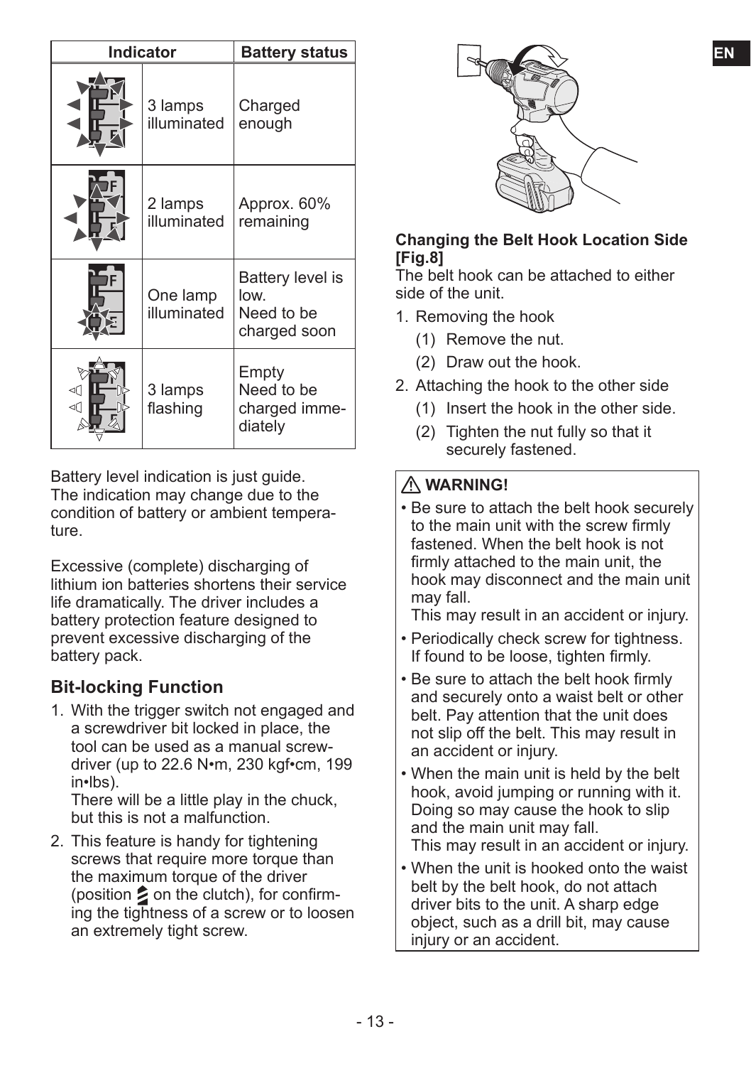| Indicator | | Battery status |
|---|---|---|
| | 3 lamps illuminated | Charged enough |
| | 2 lamps illuminated | Approx. 60% remaining |
| | One lamp illuminated | Battery level is low. Need to be charged soon |
| | 3 lamps flashing | Empty Need to be charged immediately |

Battery level indication is just guide. The indication may change due to the condition of battery or ambient temperature.

Excessive (complete) discharging of lithium ion batteries shortens their service life dramatically. The driver includes a battery protection feature designed to prevent excessive discharging of the battery pack.

## Bit-locking Function

1. With the trigger switch not engaged and a screwdriver bit locked in place, the tool can be used as a manual screwdriver (up to 22.6 N•m, 230 kgf•cm, 199 in•lbs).
   There will be a little play in the chuck, but this is not a malfunction.
2. This feature is handy for tightening screws that require more torque than the maximum torque of the driver (position on the clutch), for confirming the tightness of a screw or to loosen an extremely tight screw.

**Changing the Belt Hook Location Side [Fig.8]**

The belt hook can be attached to either side of the unit.

1. Removing the hook
   (1) Remove the nut.
   (2) Draw out the hook.
2. Attaching the hook to the other side
   (1) Insert the hook in the other side.
   (2) Tighten the nut fully so that it securely fastened.

**⚠ WARNING!**

- Be sure to attach the belt hook securely to the main unit with the screw firmly fastened. When the belt hook is not firmly attached to the main unit, the hook may disconnect and the main unit may fall.
  This may result in an accident or injury.
- Periodically check screw for tightness. If found to be loose, tighten firmly.
- Be sure to attach the belt hook firmly and securely onto a waist belt or other belt. Pay attention that the unit does not slip off the belt. This may result in an accident or injury.
- When the main unit is held by the belt hook, avoid jumping or running with it. Doing so may cause the hook to slip and the main unit may fall.
  This may result in an accident or injury.
- When the unit is hooked onto the waist belt by the belt hook, do not attach driver bits to the unit. A sharp edge object, such as a drill bit, may cause injury or an accident.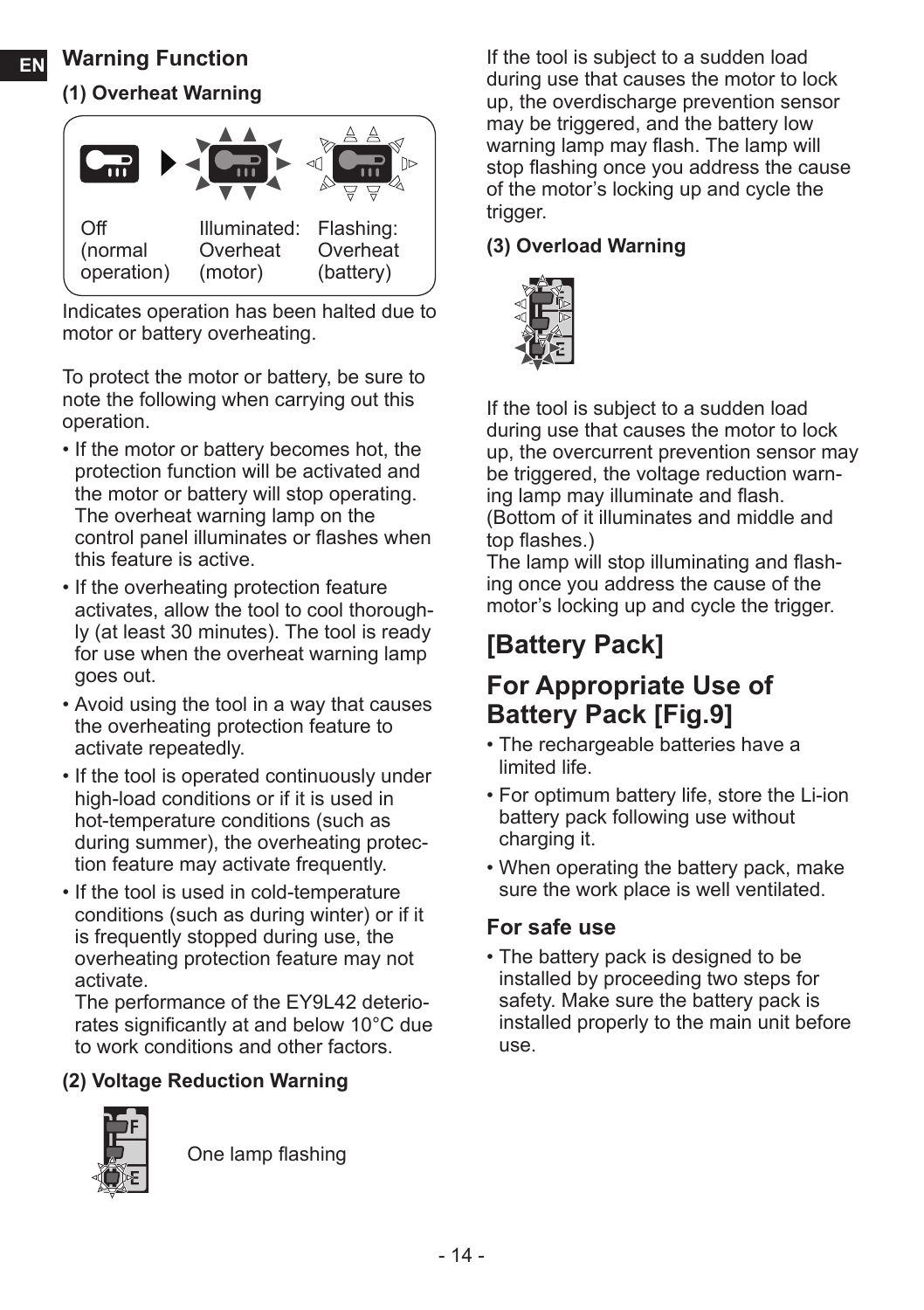## Warning Function

### (1) Overheat Warning

| Off (normal operation) | Illuminated: Overheat (motor) | Flashing: Overheat (battery) |
|---|---|---|

Indicates operation has been halted due to motor or battery overheating.

To protect the motor or battery, be sure to note the following when carrying out this operation.

- If the motor or battery becomes hot, the protection function will be activated and the motor or battery will stop operating. The overheat warning lamp on the control panel illuminates or flashes when this feature is active.
- If the overheating protection feature activates, allow the tool to cool thoroughly (at least 30 minutes). The tool is ready for use when the overheat warning lamp goes out.
- Avoid using the tool in a way that causes the overheating protection feature to activate repeatedly.
- If the tool is operated continuously under high-load conditions or if it is used in hot-temperature conditions (such as during summer), the overheating protection feature may activate frequently.
- If the tool is used in cold-temperature conditions (such as during winter) or if it is frequently stopped during use, the overheating protection feature may not activate.
  The performance of the EY9L42 deteriorates significantly at and below 10°C due to work conditions and other factors.

### (2) Voltage Reduction Warning

One lamp flashing

If the tool is subject to a sudden load during use that causes the motor to lock up, the overdischarge prevention sensor may be triggered, and the battery low warning lamp may flash. The lamp will stop flashing once you address the cause of the motor's locking up and cycle the trigger.

### (3) Overload Warning

If the tool is subject to a sudden load during use that causes the motor to lock up, the overcurrent prevention sensor may be triggered, the voltage reduction warning lamp may illuminate and flash. (Bottom of it illuminates and middle and top flashes.)
The lamp will stop illuminating and flashing once you address the cause of the motor's locking up and cycle the trigger.

# [Battery Pack]

## For Appropriate Use of Battery Pack [Fig.9]

- The rechargeable batteries have a limited life.
- For optimum battery life, store the Li-ion battery pack following use without charging it.
- When operating the battery pack, make sure the work place is well ventilated.

### For safe use

- The battery pack is designed to be installed by proceeding two steps for safety. Make sure the battery pack is installed properly to the main unit before use.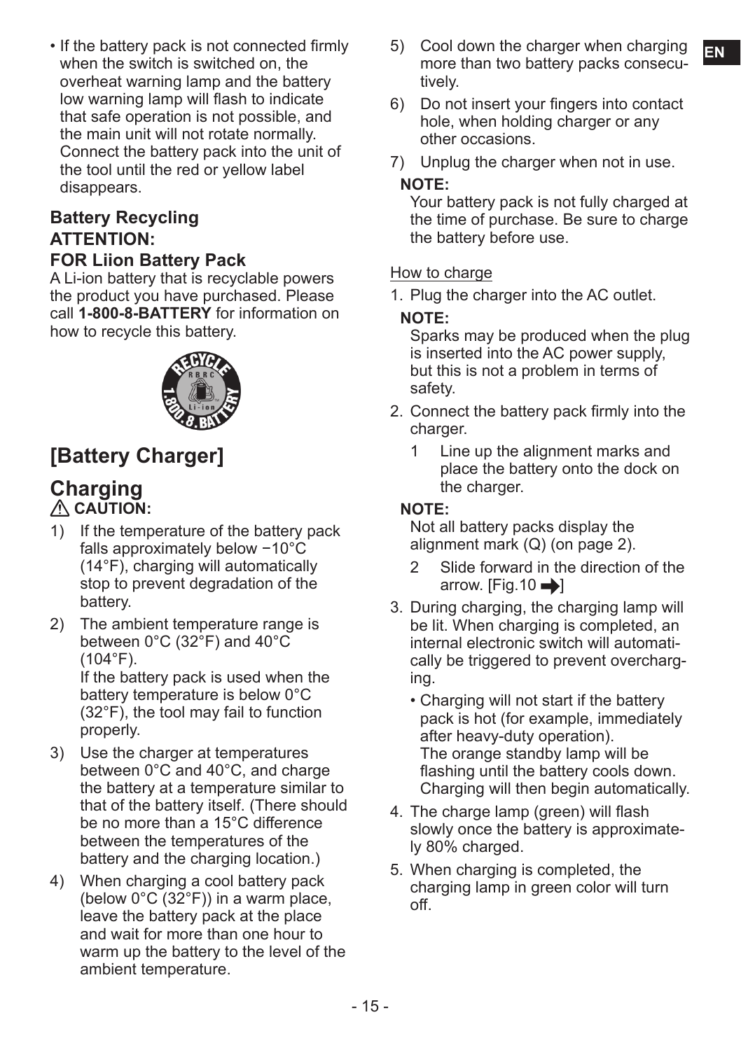• If the battery pack is not connected firmly when the switch is switched on, the overheat warning lamp and the battery low warning lamp will flash to indicate that safe operation is not possible, and the main unit will not rotate normally. Connect the battery pack into the unit of the tool until the red or yellow label disappears.

### Battery Recycling
### ATTENTION:
### FOR Liion Battery Pack

A Li-ion battery that is recyclable powers the product you have purchased. Please call **1-800-8-BATTERY** for information on how to recycle this battery.

## [Battery Charger]

## Charging

⚠ **CAUTION:**

1) If the temperature of the battery pack falls approximately below −10°C (14°F), charging will automatically stop to prevent degradation of the battery.
2) The ambient temperature range is between 0°C (32°F) and 40°C (104°F).
   If the battery pack is used when the battery temperature is below 0°C (32°F), the tool may fail to function properly.
3) Use the charger at temperatures between 0°C and 40°C, and charge the battery at a temperature similar to that of the battery itself. (There should be no more than a 15°C difference between the temperatures of the battery and the charging location.)
4) When charging a cool battery pack (below 0°C (32°F)) in a warm place, leave the battery pack at the place and wait for more than one hour to warm up the battery to the level of the ambient temperature.
5) Cool down the charger when charging more than two battery packs consecutively.
6) Do not insert your fingers into contact hole, when holding charger or any other occasions.
7) Unplug the charger when not in use.

**NOTE:**
Your battery pack is not fully charged at the time of purchase. Be sure to charge the battery before use.

How to charge

1. Plug the charger into the AC outlet.

   **NOTE:**
   Sparks may be produced when the plug is inserted into the AC power supply, but this is not a problem in terms of safety.

2. Connect the battery pack firmly into the charger.

   1 Line up the alignment marks and place the battery onto the dock on the charger.

   **NOTE:**
   Not all battery packs display the alignment mark (Q) (on page 2).

   2 Slide forward in the direction of the arrow. [Fig.10 ➡]

3. During charging, the charging lamp will be lit. When charging is completed, an internal electronic switch will automatically be triggered to prevent overcharging.
   • Charging will not start if the battery pack is hot (for example, immediately after heavy-duty operation).
   The orange standby lamp will be flashing until the battery cools down. Charging will then begin automatically.
4. The charge lamp (green) will flash slowly once the battery is approximately 80% charged.
5. When charging is completed, the charging lamp in green color will turn off.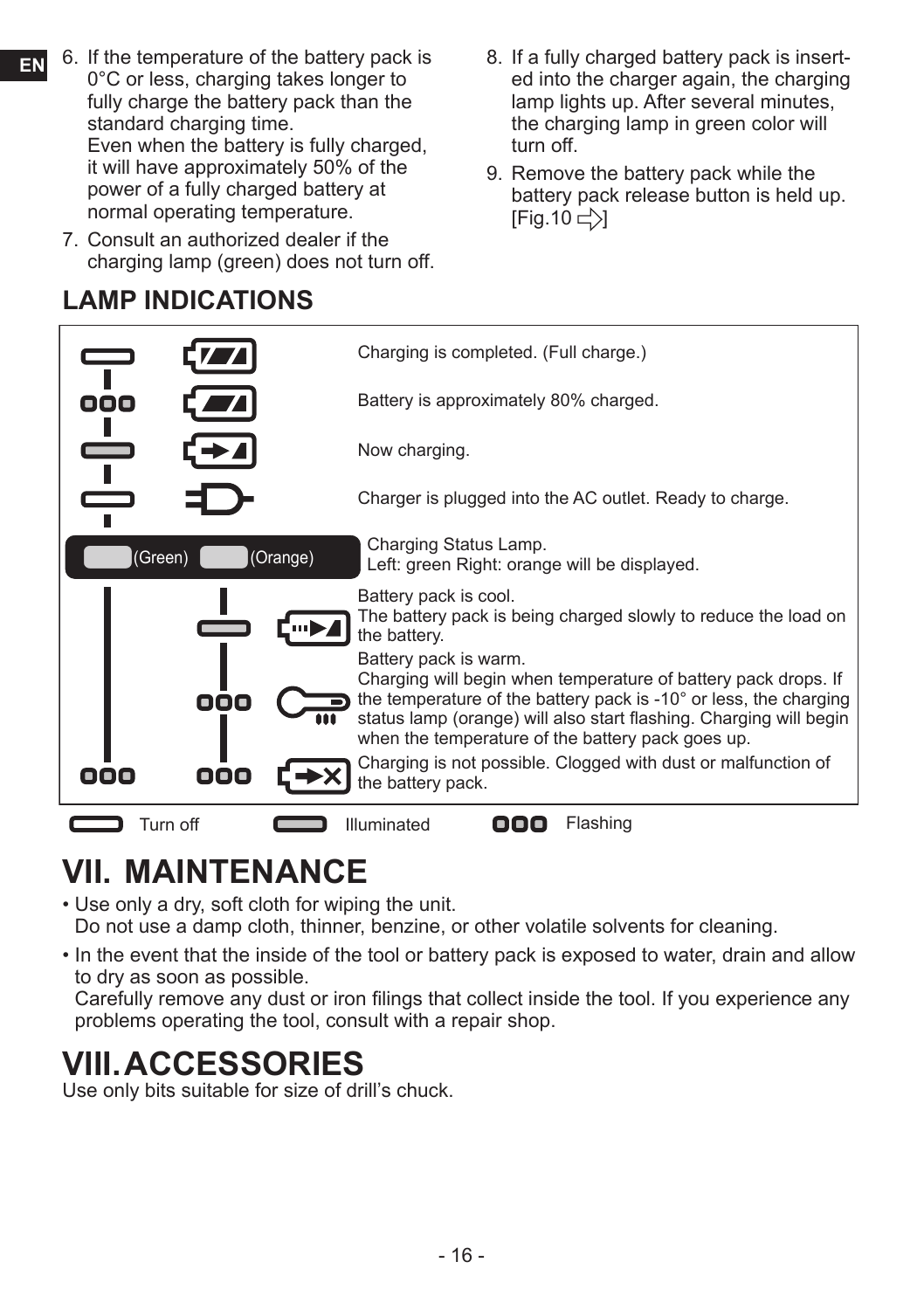6. If the temperature of the battery pack is 0°C or less, charging takes longer to fully charge the battery pack than the standard charging time.
   Even when the battery is fully charged, it will have approximately 50% of the power of a fully charged battery at normal operating temperature.
7. Consult an authorized dealer if the charging lamp (green) does not turn off.
8. If a fully charged battery pack is inserted into the charger again, the charging lamp lights up. After several minutes, the charging lamp in green color will turn off.
9. Remove the battery pack while the battery pack release button is held up. [Fig.10 ⇨]

## LAMP INDICATIONS

| Indication |
| --- |
| Charging is completed. (Full charge.) |
| Battery is approximately 80% charged. |
| Now charging. |
| Charger is plugged into the AC outlet. Ready to charge. |
| Charging Status Lamp. (Green) (Orange) Left: green Right: orange will be displayed. |
| Battery pack is cool. The battery pack is being charged slowly to reduce the load on the battery. |
| Battery pack is warm. Charging will begin when temperature of battery pack drops. If the temperature of the battery pack is -10° or less, the charging status lamp (orange) will also start flashing. Charging will begin when the temperature of the battery pack goes up. |
| Charging is not possible. Clogged with dust or malfunction of the battery pack. |

Turn off    Illuminated    Flashing

# VII. MAINTENANCE

- Use only a dry, soft cloth for wiping the unit.
  Do not use a damp cloth, thinner, benzine, or other volatile solvents for cleaning.
- In the event that the inside of the tool or battery pack is exposed to water, drain and allow to dry as soon as possible.
  Carefully remove any dust or iron filings that collect inside the tool. If you experience any problems operating the tool, consult with a repair shop.

# VIII. ACCESSORIES

Use only bits suitable for size of drill's chuck.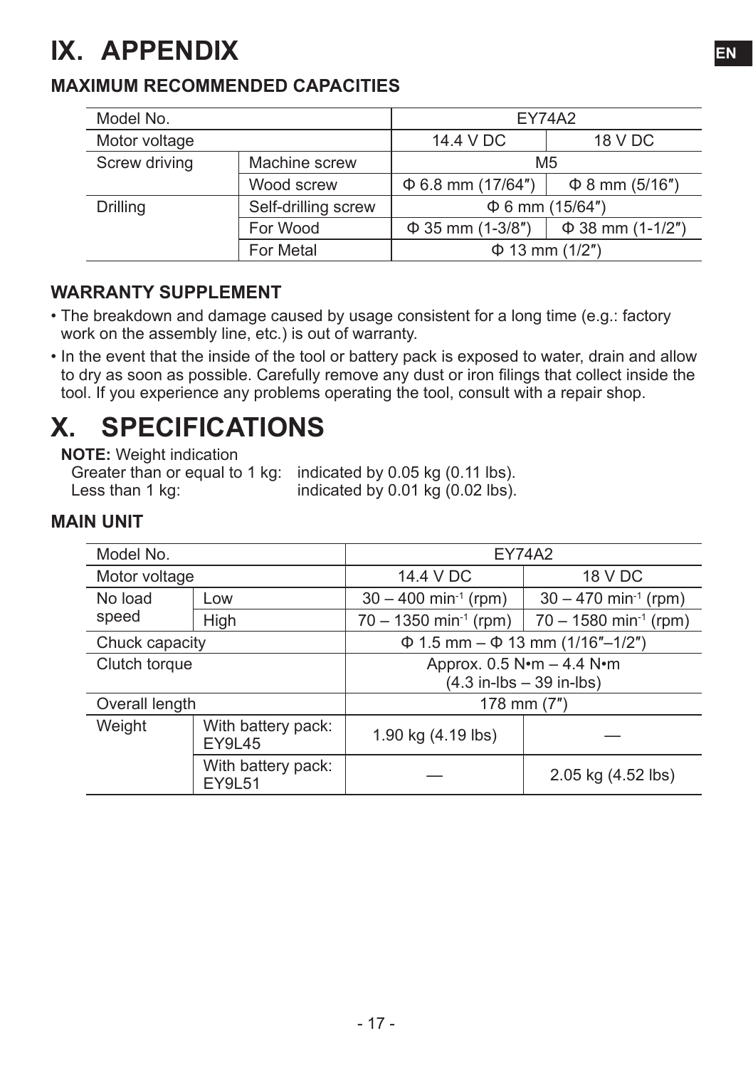# IX. APPENDIX

## MAXIMUM RECOMMENDED CAPACITIES

| Model No. | | EY74A2 | |
|---|---|---|---|
| Motor voltage | | 14.4 V DC | 18 V DC |
| Screw driving | Machine screw | M5 | |
| | Wood screw | Φ 6.8 mm (17/64″) | Φ 8 mm (5/16″) |
| Drilling | Self-drilling screw | Φ 6 mm (15/64″) | |
| | For Wood | Φ 35 mm (1-3/8″) | Φ 38 mm (1-1/2″) |
| | For Metal | Φ 13 mm (1/2″) | |

## WARRANTY SUPPLEMENT

- The breakdown and damage caused by usage consistent for a long time (e.g.: factory work on the assembly line, etc.) is out of warranty.
- In the event that the inside of the tool or battery pack is exposed to water, drain and allow to dry as soon as possible. Carefully remove any dust or iron filings that collect inside the tool. If you experience any problems operating the tool, consult with a repair shop.

# X. SPECIFICATIONS

**NOTE:** Weight indication
Greater than or equal to 1 kg: indicated by 0.05 kg (0.11 lbs).
Less than 1 kg: indicated by 0.01 kg (0.02 lbs).

## MAIN UNIT

| Model No. | | EY74A2 | |
|---|---|---|---|
| Motor voltage | | 14.4 V DC | 18 V DC |
| No load speed | Low | 30 – 400 $min^{-1}$ (rpm) | 30 – 470 $min^{-1}$ (rpm) |
| | High | 70 – 1350 $min^{-1}$ (rpm) | 70 – 1580 $min^{-1}$ (rpm) |
| Chuck capacity | | Φ 1.5 mm – Φ 13 mm (1/16″–1/2″) | |
| Clutch torque | | Approx. 0.5 N•m – 4.4 N•m (4.3 in-lbs – 39 in-lbs) | |
| Overall length | | 178 mm (7″) | |
| Weight | With battery pack: EY9L45 | 1.90 kg (4.19 lbs) | — |
| | With battery pack: EY9L51 | — | 2.05 kg (4.52 lbs) |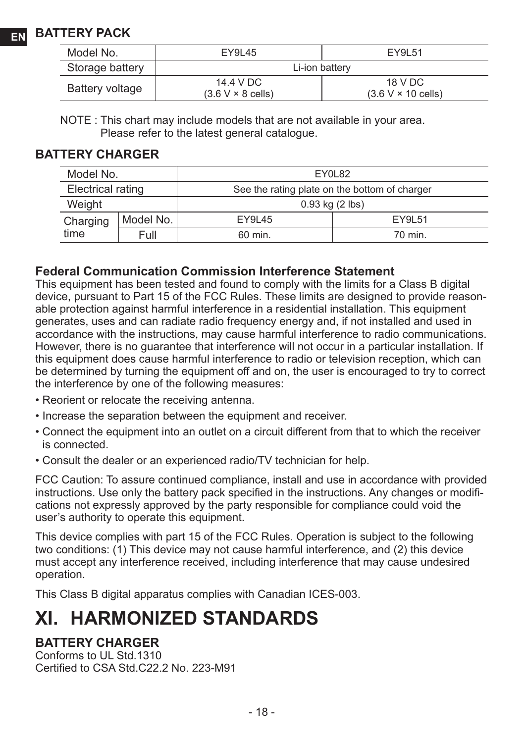## BATTERY PACK

| Model No. | EY9L45 | EY9L51 |
|---|---|---|
| Storage battery | Li-ion battery | |
| Battery voltage | 14.4 V DC (3.6 V × 8 cells) | 18 V DC (3.6 V × 10 cells) |

NOTE : This chart may include models that are not available in your area.
Please refer to the latest general catalogue.

## BATTERY CHARGER

| Model No. | | EY0L82 | |
|---|---|---|---|
| Electrical rating | | See the rating plate on the bottom of charger | |
| Weight | | 0.93 kg (2 lbs) | |
| Charging time | Model No. | EY9L45 | EY9L51 |
| | Full | 60 min. | 70 min. |

### Federal Communication Commission Interference Statement

This equipment has been tested and found to comply with the limits for a Class B digital device, pursuant to Part 15 of the FCC Rules. These limits are designed to provide reasonable protection against harmful interference in a residential installation. This equipment generates, uses and can radiate radio frequency energy and, if not installed and used in accordance with the instructions, may cause harmful interference to radio communications. However, there is no guarantee that interference will not occur in a particular installation. If this equipment does cause harmful interference to radio or television reception, which can be determined by turning the equipment off and on, the user is encouraged to try to correct the interference by one of the following measures:

- Reorient or relocate the receiving antenna.
- Increase the separation between the equipment and receiver.
- Connect the equipment into an outlet on a circuit different from that to which the receiver is connected.
- Consult the dealer or an experienced radio/TV technician for help.

FCC Caution: To assure continued compliance, install and use in accordance with provided instructions. Use only the battery pack specified in the instructions. Any changes or modifications not expressly approved by the party responsible for compliance could void the user's authority to operate this equipment.

This device complies with part 15 of the FCC Rules. Operation is subject to the following two conditions: (1) This device may not cause harmful interference, and (2) this device must accept any interference received, including interference that may cause undesired operation.

This Class B digital apparatus complies with Canadian ICES-003.

# XI. HARMONIZED STANDARDS

## BATTERY CHARGER

Conforms to UL Std.1310
Certified to CSA Std.C22.2 No. 223-M91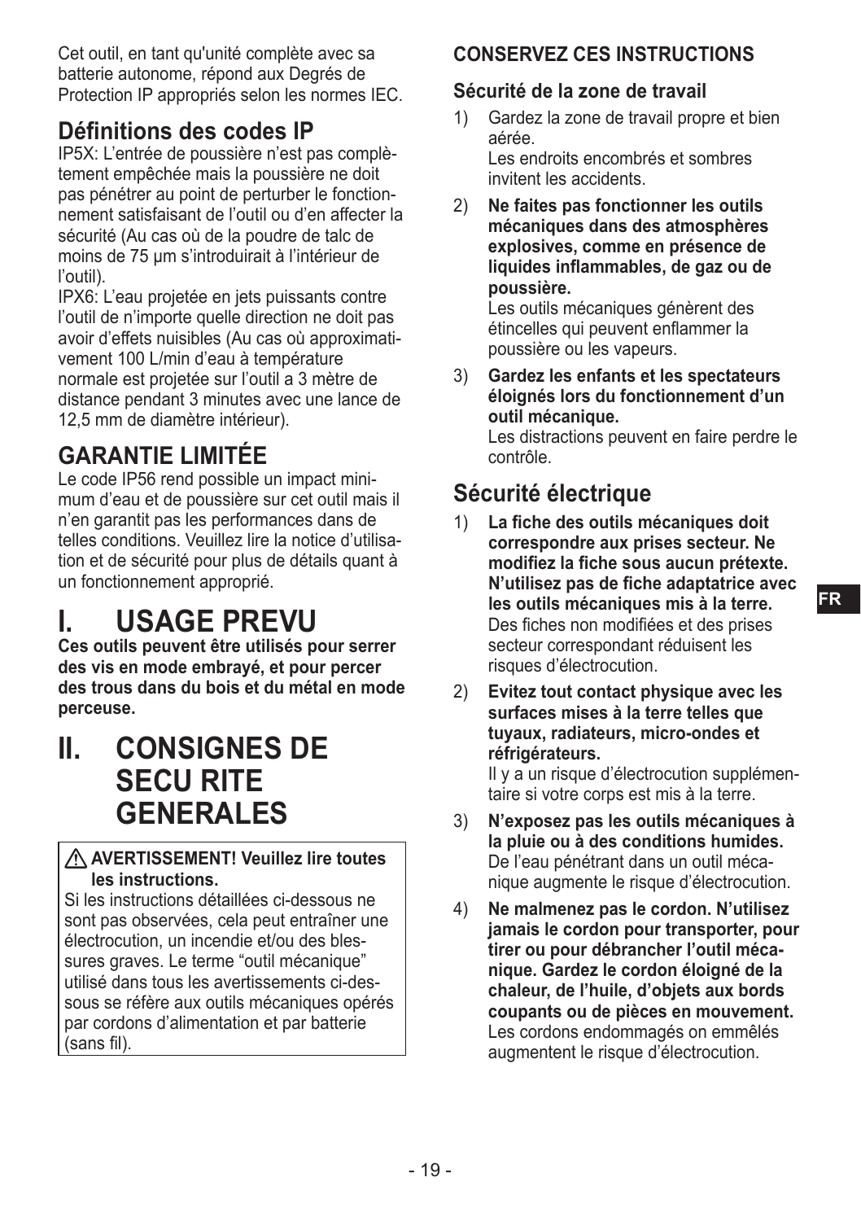Cet outil, en tant qu'unité complète avec sa batterie autonome, répond aux Degrés de Protection IP appropriés selon les normes IEC.

## Définitions des codes IP

IP5X: L'entrée de poussière n'est pas complètement empêchée mais la poussière ne doit pas pénétrer au point de perturber le fonctionnement satisfaisant de l'outil ou d'en affecter la sécurité (Au cas où de la poudre de talc de moins de 75 µm s'introduirait à l'intérieur de l'outil).

IPX6: L'eau projetée en jets puissants contre l'outil de n'importe quelle direction ne doit pas avoir d'effets nuisibles (Au cas où approximativement 100 L/min d'eau à température normale est projetée sur l'outil a 3 mètre de distance pendant 3 minutes avec une lance de 12,5 mm de diamètre intérieur).

## GARANTIE LIMITÉE

Le code IP56 rend possible un impact minimum d'eau et de poussière sur cet outil mais il n'en garantit pas les performances dans de telles conditions. Veuillez lire la notice d'utilisation et de sécurité pour plus de détails quant à un fonctionnement approprié.

# I. USAGE PREVU

**Ces outils peuvent être utilisés pour serrer des vis en mode embrayé, et pour percer des trous dans du bois et du métal en mode perceuse.**

# II. CONSIGNES DE SECU RITE GENERALES

**⚠ AVERTISSEMENT! Veuillez lire toutes les instructions.**

Si les instructions détaillées ci-dessous ne sont pas observées, cela peut entraîner une électrocution, un incendie et/ou des blessures graves. Le terme "outil mécanique" utilisé dans tous les avertissements ci-dessous se réfère aux outils mécaniques opérés par cordons d'alimentation et par batterie (sans fil).

**CONSERVEZ CES INSTRUCTIONS**

### Sécurité de la zone de travail

1) Gardez la zone de travail propre et bien aérée.
   Les endroits encombrés et sombres invitent les accidents.
2) **Ne faites pas fonctionner les outils mécaniques dans des atmosphères explosives, comme en présence de liquides inflammables, de gaz ou de poussière.**
   Les outils mécaniques génèrent des étincelles qui peuvent enflammer la poussière ou les vapeurs.
3) **Gardez les enfants et les spectateurs éloignés lors du fonctionnement d'un outil mécanique.**
   Les distractions peuvent en faire perdre le contrôle.

## Sécurité électrique

1) **La fiche des outils mécaniques doit correspondre aux prises secteur. Ne modifiez la fiche sous aucun prétexte. N'utilisez pas de fiche adaptatrice avec les outils mécaniques mis à la terre.**
   Des fiches non modifiées et des prises secteur correspondant réduisent les risques d'électrocution.
2) **Evitez tout contact physique avec les surfaces mises à la terre telles que tuyaux, radiateurs, micro-ondes et réfrigérateurs.**
   Il y a un risque d'électrocution supplémentaire si votre corps est mis à la terre.
3) **N'exposez pas les outils mécaniques à la pluie ou à des conditions humides.**
   De l'eau pénétrant dans un outil mécanique augmente le risque d'électrocution.
4) **Ne malmenez pas le cordon. N'utilisez jamais le cordon pour transporter, pour tirer ou pour débrancher l'outil mécanique. Gardez le cordon éloigné de la chaleur, de l'huile, d'objets aux bords coupants ou de pièces en mouvement.**
   Les cordons endommagés on emmêlés augmentent le risque d'électrocution.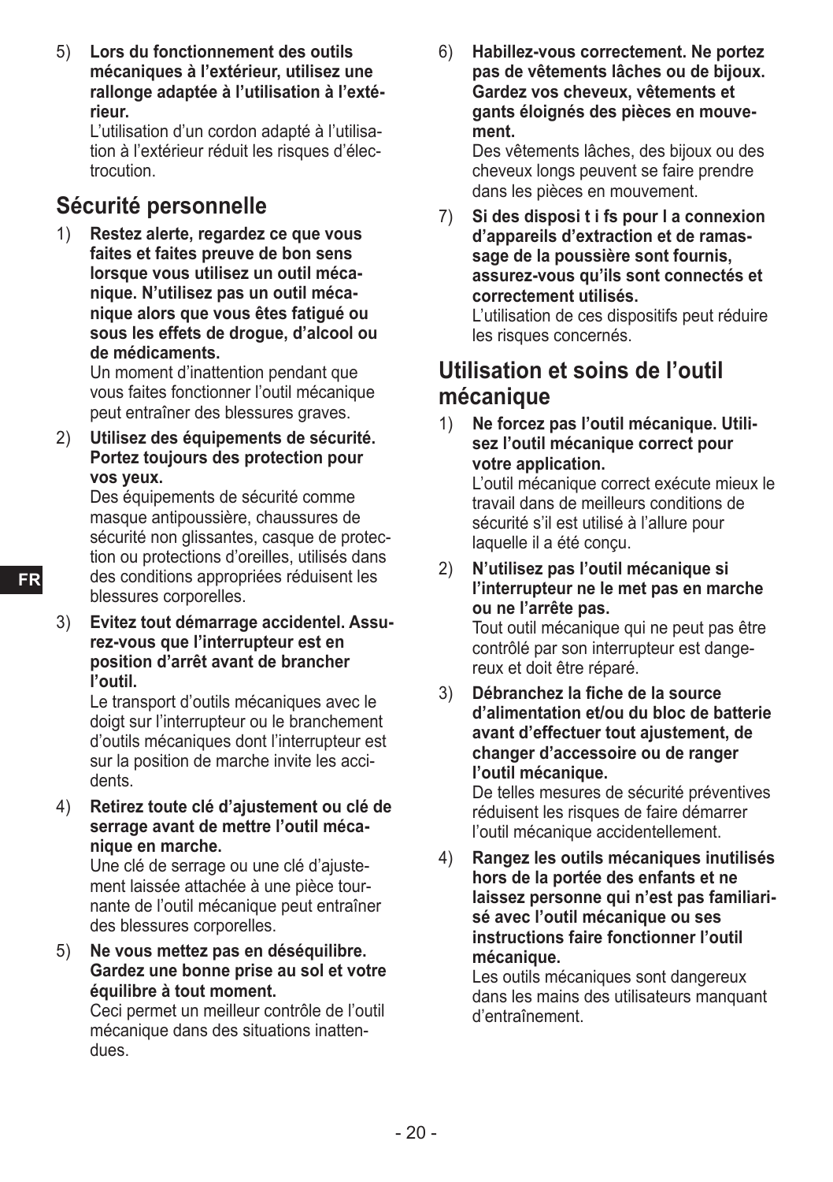5) **Lors du fonctionnement des outils mécaniques à l'extérieur, utilisez une rallonge adaptée à l'utilisation à l'extérieur.**
   L'utilisation d'un cordon adapté à l'utilisation à l'extérieur réduit les risques d'électrocution.

## Sécurité personnelle

1) **Restez alerte, regardez ce que vous faites et faites preuve de bon sens lorsque vous utilisez un outil mécanique. N'utilisez pas un outil mécanique alors que vous êtes fatigué ou sous les effets de drogue, d'alcool ou de médicaments.**
   Un moment d'inattention pendant que vous faites fonctionner l'outil mécanique peut entraîner des blessures graves.

2) **Utilisez des équipements de sécurité. Portez toujours des protection pour vos yeux.**
   Des équipements de sécurité comme masque antipoussière, chaussures de sécurité non glissantes, casque de protection ou protections d'oreilles, utilisés dans des conditions appropriées réduisent les blessures corporelles.

3) **Evitez tout démarrage accidentel. Assurez-vous que l'interrupteur est en position d'arrêt avant de brancher l'outil.**
   Le transport d'outils mécaniques avec le doigt sur l'interrupteur ou le branchement d'outils mécaniques dont l'interrupteur est sur la position de marche invite les accidents.

4) **Retirez toute clé d'ajustement ou clé de serrage avant de mettre l'outil mécanique en marche.**
   Une clé de serrage ou une clé d'ajustement laissée attachée à une pièce tournante de l'outil mécanique peut entraîner des blessures corporelles.

5) **Ne vous mettez pas en déséquilibre. Gardez une bonne prise au sol et votre équilibre à tout moment.**
   Ceci permet un meilleur contrôle de l'outil mécanique dans des situations inattendues.

6) **Habillez-vous correctement. Ne portez pas de vêtements lâches ou de bijoux. Gardez vos cheveux, vêtements et gants éloignés des pièces en mouvement.**
   Des vêtements lâches, des bijoux ou des cheveux longs peuvent se faire prendre dans les pièces en mouvement.

7) **Si des disposi t i fs pour l a connexion d'appareils d'extraction et de ramassage de la poussière sont fournis, assurez-vous qu'ils sont connectés et correctement utilisés.**
   L'utilisation de ces dispositifs peut réduire les risques concernés.

## Utilisation et soins de l'outil mécanique

1) **Ne forcez pas l'outil mécanique. Utilisez l'outil mécanique correct pour votre application.**
   L'outil mécanique correct exécute mieux le travail dans de meilleurs conditions de sécurité s'il est utilisé à l'allure pour laquelle il a été conçu.

2) **N'utilisez pas l'outil mécanique si l'interrupteur ne le met pas en marche ou ne l'arrête pas.**
   Tout outil mécanique qui ne peut pas être contrôlé par son interrupteur est dangereux et doit être réparé.

3) **Débranchez la fiche de la source d'alimentation et/ou du bloc de batterie avant d'effectuer tout ajustement, de changer d'accessoire ou de ranger l'outil mécanique.**
   De telles mesures de sécurité préventives réduisent les risques de faire démarrer l'outil mécanique accidentellement.

4) **Rangez les outils mécaniques inutilisés hors de la portée des enfants et ne laissez personne qui n'est pas familiarisé avec l'outil mécanique ou ses instructions faire fonctionner l'outil mécanique.**
   Les outils mécaniques sont dangereux dans les mains des utilisateurs manquant d'entraînement.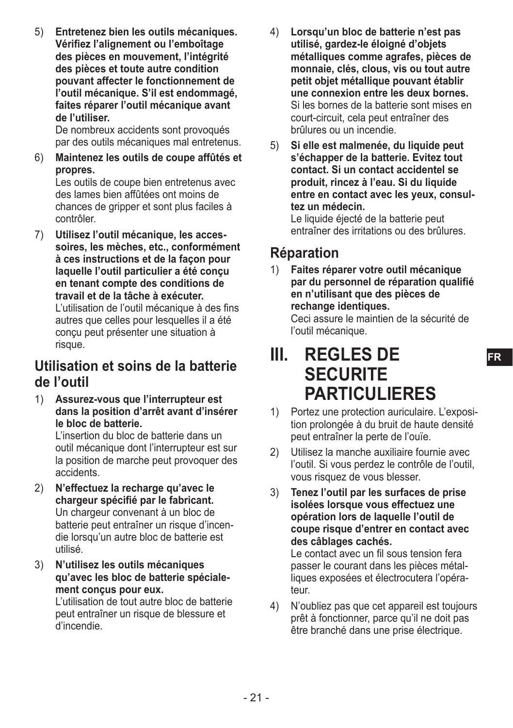5) **Entretenez bien les outils mécaniques. Vérifiez l'alignement ou l'emboîtage des pièces en mouvement, l'intégrité des pièces et toute autre condition pouvant affecter le fonctionnement de l'outil mécanique. S'il est endommagé, faites réparer l'outil mécanique avant de l'utiliser.**
   De nombreux accidents sont provoqués par des outils mécaniques mal entretenus.

6) **Maintenez les outils de coupe affûtés et propres.**
   Les outils de coupe bien entretenus avec des lames bien affûtées ont moins de chances de gripper et sont plus faciles à contrôler.

7) **Utilisez l'outil mécanique, les accessoires, les mèches, etc., conformément à ces instructions et de la façon pour laquelle l'outil particulier a été conçu en tenant compte des conditions de travail et de la tâche à exécuter.**
   L'utilisation de l'outil mécanique à des fins autres que celles pour lesquelles il a été conçu peut présenter une situation à risque.

## Utilisation et soins de la batterie de l'outil

1) **Assurez-vous que l'interrupteur est dans la position d'arrêt avant d'insérer le bloc de batterie.**
   L'insertion du bloc de batterie dans un outil mécanique dont l'interrupteur est sur la position de marche peut provoquer des accidents.

2) **N'effectuez la recharge qu'avec le chargeur spécifié par le fabricant.**
   Un chargeur convenant à un bloc de batterie peut entraîner un risque d'incendie lorsqu'un autre bloc de batterie est utilisé.

3) **N'utilisez les outils mécaniques qu'avec les bloc de batterie spécialement conçus pour eux.**
   L'utilisation de tout autre bloc de batterie peut entraîner un risque de blessure et d'incendie.

4) **Lorsqu'un bloc de batterie n'est pas utilisé, gardez-le éloigné d'objets métalliques comme agrafes, pièces de monnaie, clés, clous, vis ou tout autre petit objet métallique pouvant établir une connexion entre les deux bornes.**
   Si les bornes de la batterie sont mises en court-circuit, cela peut entraîner des brûlures ou un incendie.

5) **Si elle est malmenée, du liquide peut s'échapper de la batterie. Evitez tout contact. Si un contact accidentel se produit, rincez à l'eau. Si du liquide entre en contact avec les yeux, consultez un médecin.**
   Le liquide éjecté de la batterie peut entraîner des irritations ou des brûlures.

## Réparation

1) **Faites réparer votre outil mécanique par du personnel de réparation qualifié en n'utilisant que des pièces de rechange identiques.**
   Ceci assure le maintien de la sécurité de l'outil mécanique.

# III. REGLES DE SECURITE PARTICULIERES

1) Portez une protection auriculaire. L'exposition prolongée à du bruit de haute densité peut entraîner la perte de l'ouïe.

2) Utilisez la manche auxiliaire fournie avec l'outil. Si vous perdez le contrôle de l'outil, vous risquez de vous blesser.

3) **Tenez l'outil par les surfaces de prise isolées lorsque vous effectuez une opération lors de laquelle l'outil de coupe risque d'entrer en contact avec des câblages cachés.**
   Le contact avec un fil sous tension fera passer le courant dans les pièces métalliques exposées et électrocutera l'opérateur.

4) N'oubliez pas que cet appareil est toujours prêt à fonctionner, parce qu'il ne doit pas être branché dans une prise électrique.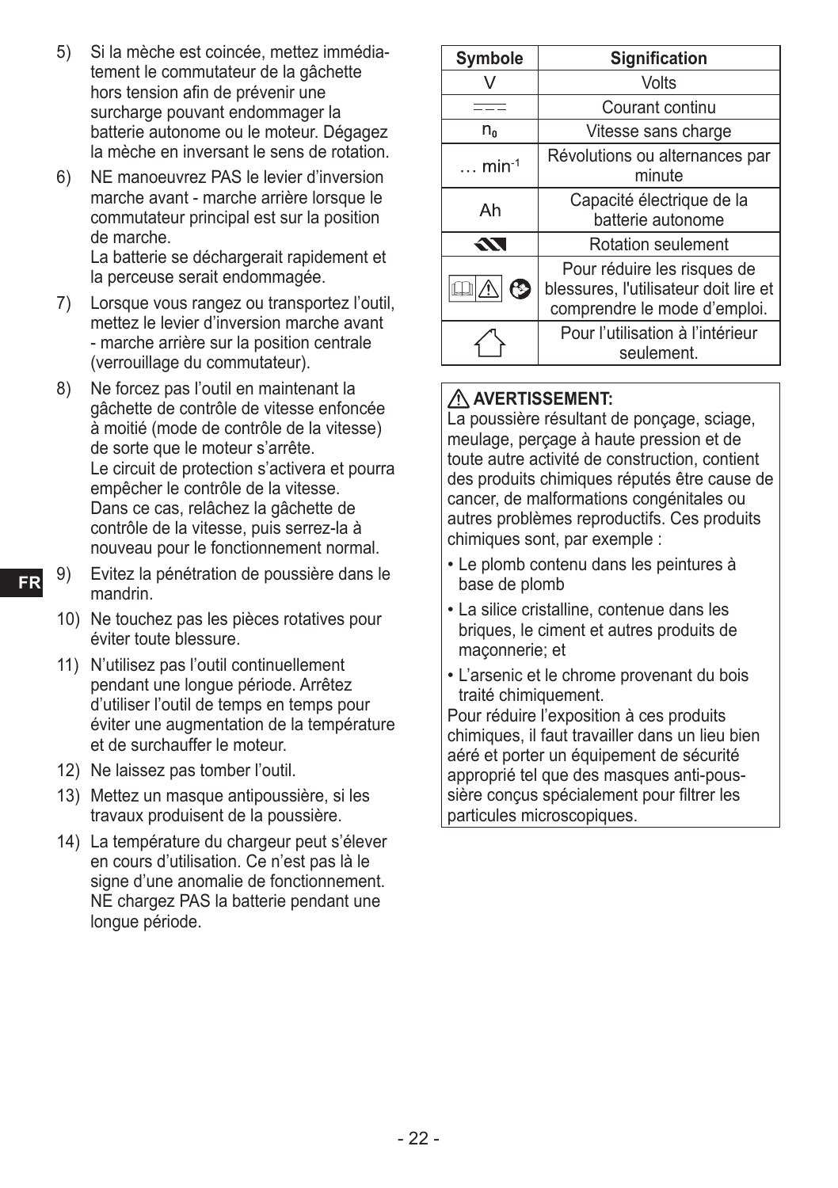5) Si la mèche est coincée, mettez immédiatement le commutateur de la gâchette hors tension afin de prévenir une surcharge pouvant endommager la batterie autonome ou le moteur. Dégagez la mèche en inversant le sens de rotation.
6) NE manoeuvrez PAS le levier d'inversion marche avant - marche arrière lorsque le commutateur principal est sur la position de marche.
   La batterie se déchargerait rapidement et la perceuse serait endommagée.
7) Lorsque vous rangez ou transportez l'outil, mettez le levier d'inversion marche avant - marche arrière sur la position centrale (verrouillage du commutateur).
8) Ne forcez pas l'outil en maintenant la gâchette de contrôle de vitesse enfoncée à moitié (mode de contrôle de la vitesse) de sorte que le moteur s'arrête.
   Le circuit de protection s'activera et pourra empêcher le contrôle de la vitesse.
   Dans ce cas, relâchez la gâchette de contrôle de la vitesse, puis serrez-la à nouveau pour le fonctionnement normal.
9) Evitez la pénétration de poussière dans le mandrin.
10) Ne touchez pas les pièces rotatives pour éviter toute blessure.
11) N'utilisez pas l'outil continuellement pendant une longue période. Arrêtez d'utiliser l'outil de temps en temps pour éviter une augmentation de la température et de surchauffer le moteur.
12) Ne laissez pas tomber l'outil.
13) Mettez un masque antipoussière, si les travaux produisent de la poussière.
14) La température du chargeur peut s'élever en cours d'utilisation. Ce n'est pas là le signe d'une anomalie de fonctionnement. NE chargez PAS la batterie pendant une longue période.

| Symbole | Signification |
|---|---|
| V | Volts |
| ⎓ | Courant continu |
| $n_0$ | Vitesse sans charge |
| … $min^{-1}$ | Révolutions ou alternances par minute |
| Ah | Capacité électrique de la batterie autonome |
| (symbole) | Rotation seulement |
| (symboles) | Pour réduire les risques de blessures, l'utilisateur doit lire et comprendre le mode d'emploi. |
| (symbole) | Pour l'utilisation à l'intérieur seulement. |

**⚠ AVERTISSEMENT:**
La poussière résultant de ponçage, sciage, meulage, perçage à haute pression et de toute autre activité de construction, contient des produits chimiques réputés être cause de cancer, de malformations congénitales ou autres problèmes reproductifs. Ces produits chimiques sont, par exemple :

- Le plomb contenu dans les peintures à base de plomb
- La silice cristalline, contenue dans les briques, le ciment et autres produits de maçonnerie; et
- L'arsenic et le chrome provenant du bois traité chimiquement.

Pour réduire l'exposition à ces produits chimiques, il faut travailler dans un lieu bien aéré et porter un équipement de sécurité approprié tel que des masques anti-poussière conçus spécialement pour filtrer les particules microscopiques.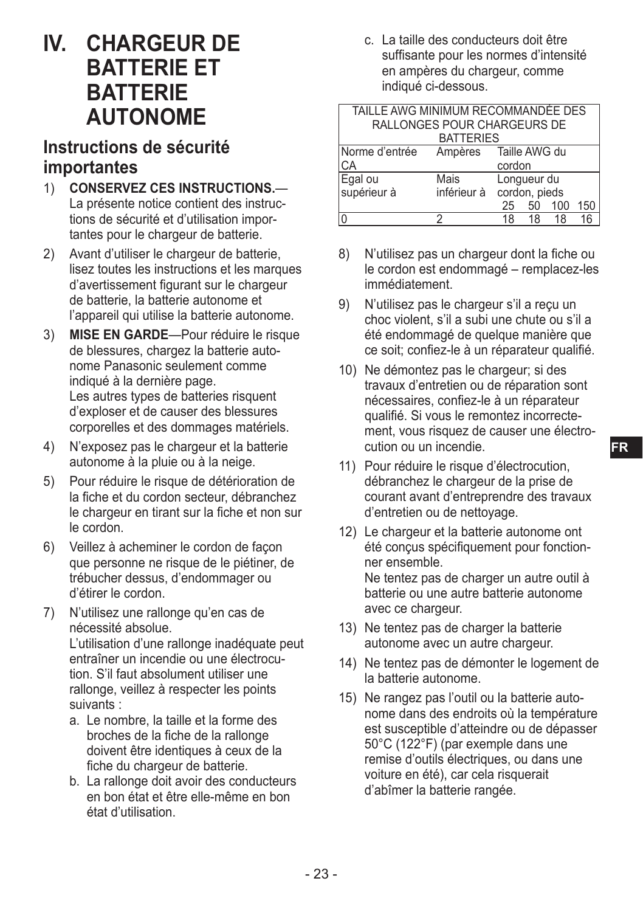# IV. CHARGEUR DE BATTERIE ET BATTERIE AUTONOME

## Instructions de sécurité importantes

1) **CONSERVEZ CES INSTRUCTIONS.**— La présente notice contient des instructions de sécurité et d'utilisation importantes pour le chargeur de batterie.
2) Avant d'utiliser le chargeur de batterie, lisez toutes les instructions et les marques d'avertissement figurant sur le chargeur de batterie, la batterie autonome et l'appareil qui utilise la batterie autonome.
3) **MISE EN GARDE**—Pour réduire le risque de blessures, chargez la batterie autonome Panasonic seulement comme indiqué à la dernière page.
   Les autres types de batteries risquent d'exploser et de causer des blessures corporelles et des dommages matériels.
4) N'exposez pas le chargeur et la batterie autonome à la pluie ou à la neige.
5) Pour réduire le risque de détérioration de la fiche et du cordon secteur, débranchez le chargeur en tirant sur la fiche et non sur le cordon.
6) Veillez à acheminer le cordon de façon que personne ne risque de le piétiner, de trébucher dessus, d'endommager ou d'étirer le cordon.
7) N'utilisez une rallonge qu'en cas de nécessité absolue.
   L'utilisation d'une rallonge inadéquate peut entraîner un incendie ou une électrocution. S'il faut absolument utiliser une rallonge, veillez à respecter les points suivants :
   a. Le nombre, la taille et la forme des broches de la fiche de la rallonge doivent être identiques à ceux de la fiche du chargeur de batterie.
   b. La rallonge doit avoir des conducteurs en bon état et être elle-même en bon état d'utilisation.
   c. La taille des conducteurs doit être suffisante pour les normes d'intensité en ampères du chargeur, comme indiqué ci-dessous.

| TAILLE AWG MINIMUM RECOMMANDÉE DES RALLONGES POUR CHARGEURS DE BATTERIES | | | | | |
|---|---|---|---|---|---|
| Norme d'entrée CA | Ampères | Taille AWG du cordon | | | |
| Egal ou supérieur à | Mais inférieur à | Longueur du cordon, pieds | | | |
| | | 25 | 50 | 100 | 150 |
| 0 | 2 | 18 | 18 | 18 | 16 |

8) N'utilisez pas un chargeur dont la fiche ou le cordon est endommagé – remplacez-les immédiatement.
9) N'utilisez pas le chargeur s'il a reçu un choc violent, s'il a subi une chute ou s'il a été endommagé de quelque manière que ce soit; confiez-le à un réparateur qualifié.
10) Ne démontez pas le chargeur; si des travaux d'entretien ou de réparation sont nécessaires, confiez-le à un réparateur qualifié. Si vous le remontez incorrectement, vous risquez de causer une électrocution ou un incendie.
11) Pour réduire le risque d'électrocution, débranchez le chargeur de la prise de courant avant d'entreprendre des travaux d'entretien ou de nettoyage.
12) Le chargeur et la batterie autonome ont été conçus spécifiquement pour fonctionner ensemble.
    Ne tentez pas de charger un autre outil à batterie ou une autre batterie autonome avec ce chargeur.
13) Ne tentez pas de charger la batterie autonome avec un autre chargeur.
14) Ne tentez pas de démonter le logement de la batterie autonome.
15) Ne rangez pas l'outil ou la batterie autonome dans des endroits où la température est susceptible d'atteindre ou de dépasser 50°C (122°F) (par exemple dans une remise d'outils électriques, ou dans une voiture en été), car cela risquerait d'abîmer la batterie rangée.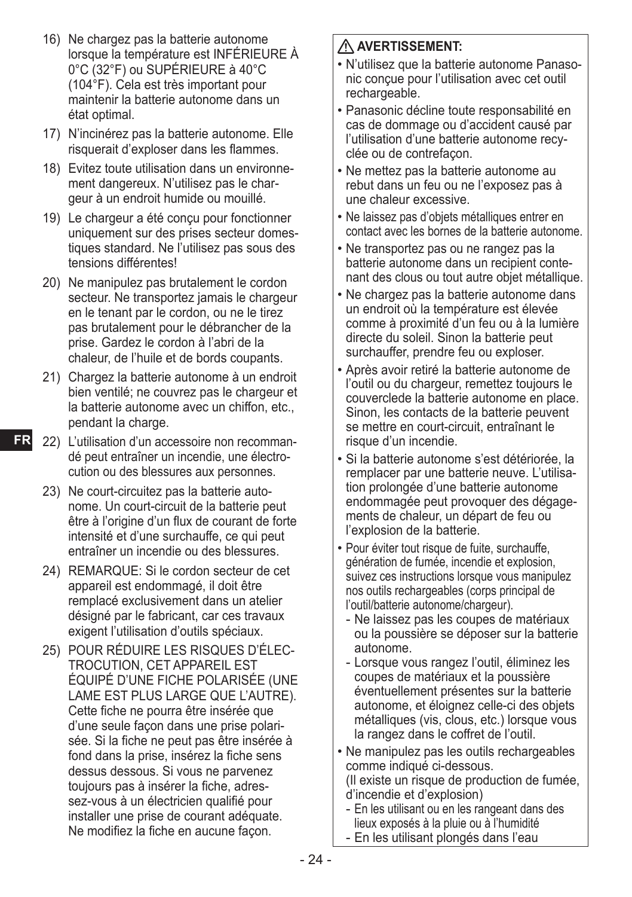16) Ne chargez pas la batterie autonome lorsque la température est INFÉRIEURE À 0°C (32°F) ou SUPÉRIEURE à 40°C (104°F). Cela est très important pour maintenir la batterie autonome dans un état optimal.

17) N'incinérez pas la batterie autonome. Elle risquerait d'exploser dans les flammes.

18) Evitez toute utilisation dans un environnement dangereux. N'utilisez pas le chargeur à un endroit humide ou mouillé.

19) Le chargeur a été conçu pour fonctionner uniquement sur des prises secteur domestiques standard. Ne l'utilisez pas sous des tensions différentes!

20) Ne manipulez pas brutalement le cordon secteur. Ne transportez jamais le chargeur en le tenant par le cordon, ou ne le tirez pas brutalement pour le débrancher de la prise. Gardez le cordon à l'abri de la chaleur, de l'huile et de bords coupants.

21) Chargez la batterie autonome à un endroit bien ventilé; ne couvrez pas le chargeur et la batterie autonome avec un chiffon, etc., pendant la charge.

22) L'utilisation d'un accessoire non recommandé peut entraîner un incendie, une électrocution ou des blessures aux personnes.

23) Ne court-circuitez pas la batterie autonome. Un court-circuit de la batterie peut être à l'origine d'un flux de courant de forte intensité et d'une surchauffe, ce qui peut entraîner un incendie ou des blessures.

24) REMARQUE: Si le cordon secteur de cet appareil est endommagé, il doit être remplacé exclusivement dans un atelier désigné par le fabricant, car ces travaux exigent l'utilisation d'outils spéciaux.

25) POUR RÉDUIRE LES RISQUES D'ÉLECTROCUTION, CET APPAREIL EST ÉQUIPÉ D'UNE FICHE POLARISÉE (UNE LAME EST PLUS LARGE QUE L'AUTRE). Cette fiche ne pourra être insérée que d'une seule façon dans une prise polarisée. Si la fiche ne peut pas être insérée à fond dans la prise, insérez la fiche sens dessus dessous. Si vous ne parvenez toujours pas à insérer la fiche, adressez-vous à un électricien qualifié pour installer une prise de courant adéquate. Ne modifiez la fiche en aucune façon.

**⚠ AVERTISSEMENT:**

- N'utilisez que la batterie autonome Panasonic conçue pour l'utilisation avec cet outil rechargeable.
- Panasonic décline toute responsabilité en cas de dommage ou d'accident causé par l'utilisation d'une batterie autonome recyclée ou de contrefaçon.
- Ne mettez pas la batterie autonome au rebut dans un feu ou ne l'exposez pas à une chaleur excessive.
- Ne laissez pas d'objets métalliques entrer en contact avec les bornes de la batterie autonome.
- Ne transportez pas ou ne rangez pas la batterie autonome dans un recipient contenant des clous ou tout autre objet métallique.
- Ne chargez pas la batterie autonome dans un endroit où la température est élevée comme à proximité d'un feu ou à la lumière directe du soleil. Sinon la batterie peut surchauffer, prendre feu ou exploser.
- Après avoir retiré la batterie autonome de l'outil ou du chargeur, remettez toujours le couverclede la batterie autonome en place. Sinon, les contacts de la batterie peuvent se mettre en court-circuit, entraînant le risque d'un incendie.
- Si la batterie autonome s'est détériorée, la remplacer par une batterie neuve. L'utilisation prolongée d'une batterie autonome endommagée peut provoquer des dégagements de chaleur, un départ de feu ou l'explosion de la batterie.
- Pour éviter tout risque de fuite, surchauffe, génération de fumée, incendie et explosion, suivez ces instructions lorsque vous manipulez nos outils rechargeables (corps principal de l'outil/batterie autonome/chargeur).
  - Ne laissez pas les coupes de matériaux ou la poussière se déposer sur la batterie autonome.
  - Lorsque vous rangez l'outil, éliminez les coupes de matériaux et la poussière éventuellement présentes sur la batterie autonome, et éloignez celle-ci des objets métalliques (vis, clous, etc.) lorsque vous la rangez dans le coffret de l'outil.
- Ne manipulez pas les outils rechargeables comme indiqué ci-dessous.
  (Il existe un risque de production de fumée, d'incendie et d'explosion)
  - En les utilisant ou en les rangeant dans des lieux exposés à la pluie ou à l'humidité
  - En les utilisant plongés dans l'eau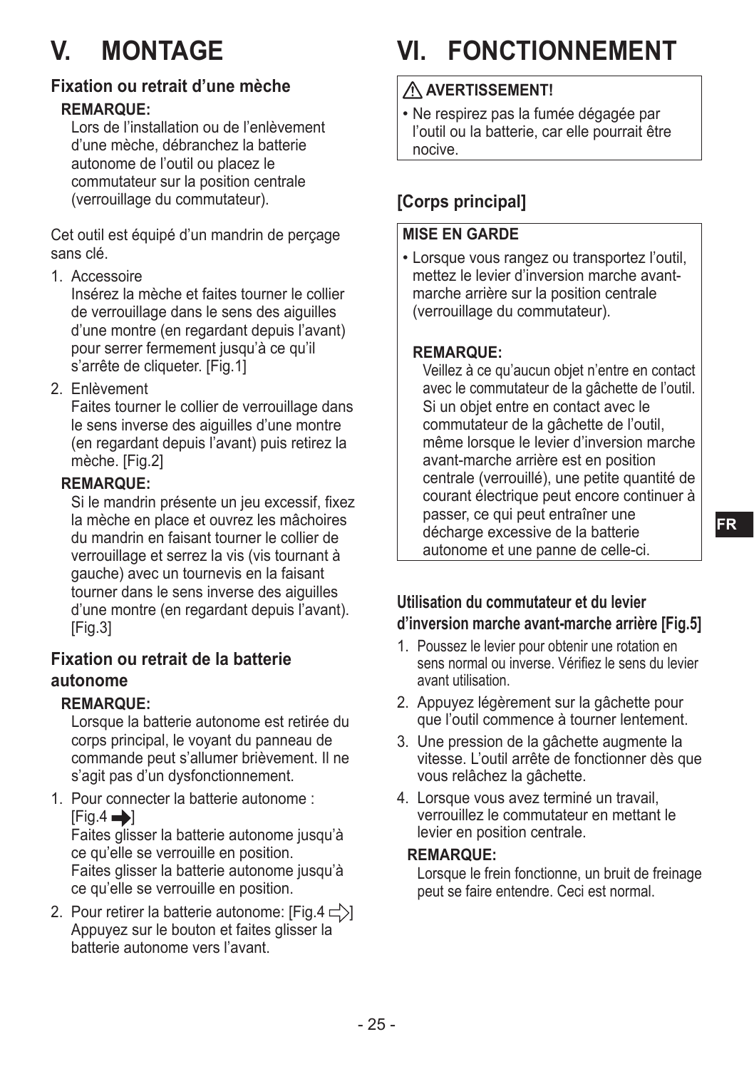# V. MONTAGE

### Fixation ou retrait d'une mèche

**REMARQUE:**

Lors de l'installation ou de l'enlèvement d'une mèche, débranchez la batterie autonome de l'outil ou placez le commutateur sur la position centrale (verrouillage du commutateur).

Cet outil est équipé d'un mandrin de perçage sans clé.

1. Accessoire
   Insérez la mèche et faites tourner le collier de verrouillage dans le sens des aiguilles d'une montre (en regardant depuis l'avant) pour serrer fermement jusqu'à ce qu'il s'arrête de cliqueter. [Fig.1]
2. Enlèvement
   Faites tourner le collier de verrouillage dans le sens inverse des aiguilles d'une montre (en regardant depuis l'avant) puis retirez la mèche. [Fig.2]

**REMARQUE:**

Si le mandrin présente un jeu excessif, fixez la mèche en place et ouvrez les mâchoires du mandrin en faisant tourner le collier de verrouillage et serrez la vis (vis tournant à gauche) avec un tournevis en la faisant tourner dans le sens inverse des aiguilles d'une montre (en regardant depuis l'avant). [Fig.3]

### Fixation ou retrait de la batterie autonome

**REMARQUE:**

Lorsque la batterie autonome est retirée du corps principal, le voyant du panneau de commande peut s'allumer brièvement. Il ne s'agit pas d'un dysfonctionnement.

1. Pour connecter la batterie autonome : [Fig.4 ➡]
   Faites glisser la batterie autonome jusqu'à ce qu'elle se verrouille en position.
   Faites glisser la batterie autonome jusqu'à ce qu'elle se verrouille en position.
2. Pour retirer la batterie autonome: [Fig.4 ⇨]
   Appuyez sur le bouton et faites glisser la batterie autonome vers l'avant.

# VI. FONCTIONNEMENT

**⚠ AVERTISSEMENT!**

- Ne respirez pas la fumée dégagée par l'outil ou la batterie, car elle pourrait être nocive.

### [Corps principal]

**MISE EN GARDE**

- Lorsque vous rangez ou transportez l'outil, mettez le levier d'inversion marche avant-marche arrière sur la position centrale (verrouillage du commutateur).

**REMARQUE:**

Veillez à ce qu'aucun objet n'entre en contact avec le commutateur de la gâchette de l'outil. Si un objet entre en contact avec le commutateur de la gâchette de l'outil, même lorsque le levier d'inversion marche avant-marche arrière est en position centrale (verrouillé), une petite quantité de courant électrique peut encore continuer à passer, ce qui peut entraîner une décharge excessive de la batterie autonome et une panne de celle-ci.

### Utilisation du commutateur et du levier d'inversion marche avant-marche arrière [Fig.5]

1. Poussez le levier pour obtenir une rotation en sens normal ou inverse. Vérifiez le sens du levier avant utilisation.
2. Appuyez légèrement sur la gâchette pour que l'outil commence à tourner lentement.
3. Une pression de la gâchette augmente la vitesse. L'outil arrête de fonctionner dès que vous relâchez la gâchette.
4. Lorsque vous avez terminé un travail, verrouillez le commutateur en mettant le levier en position centrale.

**REMARQUE:**

Lorsque le frein fonctionne, un bruit de freinage peut se faire entendre. Ceci est normal.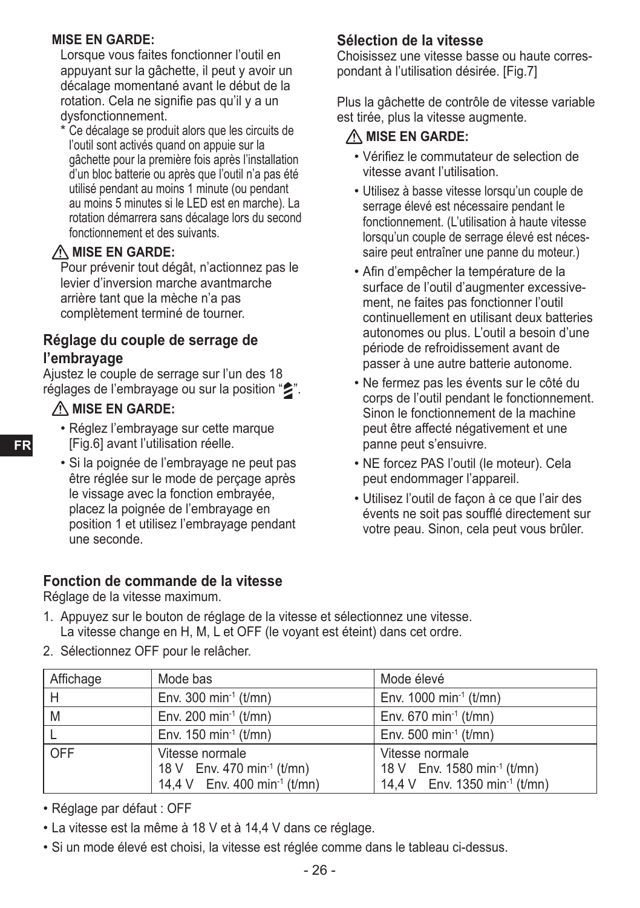**MISE EN GARDE:**

Lorsque vous faites fonctionner l'outil en appuyant sur la gâchette, il peut y avoir un décalage momentané avant le début de la rotation. Cela ne signifie pas qu'il y a un dysfonctionnement.

\* Ce décalage se produit alors que les circuits de l'outil sont activés quand on appuie sur la gâchette pour la première fois après l'installation d'un bloc batterie ou après que l'outil n'a pas été utilisé pendant au moins 1 minute (ou pendant au moins 5 minutes si le LED est en marche). La rotation démarrera sans décalage lors du second fonctionnement et des suivants.

⚠ **MISE EN GARDE:**

Pour prévenir tout dégât, n'actionnez pas le levier d'inversion marche avantmarche arrière tant que la mèche n'a pas complètement terminé de tourner.

### Réglage du couple de serrage de l'embrayage

Ajustez le couple de serrage sur l'un des 18 réglages de l'embrayage ou sur la position "".

⚠ **MISE EN GARDE:**

- Réglez l'embrayage sur cette marque [Fig.6] avant l'utilisation réelle.
- Si la poignée de l'embrayage ne peut pas être réglée sur le mode de perçage après le vissage avec la fonction embrayée, placez la poignée de l'embrayage en position 1 et utilisez l'embrayage pendant une seconde.

### Sélection de la vitesse

Choisissez une vitesse basse ou haute correspondant à l'utilisation désirée. [Fig.7]

Plus la gâchette de contrôle de vitesse variable est tirée, plus la vitesse augmente.

⚠ **MISE EN GARDE:**

- Vérifiez le commutateur de selection de vitesse avant l'utilisation.
- Utilisez à basse vitesse lorsqu'un couple de serrage élevé est nécessaire pendant le fonctionnement. (L'utilisation à haute vitesse lorsqu'un couple de serrage élevé est nécessaire peut entraîner une panne du moteur.)
- Afin d'empêcher la température de la surface de l'outil d'augmenter excessivement, ne faites pas fonctionner l'outil continuellement en utilisant deux batteries autonomes ou plus. L'outil a besoin d'une période de refroidissement avant de passer à une autre batterie autonome.
- Ne fermez pas les évents sur le côté du corps de l'outil pendant le fonctionnement. Sinon le fonctionnement de la machine peut être affecté négativement et une panne peut s'ensuivre.
- NE forcez PAS l'outil (le moteur). Cela peut endommager l'appareil.
- Utilisez l'outil de façon à ce que l'air des évents ne soit pas soufflé directement sur votre peau. Sinon, cela peut vous brûler.

### Fonction de commande de la vitesse

Réglage de la vitesse maximum.

1. Appuyez sur le bouton de réglage de la vitesse et sélectionnez une vitesse. La vitesse change en H, M, L et OFF (le voyant est éteint) dans cet ordre.
2. Sélectionnez OFF pour le relâcher.

| Affichage | Mode bas | Mode élevé |
|---|---|---|
| H | Env. 300 $min^{-1}$ (t/mn) | Env. 1000 $min^{-1}$ (t/mn) |
| M | Env. 200 $min^{-1}$ (t/mn) | Env. 670 $min^{-1}$ (t/mn) |
| L | Env. 150 $min^{-1}$ (t/mn) | Env. 500 $min^{-1}$ (t/mn) |
| OFF | Vitesse normale<br>18 V Env. 470 $min^{-1}$ (t/mn)<br>14,4 V Env. 400 $min^{-1}$ (t/mn) | Vitesse normale<br>18 V Env. 1580 $min^{-1}$ (t/mn)<br>14,4 V Env. 1350 $min^{-1}$ (t/mn) |

- Réglage par défaut : OFF
- La vitesse est la même à 18 V et à 14,4 V dans ce réglage.
- Si un mode élevé est choisi, la vitesse est réglée comme dans le tableau ci-dessus.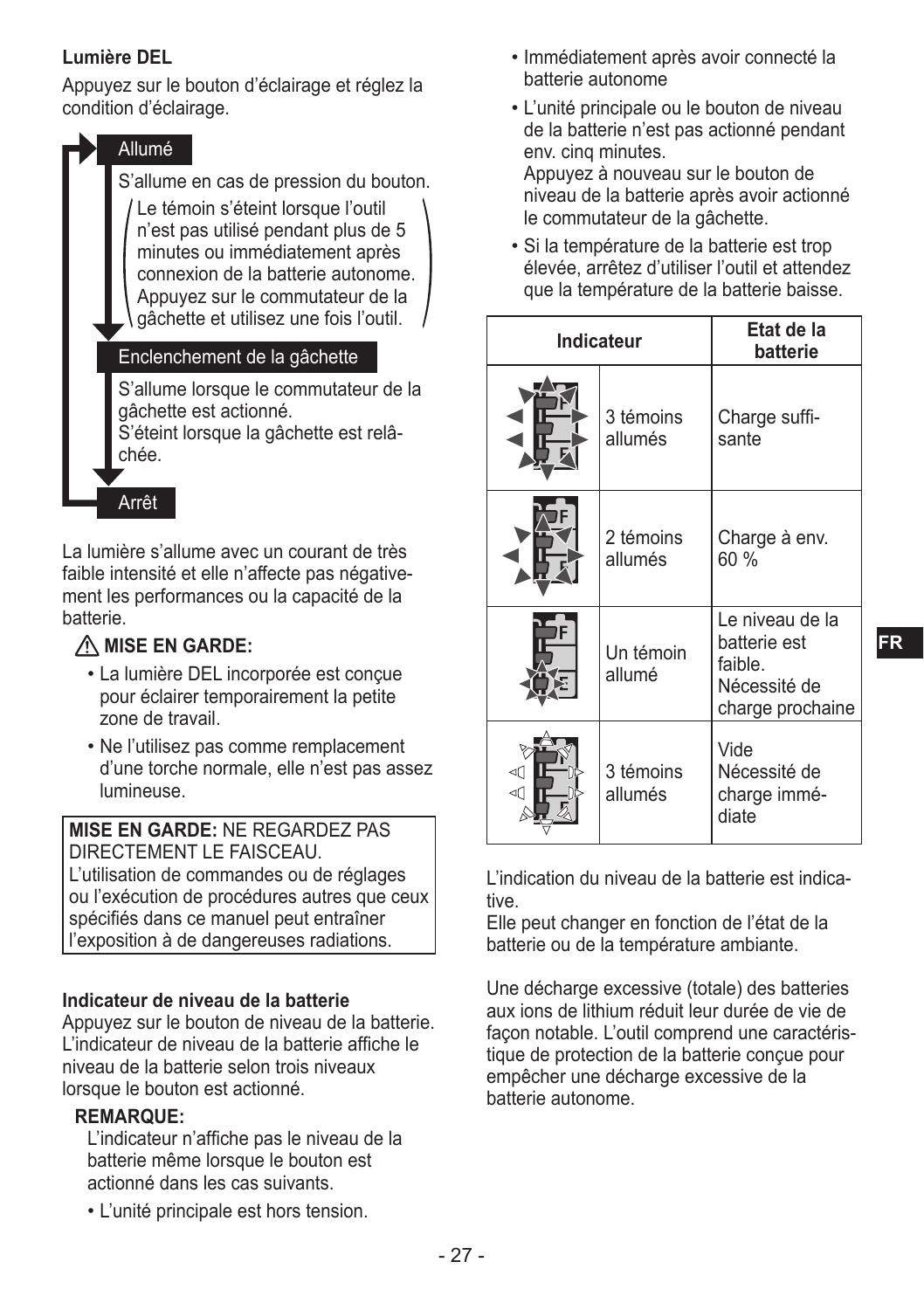**Lumière DEL**

Appuyez sur le bouton d'éclairage et réglez la condition d'éclairage.

Allumé

S'allume en cas de pression du bouton.

(Le témoin s'éteint lorsque l'outil n'est pas utilisé pendant plus de 5 minutes et immédiatement après connexion de la batterie autonome. Appuyez sur le commutateur de la gâchette et utilisez une fois l'outil.)

Enclenchement de la gâchette

S'allume lorsque le commutateur de la gâchette est actionné.
S'éteint lorsque la gâchette est relâchée.

Arrêt

La lumière s'allume avec un courant de très faible intensité et elle n'affecte pas négativement les performances ou la capacité de la batterie.

⚠ **MISE EN GARDE:**

- La lumière DEL incorporée est conçue pour éclairer temporairement la petite zone de travail.
- Ne l'utilisez pas comme remplacement d'une torche normale, elle n'est pas assez lumineuse.

**MISE EN GARDE:** NE REGARDEZ PAS DIRECTEMENT LE FAISCEAU.
L'utilisation de commandes ou de réglages ou l'exécution de procédures autres que ceux spécifiés dans ce manuel peut entraîner l'exposition à de dangereuses radiations.

**Indicateur de niveau de la batterie**

Appuyez sur le bouton de niveau de la batterie. L'indicateur de niveau de la batterie affiche le niveau de la batterie selon trois niveaux lorsque le bouton est actionné.

**REMARQUE:**

L'indicateur n'affiche pas le niveau de la batterie même lorsque le bouton est actionné dans les cas suivants.

- L'unité principale est hors tension.
- Immédiatement après avoir connecté la batterie autonome
- L'unité principale ou le bouton de niveau de la batterie n'est pas actionné pendant env. cinq minutes.
  Appuyez à nouveau sur le bouton de niveau de la batterie après avoir actionné le commutateur de la gâchette.
- Si la température de la batterie est trop élevée, arrêtez d'utiliser l'outil et attendez que la température de la batterie baisse.

| Indicateur | | Etat de la batterie |
|---|---|---|
| | 3 témoins allumés | Charge suffisante |
| | 2 témoins allumés | Charge à env. 60 % |
| | Un témoin allumé | Le niveau de la batterie est faible. Nécessité de charge prochaine |
| | 3 témoins allumés | Vide Nécessité de charge immédiate |

L'indication du niveau de la batterie est indicative.
Elle peut changer en fonction de l'état de la batterie ou de la température ambiante.

Une décharge excessive (totale) des batteries aux ions de lithium réduit leur durée de vie de façon notable. L'outil comprend une caractéristique de protection de la batterie conçue pour empêcher une décharge excessive de la batterie autonome.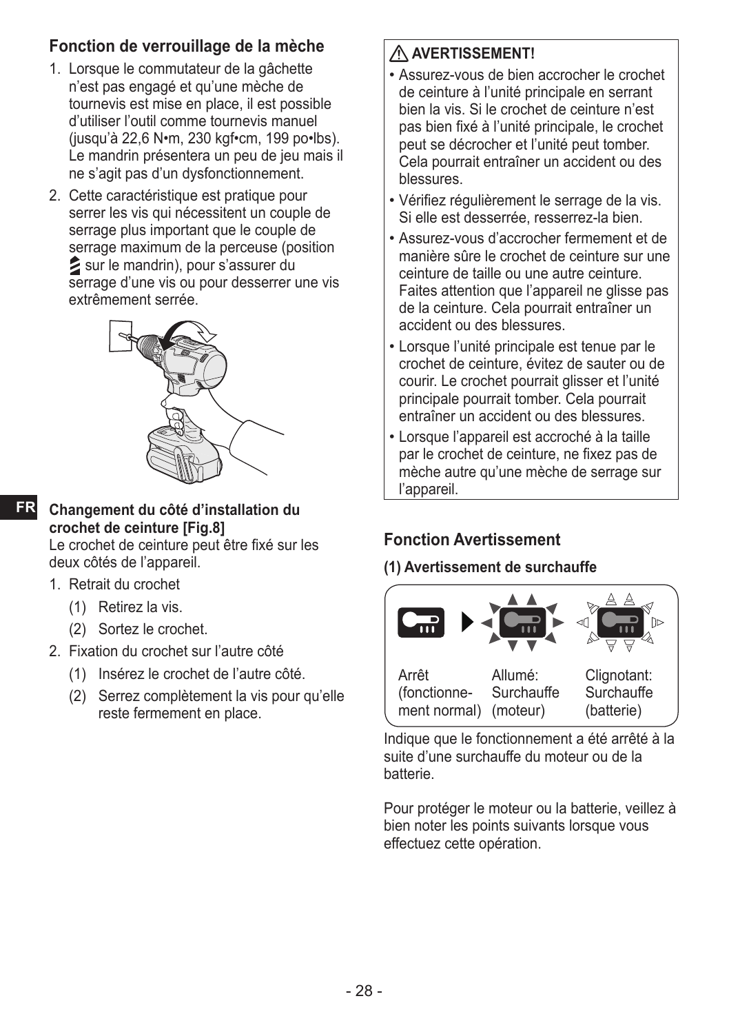### Fonction de verrouillage de la mèche

1. Lorsque le commutateur de la gâchette n'est pas engagé et qu'une mèche de tournevis est mise en place, il est possible d'utiliser l'outil comme tournevis manuel (jusqu'à 22,6 N•m, 230 kgf•cm, 199 po•lbs). Le mandrin présentera un peu de jeu mais il ne s'agit pas d'un dysfonctionnement.
2. Cette caractéristique est pratique pour serrer les vis qui nécessitent un couple de serrage plus important que le couple de serrage maximum de la perceuse (position sur le mandrin), pour s'assurer du serrage d'une vis ou pour desserrer une vis extrêmement serrée.

**Changement du côté d'installation du crochet de ceinture [Fig.8]**

Le crochet de ceinture peut être fixé sur les deux côtés de l'appareil.

1. Retrait du crochet
   (1) Retirez la vis.
   (2) Sortez le crochet.
2. Fixation du crochet sur l'autre côté
   (1) Insérez le crochet de l'autre côté.
   (2) Serrez complètement la vis pour qu'elle reste fermement en place.

**⚠ AVERTISSEMENT!**

- Assurez-vous de bien accrocher le crochet de ceinture à l'unité principale en serrant bien la vis. Si le crochet de ceinture n'est pas bien fixé à l'unité principale, le crochet peut se décrocher et l'unité peut tomber. Cela pourrait entraîner un accident ou des blessures.
- Vérifiez régulièrement le serrage de la vis. Si elle est desserrée, resserrez-la bien.
- Assurez-vous d'accrocher fermement et de manière sûre le crochet de ceinture sur une ceinture de taille ou une autre ceinture. Faites attention que l'appareil ne glisse pas de la ceinture. Cela pourrait entraîner un accident ou des blessures.
- Lorsque l'unité principale est tenue par le crochet de ceinture, évitez de sauter ou de courir. Le crochet pourrait glisser et l'unité principale pourrait tomber. Cela pourrait entraîner un accident ou des blessures.
- Lorsque l'appareil est accroché à la taille par le crochet de ceinture, ne fixez pas de mèche autre qu'une mèche de serrage sur l'appareil.

### Fonction Avertissement

**(1) Avertissement de surchauffe**

| Arrêt (fonctionnement normal) | Allumé: Surchauffe (moteur) | Clignotant: Surchauffe (batterie) |
| --- | --- | --- |

Indique que le fonctionnement a été arrêté à la suite d'une surchauffe du moteur ou de la batterie.

Pour protéger le moteur ou la batterie, veillez à bien noter les points suivants lorsque vous effectuez cette opération.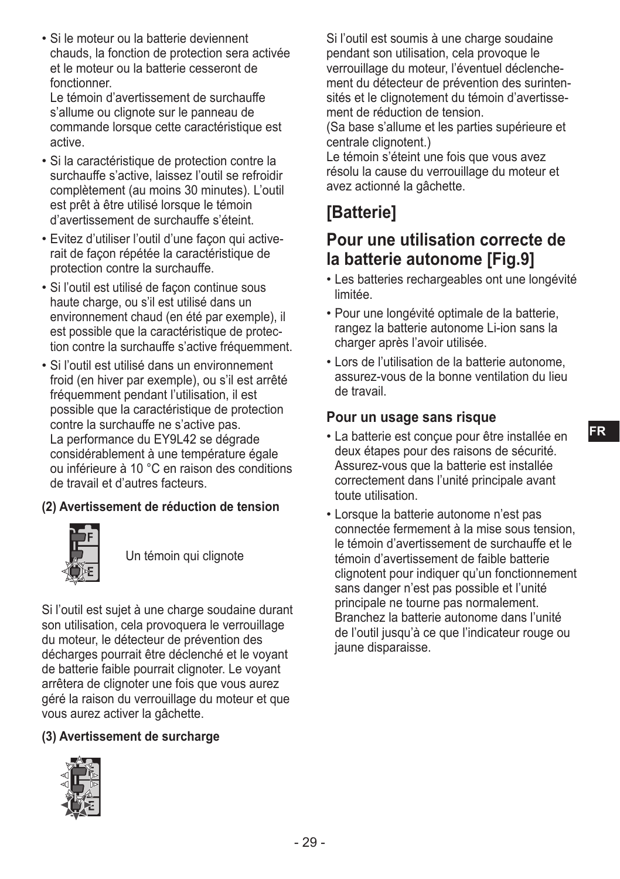- Si le moteur ou la batterie deviennent chauds, la fonction de protection sera activée et le moteur ou la batterie cesseront de fonctionner.
  Le témoin d'avertissement de surchauffe s'allume ou clignote sur le panneau de commande lorsque cette caractéristique est active.
- Si la caractéristique de protection contre la surchauffe s'active, laissez l'outil se refroidir complètement (au moins 30 minutes). L'outil est prêt à être utilisé lorsque le témoin d'avertissement de surchauffe s'éteint.
- Evitez d'utiliser l'outil d'une façon qui activerait de façon répétée la caractéristique de protection contre la surchauffe.
- Si l'outil est utilisé de façon continue sous haute charge, ou s'il est utilisé dans un environnement chaud (en été par exemple), il est possible que la caractéristique de protection contre la surchauffe s'active fréquemment.
- Si l'outil est utilisé dans un environnement froid (en hiver par exemple), ou s'il est arrêté fréquemment pendant l'utilisation, il est possible que la caractéristique de protection contre la surchauffe ne s'active pas.
  La performance du EY9L42 se dégrade considérablement à une température égale ou inférieure à 10 °C en raison des conditions de travail et d'autres facteurs.

**(2) Avertissement de réduction de tension**

Un témoin qui clignote

Si l'outil est sujet à une charge soudaine durant son utilisation, cela provoquera le verrouillage du moteur, le détecteur de prévention des décharges pourrait être déclenché et le voyant de batterie faible pourrait clignoter. Le voyant arrêtera de clignoter une fois que vous aurez géré la raison du verrouillage du moteur et que vous aurez activer la gâchette.

**(3) Avertissement de surcharge**

Si l'outil est soumis à une charge soudaine pendant son utilisation, cela provoque le verrouillage du moteur, l'éventuel déclenchement du détecteur de prévention des surintensités et le clignotement du témoin d'avertissement de réduction de tension.
(Sa base s'allume et les parties supérieure et centrale clignotent.)
Le témoin s'éteint une fois que vous avez résolu la cause du verrouillage du moteur et avez actionné la gâchette.

# [Batterie]

## Pour une utilisation correcte de la batterie autonome [Fig.9]

- Les batteries rechargeables ont une longévité limitée.
- Pour une longévité optimale de la batterie, rangez la batterie autonome Li-ion sans la charger après l'avoir utilisée.
- Lors de l'utilisation de la batterie autonome, assurez-vous de la bonne ventilation du lieu de travail.

### Pour un usage sans risque

- La batterie est conçue pour être installée en deux étapes pour des raisons de sécurité. Assurez-vous que la batterie est installée correctement dans l'unité principale avant toute utilisation.
- Lorsque la batterie autonome n'est pas connectée fermement à la mise sous tension, le témoin d'avertissement de surchauffe et le témoin d'avertissement de faible batterie clignotent pour indiquer qu'un fonctionnement sans danger n'est pas possible et l'unité principale ne tourne pas normalement. Branchez la batterie autonome dans l'unité de l'outil jusqu'à ce que l'indicateur rouge ou jaune disparaisse.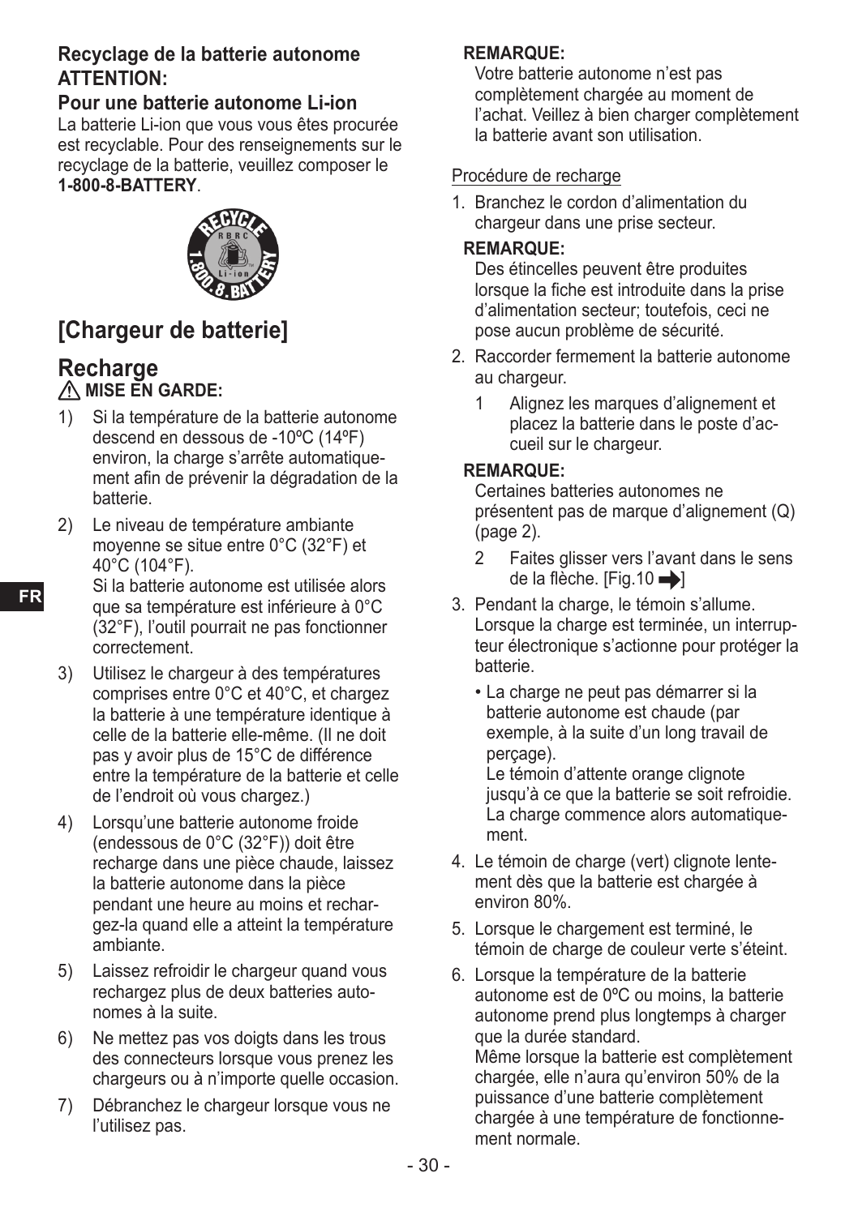### Recyclage de la batterie autonome

**ATTENTION:**

**Pour une batterie autonome Li-ion**

La batterie Li-ion que vous vous êtes procurée est recyclable. Pour des renseignements sur le recyclage de la batterie, veuillez composer le **1-800-8-BATTERY**.

# [Chargeur de batterie]

## Recharge

⚠ **MISE EN GARDE:**

1) Si la température de la batterie autonome descend en dessous de -10ºC (14ºF) environ, la charge s'arrête automatiquement afin de prévenir la dégradation de la batterie.
2) Le niveau de température ambiante moyenne se situe entre 0°C (32°F) et 40°C (104°F).
   Si la batterie autonome est utilisée alors que sa température est inférieure à 0°C (32°F), l'outil pourrait ne pas fonctionner correctement.
3) Utilisez le chargeur à des températures comprises entre 0°C et 40°C, et chargez la batterie à une température identique à celle de la batterie elle-même. (Il ne doit pas y avoir plus de 15°C de différence entre la température de la batterie et celle de l'endroit où vous chargez.)
4) Lorsqu'une batterie autonome froide (endessous de 0°C (32°F)) doit être recharge dans une pièce chaude, laissez la batterie autonome dans la pièce pendant une heure au moins et rechargez-la quand elle a atteint la température ambiante.
5) Laissez refroidir le chargeur quand vous rechargez plus de deux batteries autonomes à la suite.
6) Ne mettez pas vos doigts dans les trous des connecteurs lorsque vous prenez les chargeurs ou à n'importe quelle occasion.
7) Débranchez le chargeur lorsque vous ne l'utilisez pas.

**REMARQUE:**

Votre batterie autonome n'est pas complètement chargée au moment de l'achat. Veillez à bien charger complètement la batterie avant son utilisation.

Procédure de recharge

1. Branchez le cordon d'alimentation du chargeur dans une prise secteur.

   **REMARQUE:**

   Des étincelles peuvent être produites lorsque la fiche est introduite dans la prise d'alimentation secteur; toutefois, ceci ne pose aucun problème de sécurité.

2. Raccorder fermement la batterie autonome au chargeur.
   1 Alignez les marques d'alignement et placez la batterie dans le poste d'accueil sur le chargeur.

   **REMARQUE:**

   Certaines batteries autonomes ne présentent pas de marque d'alignement (Q) (page 2).

   2 Faites glisser vers l'avant dans le sens de la flèche. [Fig.10 ➡]

3. Pendant la charge, le témoin s'allume. Lorsque la charge est terminée, un interrupteur électronique s'actionne pour protéger la batterie.
   - La charge ne peut pas démarrer si la batterie autonome est chaude (par exemple, à la suite d'un long travail de perçage).
     Le témoin d'attente orange clignote jusqu'à ce que la batterie se soit refroidie. La charge commence alors automatiquement.
4. Le témoin de charge (vert) clignote lentement dès que la batterie est chargée à environ 80%.
5. Lorsque le chargement est terminé, le témoin de charge de couleur verte s'éteint.
6. Lorsque la température de la batterie autonome est de 0ºC ou moins, la batterie autonome prend plus longtemps à charger que la durée standard.
   Même lorsque la batterie est complètement chargée, elle n'aura qu'environ 50% de la puissance d'une batterie complètement chargée à une température de fonctionnement normale.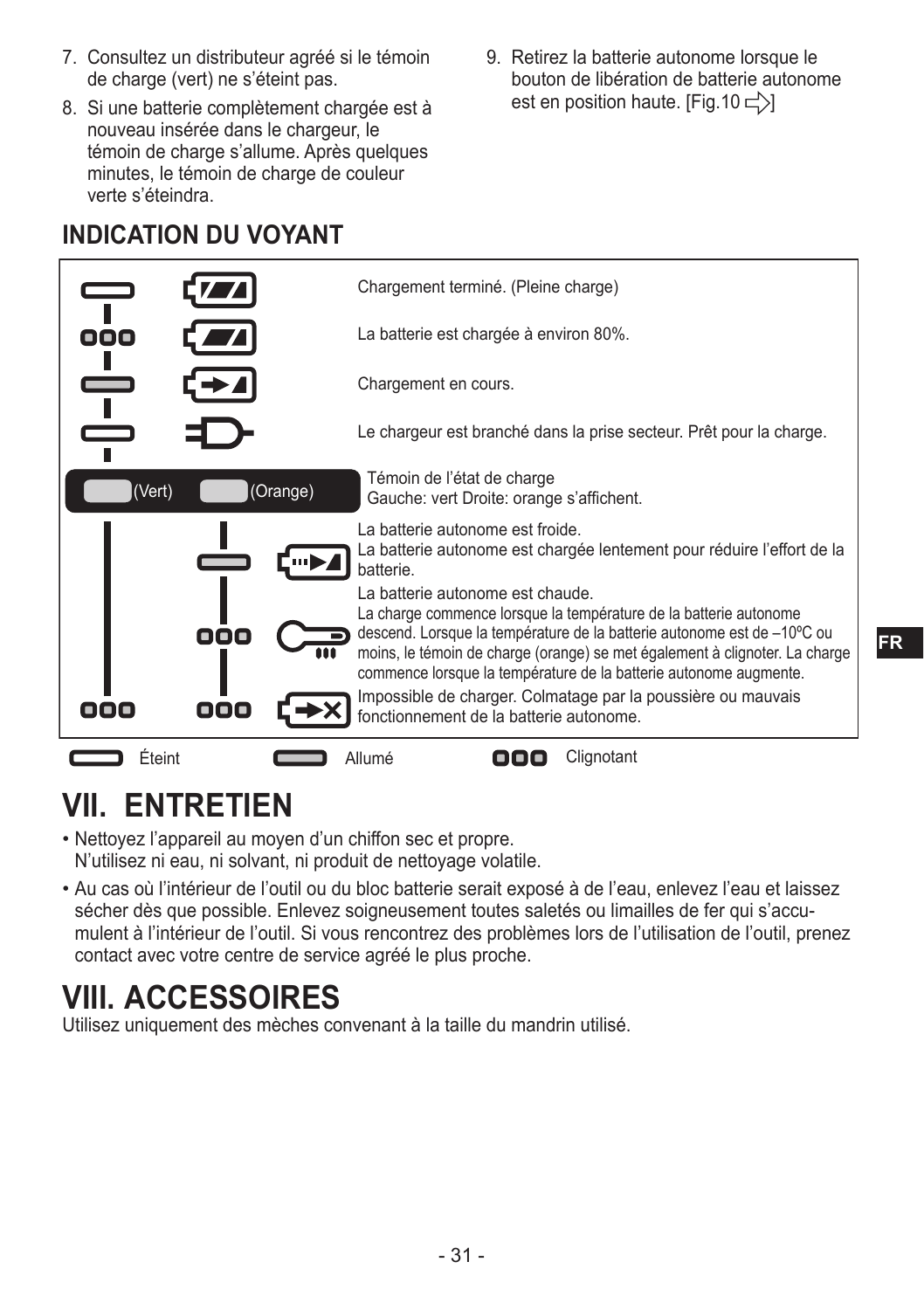7. Consultez un distributeur agréé si le témoin de charge (vert) ne s'éteint pas.
8. Si une batterie complètement chargée est à nouveau insérée dans le chargeur, le témoin de charge s'allume. Après quelques minutes, le témoin de charge de couleur verte s'éteindra.
9. Retirez la batterie autonome lorsque le bouton de libération de batterie autonome est en position haute. [Fig.10 ]

## INDICATION DU VOYANT

| | |
|---|---|
| Éteint | Chargement terminé. (Pleine charge) |
| Clignotant | La batterie est chargée à environ 80%. |
| Allumé | Chargement en cours. |
| Éteint | Le chargeur est branché dans la prise secteur. Prêt pour la charge. |

| (Vert) | (Orange) | Témoin de l'état de charge<br>Gauche: vert Droite: orange s'affichent. |
|---|---|---|
| | Allumé | La batterie autonome est froide.<br>La batterie autonome est chargée lentement pour réduire l'effort de la batterie. |
| | Clignotant | La batterie autonome est chaude.<br>La charge commence lorsque la température de la batterie autonome descend. Lorsque la température de la batterie autonome est de –10ºC ou moins, le témoin de charge (orange) se met également à clignoter. La charge commence lorsque la température de la batterie autonome augmente. |
| Clignotant | Clignotant | Impossible de charger. Colmatage par la poussière ou mauvais fonctionnement de la batterie autonome. |

Éteint Allumé Clignotant

# VII. ENTRETIEN

- Nettoyez l'appareil au moyen d'un chiffon sec et propre.
  N'utilisez ni eau, ni solvant, ni produit de nettoyage volatile.
- Au cas où l'intérieur de l'outil ou du bloc batterie serait exposé à de l'eau, enlevez l'eau et laissez sécher dès que possible. Enlevez soigneusement toutes saletés ou limailles de fer qui s'accumulent à l'intérieur de l'outil. Si vous rencontrez des problèmes lors de l'utilisation de l'outil, prenez contact avec votre centre de service agréé le plus proche.

# VIII. ACCESSOIRES

Utilisez uniquement des mèches convenant à la taille du mandrin utilisé.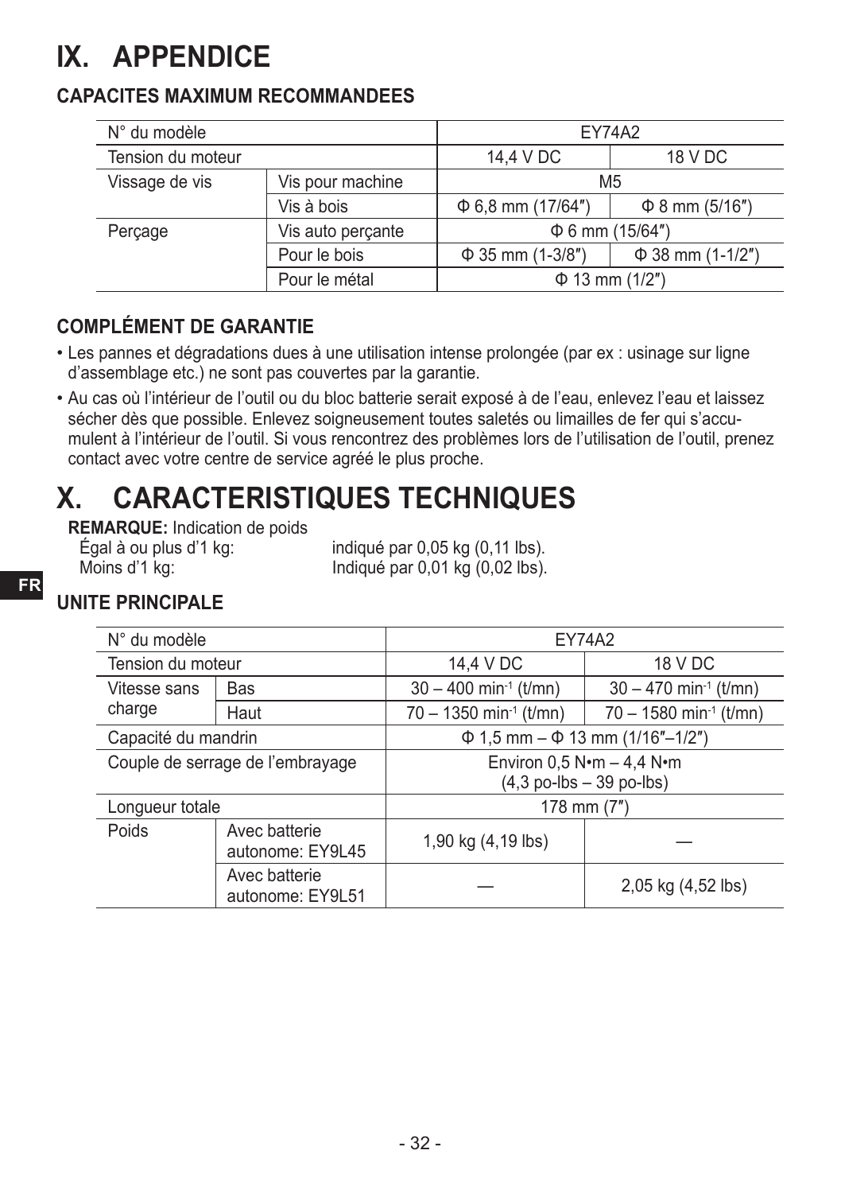# IX. APPENDICE

## CAPACITES MAXIMUM RECOMMANDEES

| N° du modèle | | EY74A2 | |
|---|---|---|---|
| Tension du moteur | | 14,4 V DC | 18 V DC |
| Vissage de vis | Vis pour machine | M5 | |
| | Vis à bois | Φ 6,8 mm (17/64″) | Φ 8 mm (5/16″) |
| Perçage | Vis auto perçante | Φ 6 mm (15/64″) | |
| | Pour le bois | Φ 35 mm (1-3/8″) | Φ 38 mm (1-1/2″) |
| | Pour le métal | Φ 13 mm (1/2″) | |

## COMPLÉMENT DE GARANTIE

- Les pannes et dégradations dues à une utilisation intense prolongée (par ex : usinage sur ligne d'assemblage etc.) ne sont pas couvertes par la garantie.
- Au cas où l'intérieur de l'outil ou du bloc batterie serait exposé à de l'eau, enlevez l'eau et laissez sécher dès que possible. Enlevez soigneusement toutes saletés ou limailles de fer qui s'accumulent à l'intérieur de l'outil. Si vous rencontrez des problèmes lors de l'utilisation de l'outil, prenez contact avec votre centre de service agréé le plus proche.

# X. CARACTERISTIQUES TECHNIQUES

**REMARQUE:** Indication de poids
Égal à ou plus d'1 kg: indiqué par 0,05 kg (0,11 lbs).
Moins d'1 kg: Indiqué par 0,01 kg (0,02 lbs).

## UNITE PRINCIPALE

| N° du modèle | | EY74A2 | |
|---|---|---|---|
| Tension du moteur | | 14,4 V DC | 18 V DC |
| Vitesse sans charge | Bas | 30 – 400 $min^{-1}$ (t/mn) | 30 – 470 $min^{-1}$ (t/mn) |
| | Haut | 70 – 1350 $min^{-1}$ (t/mn) | 70 – 1580 $min^{-1}$ (t/mn) |
| Capacité du mandrin | | Φ 1,5 mm – Φ 13 mm (1/16″–1/2″) | |
| Couple de serrage de l'embrayage | | Environ 0,5 N•m – 4,4 N•m (4,3 po-lbs – 39 po-lbs) | |
| Longueur totale | | 178 mm (7″) | |
| Poids | Avec batterie autonome: EY9L45 | 1,90 kg (4,19 lbs) | — |
| | Avec batterie autonome: EY9L51 | — | 2,05 kg (4,52 lbs) |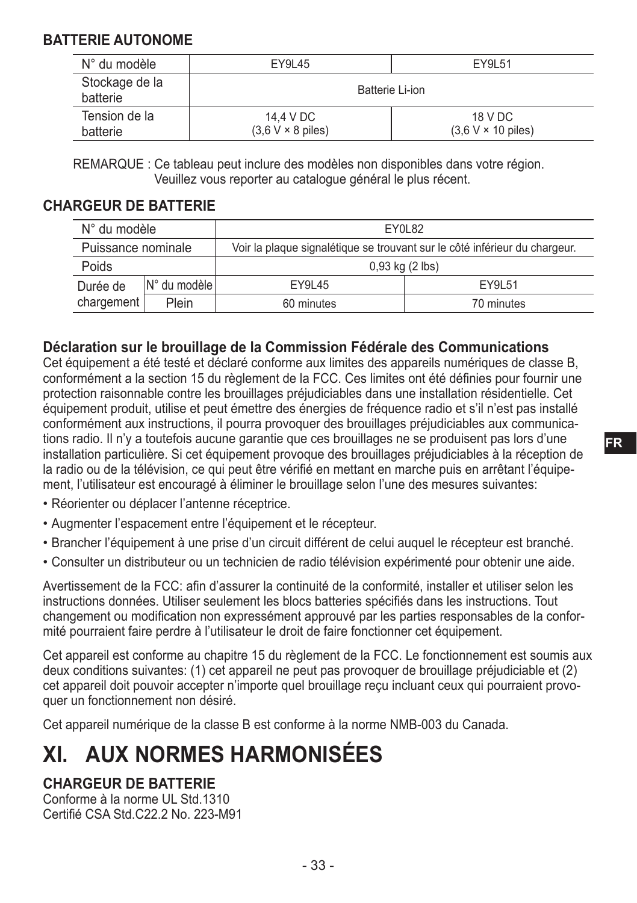### BATTERIE AUTONOME

| N° du modèle | EY9L45 | EY9L51 |
| --- | --- | --- |
| Stockage de la batterie | Batterie Li-ion | |
| Tension de la batterie | 14,4 V DC (3,6 V × 8 piles) | 18 V DC (3,6 V × 10 piles) |

REMARQUE : Ce tableau peut inclure des modèles non disponibles dans votre région. Veuillez vous reporter au catalogue général le plus récent.

### CHARGEUR DE BATTERIE

| N° du modèle | | EY0L82 | |
| --- | --- | --- | --- |
| Puissance nominale | | Voir la plaque signalétique se trouvant sur le côté inférieur du chargeur. | |
| Poids | | 0,93 kg (2 lbs) | |
| Durée de chargement | N° du modèle | EY9L45 | EY9L51 |
| | Plein | 60 minutes | 70 minutes |

### Déclaration sur le brouillage de la Commission Fédérale des Communications

Cet équipement a été testé et déclaré conforme aux limites des appareils numériques de classe B, conformément a la section 15 du règlement de la FCC. Ces limites ont été définies pour fournir une protection raisonnable contre les brouillages préjudiciables dans une installation résidentielle. Cet équipement produit, utilise et peut émettre des énergies de fréquence radio et s'il n'est pas installé conformément aux instructions, il pourra provoquer des brouillages préjudiciables aux communications radio. Il n'y a toutefois aucune garantie que ces brouillages ne se produisent pas lors d'une installation particulière. Si cet équipement provoque des brouillages préjudiciables à la réception de la radio ou de la télévision, ce qui peut être vérifié en mettant en marche puis en arrêtant l'équipement, l'utilisateur est encouragé à éliminer le brouillage selon l'une des mesures suivantes:

- Réorienter ou déplacer l'antenne réceptrice.
- Augmenter l'espacement entre l'équipement et le récepteur.
- Brancher l'équipement à une prise d'un circuit différent de celui auquel le récepteur est branché.
- Consulter un distributeur ou un technicien de radio télévision expérimenté pour obtenir une aide.

Avertissement de la FCC: afin d'assurer la continuité de la conformité, installer et utiliser selon les instructions données. Utiliser seulement les blocs batteries spécifiés dans les instructions. Tout changement ou modification non expressément approuvé par les parties responsables de la conformité pourraient faire perdre à l'utilisateur le droit de faire fonctionner cet équipement.

Cet appareil est conforme au chapitre 15 du règlement de la FCC. Le fonctionnement est soumis aux deux conditions suivantes: (1) cet appareil ne peut pas provoquer de brouillage préjudiciable et (2) cet appareil doit pouvoir accepter n'importe quel brouillage reçu incluant ceux qui pourraient provoquer un fonctionnement non désiré.

Cet appareil numérique de la classe B est conforme à la norme NMB-003 du Canada.

# XI. AUX NORMES HARMONISÉES

### CHARGEUR DE BATTERIE

Conforme à la norme UL Std.1310
Certifié CSA Std.C22.2 No. 223-M91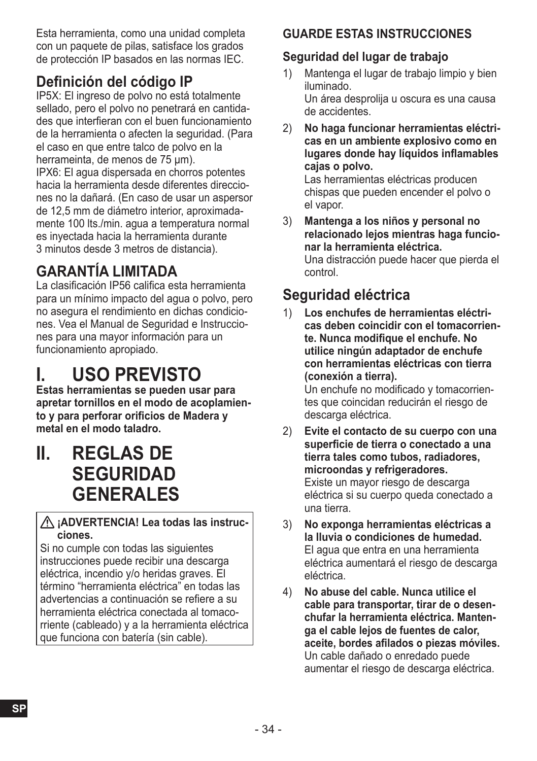Esta herramienta, como una unidad completa con un paquete de pilas, satisface los grados de protección IP basados en las normas IEC.

## Definición del código IP

IP5X: El ingreso de polvo no está totalmente sellado, pero el polvo no penetrará en cantidades que interfieran con el buen funcionamiento de la herramienta o afecten la seguridad. (Para el caso en que entre talco de polvo en la herrameinta, de menos de 75 μm).

IPX6: El agua dispersada en chorros potentes hacia la herramienta desde diferentes direcciones no la dañará. (En caso de usar un aspersor de 12,5 mm de diámetro interior, aproximadamente 100 lts./min. agua a temperatura normal es inyectada hacia la herramienta durante 3 minutos desde 3 metros de distancia).

## GARANTÍA LIMITADA

La clasificación IP56 califica esta herramienta para un mínimo impacto del agua o polvo, pero no asegura el rendimiento en dichas condiciones. Vea el Manual de Seguridad e Instrucciones para una mayor información para un funcionamiento apropiado.

# I. USO PREVISTO

**Estas herramientas se pueden usar para apretar tornillos en el modo de acoplamiento y para perforar orificios de Madera y metal en el modo taladro.**

# II. REGLAS DE SEGURIDAD GENERALES

> ⚠ **¡ADVERTENCIA! Lea todas las instrucciones.**
>
> Si no cumple con todas las siguientes instrucciones puede recibir una descarga eléctrica, incendio y/o heridas graves. El término “herramienta eléctrica” en todas las advertencias a continuación se refiere a su herramienta eléctrica conectada al tomacorriente (cableado) y a la herramienta eléctrica que funciona con batería (sin cable).

**GUARDE ESTAS INSTRUCCIONES**

### Seguridad del lugar de trabajo

1) Mantenga el lugar de trabajo limpio y bien iluminado.
   Un área desprolija u oscura es una causa de accidentes.
2) **No haga funcionar herramientas eléctricas en un ambiente explosivo como en lugares donde hay líquidos inflamables cajas o polvo.**
   Las herramientas eléctricas producen chispas que pueden encender el polvo o el vapor.
3) **Mantenga a los niños y personal no relacionado lejos mientras haga funcionar la herramienta eléctrica.**
   Una distracción puede hacer que pierda el control.

## Seguridad eléctrica

1) **Los enchufes de herramientas eléctricas deben coincidir con el tomacorriente. Nunca modifique el enchufe. No utilice ningún adaptador de enchufe con herramientas eléctricas con tierra (conexión a tierra).**
   Un enchufe no modificado y tomacorrientes que coincidan reducirán el riesgo de descarga eléctrica.
2) **Evite el contacto de su cuerpo con una superficie de tierra o conectado a una tierra tales como tubos, radiadores, microondas y refrigeradores.**
   Existe un mayor riesgo de descarga eléctrica si su cuerpo queda conectado a una tierra.
3) **No exponga herramientas eléctricas a la lluvia o condiciones de humedad.**
   El agua que entra en una herramienta eléctrica aumentará el riesgo de descarga eléctrica.
4) **No abuse del cable. Nunca utilice el cable para transportar, tirar de o desenchufar la herramienta eléctrica. Mantenga el cable lejos de fuentes de calor, aceite, bordes afilados o piezas móviles.**
   Un cable dañado o enredado puede aumentar el riesgo de descarga eléctrica.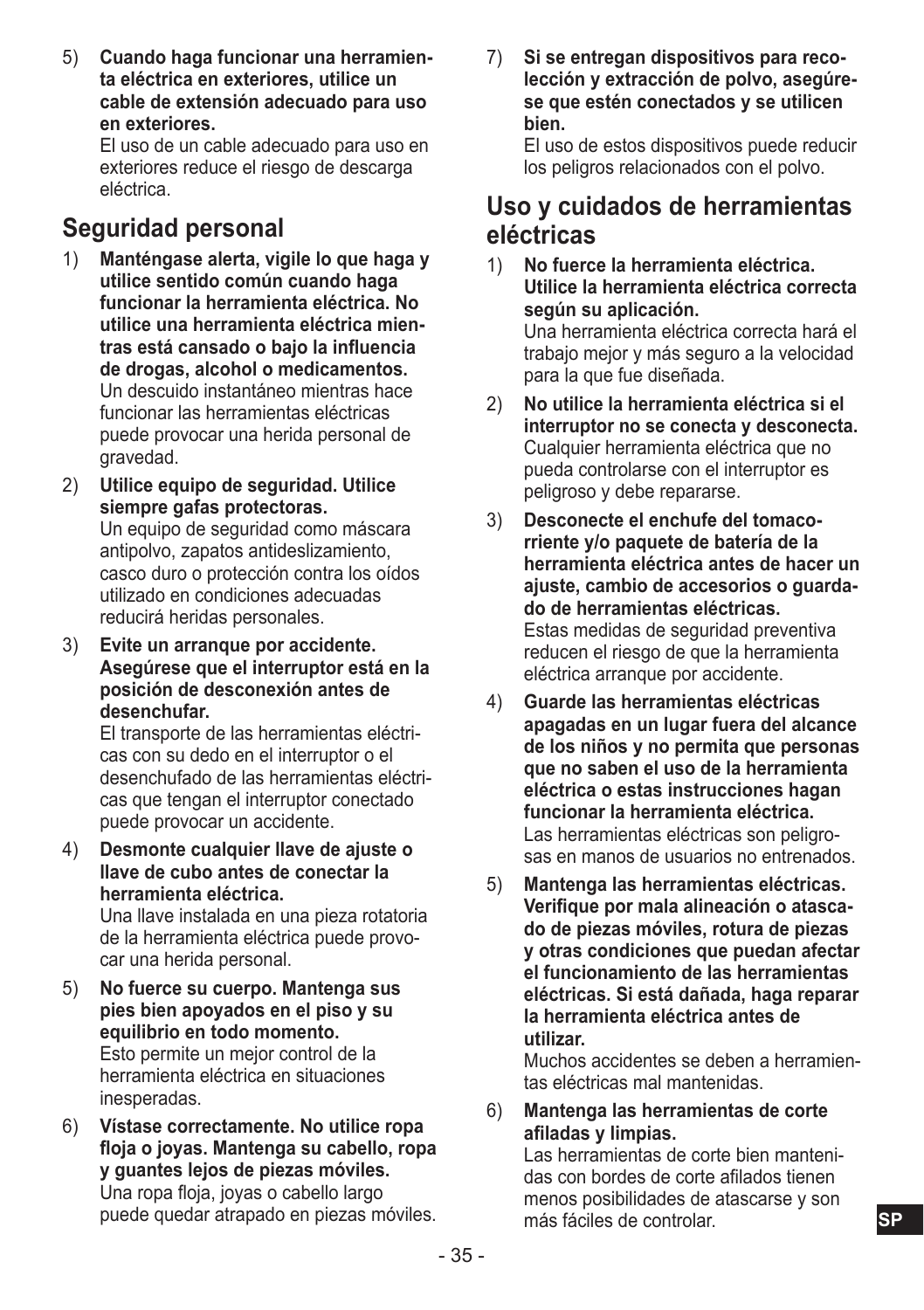5) **Cuando haga funcionar una herramienta eléctrica en exteriores, utilice un cable de extensión adecuado para uso en exteriores.**
   El uso de un cable adecuado para uso en exteriores reduce el riesgo de descarga eléctrica.

## Seguridad personal

1) **Manténgase alerta, vigile lo que haga y utilice sentido común cuando haga funcionar la herramienta eléctrica. No utilice una herramienta eléctrica mientras está cansado o bajo la influencia de drogas, alcohol o medicamentos.**
   Un descuido instantáneo mientras hace funcionar las herramientas eléctricas puede provocar una herida personal de gravedad.
2) **Utilice equipo de seguridad. Utilice siempre gafas protectoras.**
   Un equipo de seguridad como máscara antipolvo, zapatos antideslizamiento, casco duro o protección contra los oídos utilizado en condiciones adecuadas reducirá heridas personales.
3) **Evite un arranque por accidente. Asegúrese que el interruptor está en la posición de desconexión antes de desenchufar.**
   El transporte de las herramientas eléctricas con su dedo en el interruptor o el desenchufado de las herramientas eléctricas que tengan el interruptor conectado puede provocar un accidente.
4) **Desmonte cualquier llave de ajuste o llave de cubo antes de conectar la herramienta eléctrica.**
   Una llave instalada en una pieza rotatoria de la herramienta eléctrica puede provocar una herida personal.
5) **No fuerce su cuerpo. Mantenga sus pies bien apoyados en el piso y su equilibrio en todo momento.**
   Esto permite un mejor control de la herramienta eléctrica en situaciones inesperadas.
6) **Vístase correctamente. No utilice ropa floja o joyas. Mantenga su cabello, ropa y guantes lejos de piezas móviles.**
   Una ropa floja, joyas o cabello largo puede quedar atrapado en piezas móviles.
7) **Si se entregan dispositivos para recolección y extracción de polvo, asegúrese que estén conectados y se utilicen bien.**
   El uso de estos dispositivos puede reducir los peligros relacionados con el polvo.

## Uso y cuidados de herramientas eléctricas

1) **No fuerce la herramienta eléctrica. Utilice la herramienta eléctrica correcta según su aplicación.**
   Una herramienta eléctrica correcta hará el trabajo mejor y más seguro a la velocidad para la que fue diseñada.
2) **No utilice la herramienta eléctrica si el interruptor no se conecta y desconecta.**
   Cualquier herramienta eléctrica que no pueda controlarse con el interruptor es peligroso y debe repararse.
3) **Desconecte el enchufe del tomacorriente y/o paquete de batería de la herramienta eléctrica antes de hacer un ajuste, cambio de accesorios o guardado de herramientas eléctricas.**
   Estas medidas de seguridad preventiva reducen el riesgo de que la herramienta eléctrica arranque por accidente.
4) **Guarde las herramientas eléctricas apagadas en un lugar fuera del alcance de los niños y no permita que personas que no saben el uso de la herramienta eléctrica o estas instrucciones hagan funcionar la herramienta eléctrica.**
   Las herramientas eléctricas son peligrosas en manos de usuarios no entrenados.
5) **Mantenga las herramientas eléctricas. Verifique por mala alineación o atascado de piezas móviles, rotura de piezas y otras condiciones que puedan afectar el funcionamiento de las herramientas eléctricas. Si está dañada, haga reparar la herramienta eléctrica antes de utilizar.**
   Muchos accidentes se deben a herramientas eléctricas mal mantenidas.
6) **Mantenga las herramientas de corte afiladas y limpias.**
   Las herramientas de corte bien mantenidas con bordes de corte afilados tienen menos posibilidades de atascarse y son más fáciles de controlar.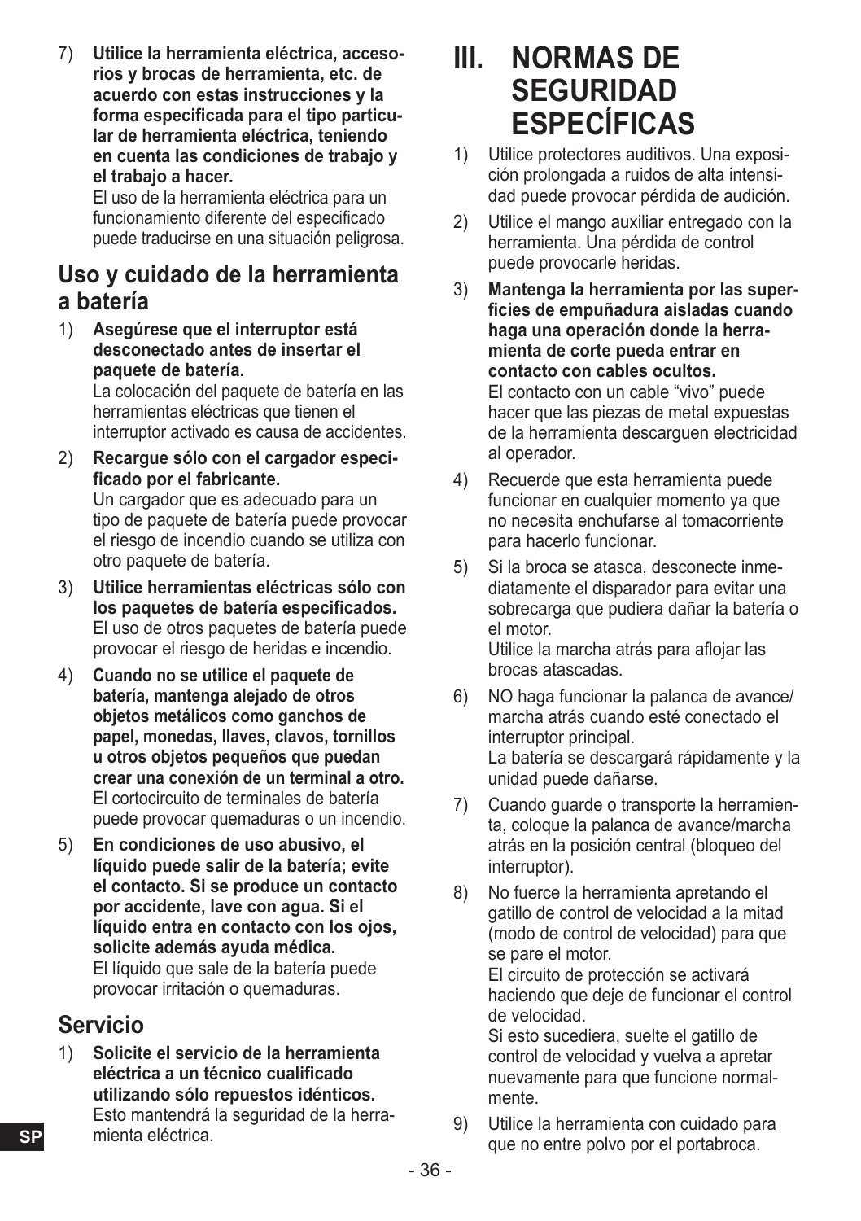7) **Utilice la herramienta eléctrica, accesorios y brocas de herramienta, etc. de acuerdo con estas instrucciones y la forma especificada para el tipo particular de herramienta eléctrica, teniendo en cuenta las condiciones de trabajo y el trabajo a hacer.**
   El uso de la herramienta eléctrica para un funcionamiento diferente del especificado puede traducirse en una situación peligrosa.

## Uso y cuidado de la herramienta a batería

1) **Asegúrese que el interruptor está desconectado antes de insertar el paquete de batería.**
   La colocación del paquete de batería en las herramientas eléctricas que tienen el interruptor activado es causa de accidentes.
2) **Recargue sólo con el cargador especificado por el fabricante.**
   Un cargador que es adecuado para un tipo de paquete de batería puede provocar el riesgo de incendio cuando se utiliza con otro paquete de batería.
3) **Utilice herramientas eléctricas sólo con los paquetes de batería especificados.**
   El uso de otros paquetes de batería puede provocar el riesgo de heridas e incendio.
4) **Cuando no se utilice el paquete de batería, mantenga alejado de otros objetos metálicos como ganchos de papel, monedas, llaves, clavos, tornillos u otros objetos pequeños que puedan crear una conexión de un terminal a otro.**
   El cortocircuito de terminales de batería puede provocar quemaduras o un incendio.
5) **En condiciones de uso abusivo, el líquido puede salir de la batería; evite el contacto. Si se produce un contacto por accidente, lave con agua. Si el líquido entra en contacto con los ojos, solicite además ayuda médica.**
   El líquido que sale de la batería puede provocar irritación o quemaduras.

## Servicio

1) **Solicite el servicio de la herramienta eléctrica a un técnico cualificado utilizando sólo repuestos idénticos.**
   Esto mantendrá la seguridad de la herramienta eléctrica.

# III. NORMAS DE SEGURIDAD ESPECÍFICAS

1) Utilice protectores auditivos. Una exposición prolongada a ruidos de alta intensidad puede provocar pérdida de audición.
2) Utilice el mango auxiliar entregado con la herramienta. Una pérdida de control puede provocarle heridas.
3) **Mantenga la herramienta por las superficies de empuñadura aisladas cuando haga una operación donde la herramienta de corte pueda entrar en contacto con cables ocultos.**
   El contacto con un cable “vivo” puede hacer que las piezas de metal expuestas de la herramienta descarguen electricidad al operador.
4) Recuerde que esta herramienta puede funcionar en cualquier momento ya que no necesita enchufarse al tomacorriente para hacerlo funcionar.
5) Si la broca se atasca, desconecte inmediatamente el disparador para evitar una sobrecarga que pudiera dañar la batería o el motor.
   Utilice la marcha atrás para aflojar las brocas atascadas.
6) NO haga funcionar la palanca de avance/marcha atrás cuando esté conectado el interruptor principal.
   La batería se descargará rápidamente y la unidad puede dañarse.
7) Cuando guarde o transporte la herramienta, coloque la palanca de avance/marcha atrás en la posición central (bloqueo del interruptor).
8) No fuerce la herramienta apretando el gatillo de control de velocidad a la mitad (modo de control de velocidad) para que se pare el motor.
   El circuito de protección se activará haciendo que deje de funcionar el control de velocidad.
   Si esto sucediera, suelte el gatillo de control de velocidad y vuelva a apretar nuevamente para que funcione normalmente.
9) Utilice la herramienta con cuidado para que no entre polvo por el portabroca.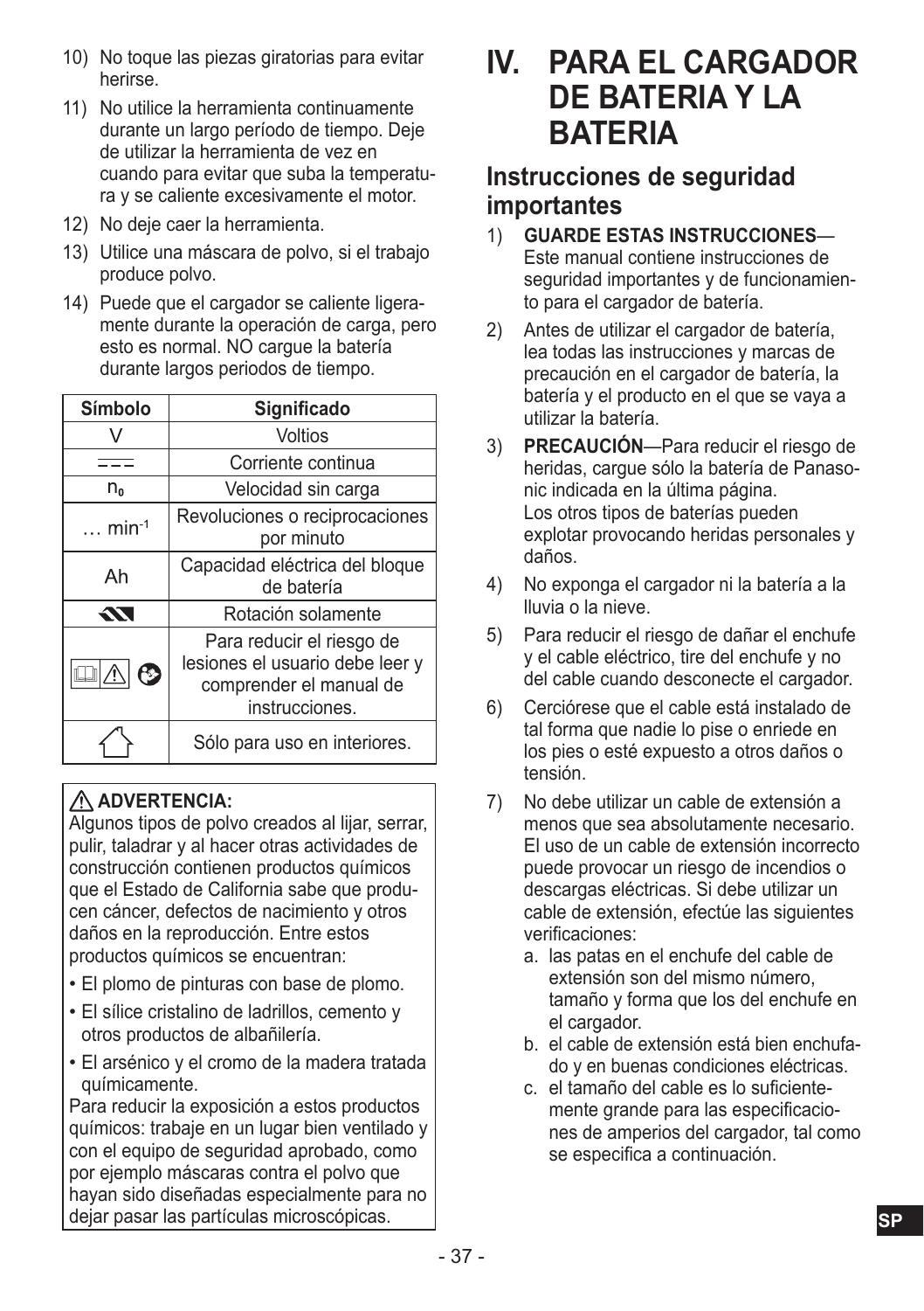10) No toque las piezas giratorias para evitar herirse.
11) No utilice la herramienta continuamente durante un largo período de tiempo. Deje de utilizar la herramienta de vez en cuando para evitar que suba la temperatura y se caliente excesivamente el motor.
12) No deje caer la herramienta.
13) Utilice una máscara de polvo, si el trabajo produce polvo.
14) Puede que el cargador se caliente ligeramente durante la operación de carga, pero esto es normal. NO cargue la batería durante largos periodos de tiempo.

| Símbolo | Significado |
|---|---|
| V | Voltios |
| ⎓ | Corriente continua |
| $n_0$ | Velocidad sin carga |
| … $min^{-1}$ | Revoluciones o reciprocaciones por minuto |
| Ah | Capacidad eléctrica del bloque de batería |
| | Rotación solamente |
| | Para reducir el riesgo de lesiones el usuario debe leer y comprender el manual de instrucciones. |
| | Sólo para uso en interiores. |

**⚠ ADVERTENCIA:**
Algunos tipos de polvo creados al lijar, serrar, pulir, taladrar y al hacer otras actividades de construcción contienen productos químicos que el Estado de California sabe que producen cáncer, defectos de nacimiento y otros daños en la reproducción. Entre estos productos químicos se encuentran:

- El plomo de pinturas con base de plomo.
- El sílice cristalino de ladrillos, cemento y otros productos de albañilería.
- El arsénico y el cromo de la madera tratada químicamente.

Para reducir la exposición a estos productos químicos: trabaje en un lugar bien ventilado y con el equipo de seguridad aprobado, como por ejemplo máscaras contra el polvo que hayan sido diseñadas especialmente para no dejar pasar las partículas microscópicas.

# IV. PARA EL CARGADOR DE BATERIA Y LA BATERIA

## Instrucciones de seguridad importantes

1) **GUARDE ESTAS INSTRUCCIONES**—Este manual contiene instrucciones de seguridad importantes y de funcionamiento para el cargador de batería.
2) Antes de utilizar el cargador de batería, lea todas las instrucciones y marcas de precaución en el cargador de batería, la batería y el producto en el que se vaya a utilizar la batería.
3) **PRECAUCIÓN**—Para reducir el riesgo de heridas, cargue sólo la batería de Panasonic indicada en la última página.
Los otros tipos de baterías pueden explotar provocando heridas personales y daños.
4) No exponga el cargador ni la batería a la lluvia o la nieve.
5) Para reducir el riesgo de dañar el enchufe y el cable eléctrico, tire del enchufe y no del cable cuando desconecte el cargador.
6) Cerciórese que el cable está instalado de tal forma que nadie lo pise o enriede en los pies o esté expuesto a otros daños o tensión.
7) No debe utilizar un cable de extensión a menos que sea absolutamente necesario. El uso de un cable de extensión incorrecto puede provocar un riesgo de incendios o descargas eléctricas. Si debe utilizar un cable de extensión, efectúe las siguientes verificaciones:
   a. las patas en el enchufe del cable de extensión son del mismo número, tamaño y forma que los del enchufe en el cargador.
   b. el cable de extensión está bien enchufado y en buenas condiciones eléctricas.
   c. el tamaño del cable es lo suficientemente grande para las especificaciones de amperios del cargador, tal como se especifica a continuación.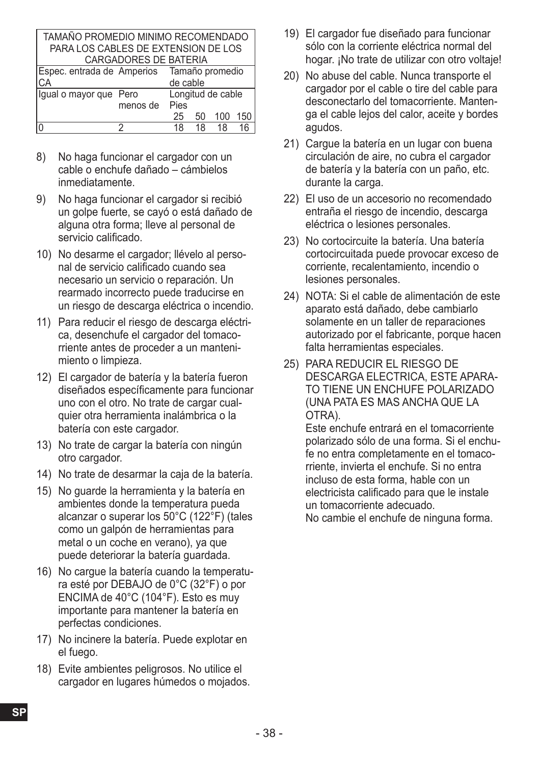| TAMAÑO PROMEDIO MINIMO RECOMENDADO PARA LOS CABLES DE EXTENSION DE LOS CARGADORES DE BATERIA | | | | | |
|---|---|---|---|---|---|
| Espec. entrada de Amperios CA | | Tamaño promedio de cable | | | |
| Igual o mayor que | Pero menos de | Longitud de cable Pies | | | |
| | | 25 | 50 | 100 | 150 |
| 0 | 2 | 18 | 18 | 18 | 16 |

8) No haga funcionar el cargador con un cable o enchufe dañado – cámbielos inmediatamente.
9) No haga funcionar el cargador si recibió un golpe fuerte, se cayó o está dañado de alguna otra forma; lleve al personal de servicio calificado.
10) No desarme el cargador; llévelo al personal de servicio calificado cuando sea necesario un servicio o reparación. Un rearmado incorrecto puede traducirse en un riesgo de descarga eléctrica o incendio.
11) Para reducir el riesgo de descarga eléctrica, desenchufe el cargador del tomacorriente antes de proceder a un mantenimiento o limpieza.
12) El cargador de batería y la batería fueron diseñados específicamente para funcionar uno con el otro. No trate de cargar cualquier otra herramienta inalámbrica o la batería con este cargador.
13) No trate de cargar la batería con ningún otro cargador.
14) No trate de desarmar la caja de la batería.
15) No guarde la herramienta y la batería en ambientes donde la temperatura pueda alcanzar o superar los 50°C (122°F) (tales como un galpón de herramientas para metal o un coche en verano), ya que puede deteriorar la batería guardada.
16) No cargue la batería cuando la temperatura esté por DEBAJO de 0°C (32°F) o por ENCIMA de 40°C (104°F). Esto es muy importante para mantener la batería en perfectas condiciones.
17) No incinere la batería. Puede explotar en el fuego.
18) Evite ambientes peligrosos. No utilice el cargador en lugares húmedos o mojados.
19) El cargador fue diseñado para funcionar sólo con la corriente eléctrica normal del hogar. ¡No trate de utilizar con otro voltaje!
20) No abuse del cable. Nunca transporte el cargador por el cable o tire del cable para desconectarlo del tomacorriente. Mantenga el cable lejos del calor, aceite y bordes agudos.
21) Cargue la batería en un lugar con buena circulación de aire, no cubra el cargador de batería y la batería con un paño, etc. durante la carga.
22) El uso de un accesorio no recomendado entraña el riesgo de incendio, descarga eléctrica o lesiones personales.
23) No cortocircuite la batería. Una batería cortocircuitada puede provocar exceso de corriente, recalentamiento, incendio o lesiones personales.
24) NOTA: Si el cable de alimentación de este aparato está dañado, debe cambiarlo solamente en un taller de reparaciones autorizado por el fabricante, porque hacen falta herramientas especiales.
25) PARA REDUCIR EL RIESGO DE DESCARGA ELECTRICA, ESTE APARATO TIENE UN ENCHUFE POLARIZADO (UNA PATA ES MAS ANCHA QUE LA OTRA).
 Este enchufe entrará en el tomacorriente polarizado sólo de una forma. Si el enchufe no entra completamente en el tomacorriente, invierta el enchufe. Si no entra incluso de esta forma, hable con un electricista calificado para que le instale un tomacorriente adecuado.
 No cambie el enchufe de ninguna forma.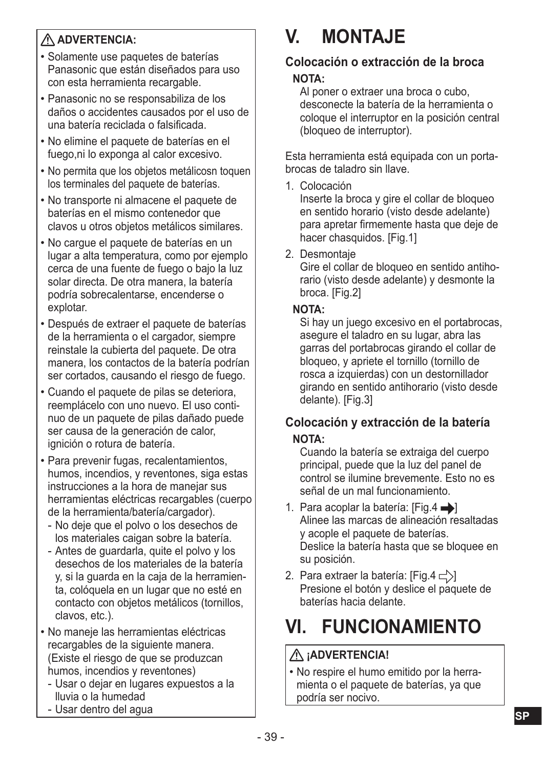**⚠ ADVERTENCIA:**

- Solamente use paquetes de baterías Panasonic que están diseñados para uso con esta herramienta recargable.
- Panasonic no se responsabiliza de los daños o accidentes causados por el uso de una batería reciclada o falsificada.
- No elimine el paquete de baterías en el fuego,ni lo exponga al calor excesivo.
- No permita que los objetos metálicosn toquen los terminales del paquete de baterías.
- No transporte ni almacene el paquete de baterías en el mismo contenedor que clavos u otros objetos metálicos similares.
- No cargue el paquete de baterías en un lugar a alta temperatura, como por ejemplo cerca de una fuente de fuego o bajo la luz solar directa. De otra manera, la batería podría sobrecalentarse, encenderse o explotar.
- Después de extraer el paquete de baterías de la herramienta o el cargador, siempre reinstale la cubierta del paquete. De otra manera, los contactos de la batería podrían ser cortados, causando el riesgo de fuego.
- Cuando el paquete de pilas se deteriora, reemplácelo con uno nuevo. El uso continuo de un paquete de pilas dañado puede ser causa de la generación de calor, ignición o rotura de batería.
- Para prevenir fugas, recalentamientos, humos, incendios, y reventones, siga estas instrucciones a la hora de manejar sus herramientas eléctricas recargables (cuerpo de la herramienta/batería/cargador).
  - No deje que el polvo o los desechos de los materiales caigan sobre la batería.
  - Antes de guardarla, quite el polvo y los desechos de los materiales de la batería y, si la guarda en la caja de la herramienta, colóquela en un lugar que no esté en contacto con objetos metálicos (tornillos, clavos, etc.).
- No maneje las herramientas eléctricas recargables de la siguiente manera. (Existe el riesgo de que se produzcan humos, incendios y reventones)
  - Usar o dejar en lugares expuestos a la lluvia o la humedad
  - Usar dentro del agua

# V. MONTAJE

### Colocación o extracción de la broca

**NOTA:**
Al poner o extraer una broca o cubo, desconecte la batería de la herramienta o coloque el interruptor en la posición central (bloqueo de interruptor).

Esta herramienta está equipada con un portabrocas de taladro sin llave.

1. Colocación
   Inserte la broca y gire el collar de bloqueo en sentido horario (visto desde adelante) para apretar firmemente hasta que deje de hacer chasquidos. [Fig.1]
2. Desmontaje
   Gire el collar de bloqueo en sentido antihorario (visto desde adelante) y desmonte la broca. [Fig.2]

**NOTA:**
Si hay un juego excesivo en el portabrocas, asegure el taladro en su lugar, abra las garras del portabrocas girando el collar de bloqueo, y apriete el tornillo (tornillo de rosca a izquierdas) con un destornillador girando en sentido antihorario (visto desde delante). [Fig.3]

### Colocación y extracción de la batería

**NOTA:**
Cuando la batería se extraiga del cuerpo principal, puede que la luz del panel de control se ilumine brevemente. Esto no es señal de un mal funcionamiento.

1. Para acoplar la batería: [Fig.4 ➡]
   Alinee las marcas de alineación resaltadas y acople el paquete de baterías.
   Deslice la batería hasta que se bloquee en su posición.
2. Para extraer la batería: [Fig.4 ⇨]
   Presione el botón y deslice el paquete de baterías hacia delante.

# VI. FUNCIONAMIENTO

**⚠ ¡ADVERTENCIA!**

- No respire el humo emitido por la herramienta o el paquete de baterías, ya que podría ser nocivo.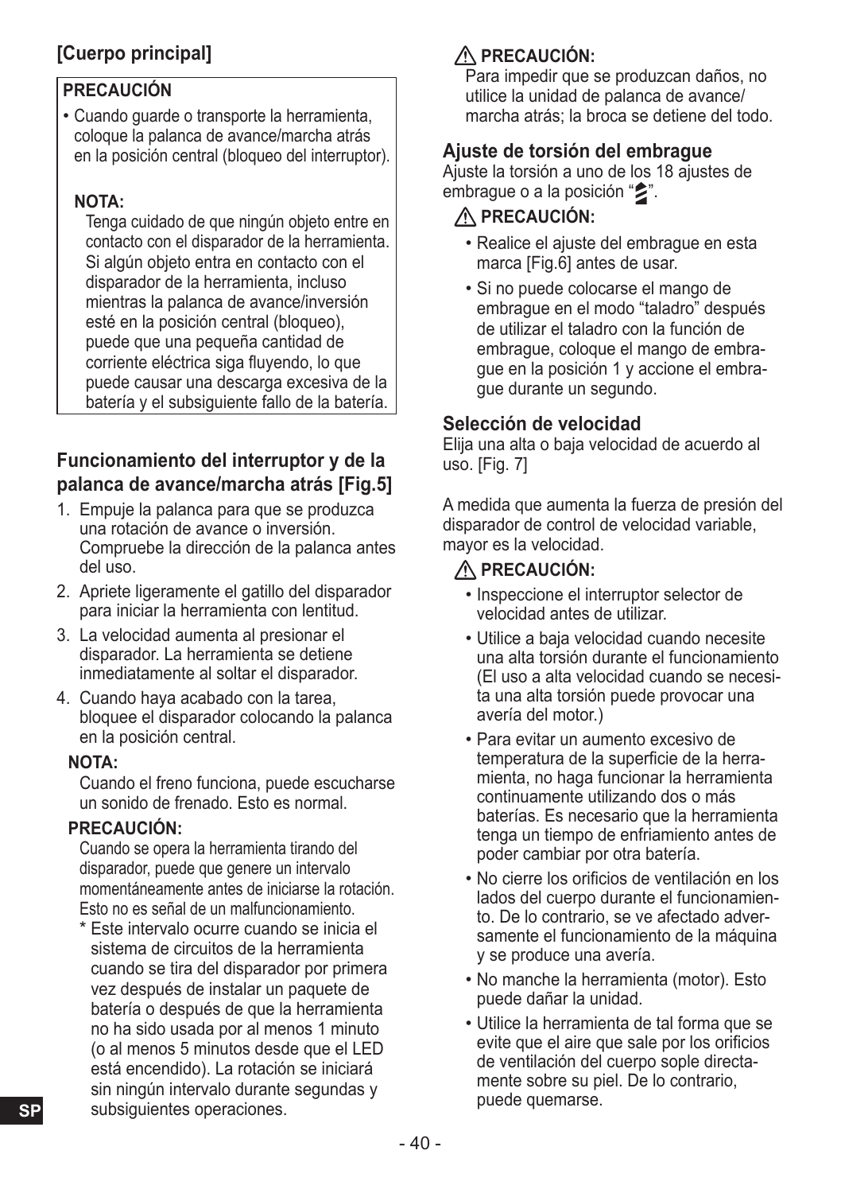## [Cuerpo principal]

**PRECAUCIÓN**

- Cuando guarde o transporte la herramienta, coloque la palanca de avance/marcha atrás en la posición central (bloqueo del interruptor).

**NOTA:**

Tenga cuidado de que ningún objeto entre en contacto con el disparador de la herramienta. Si algún objeto entra en contacto con el disparador de la herramienta, incluso mientras la palanca de avance/inversión esté en la posición central (bloqueo), puede que una pequeña cantidad de corriente eléctrica siga fluyendo, lo que puede causar una descarga excesiva de la batería y el subsiguiente fallo de la batería.

### Funcionamiento del interruptor y de la palanca de avance/marcha atrás [Fig.5]

1. Empuje la palanca para que se produzca una rotación de avance o inversión. Compruebe la dirección de la palanca antes del uso.
2. Apriete ligeramente el gatillo del disparador para iniciar la herramienta con lentitud.
3. La velocidad aumenta al presionar el disparador. La herramienta se detiene inmediatamente al soltar el disparador.
4. Cuando haya acabado con la tarea, bloquee el disparador colocando la palanca en la posición central.

**NOTA:**

Cuando el freno funciona, puede escucharse un sonido de frenado. Esto es normal.

**PRECAUCIÓN:**

Cuando se opera la herramienta tirando del disparador, puede que genere un intervalo momentáneamente antes de iniciarse la rotación. Esto no es señal de un malfuncionamiento.

\* Este intervalo ocurre cuando se inicia el sistema de circuitos de la herramienta cuando se tira del disparador por primera vez después de instalar un paquete de batería o después de que la herramienta no ha sido usada por al menos 1 minuto (o al menos 5 minutos desde que el LED está encendido). La rotación se iniciará sin ningún intervalo durante segundas y subsiguientes operaciones.

**⚠ PRECAUCIÓN:**

Para impedir que se produzcan daños, no utilice la unidad de palanca de avance/marcha atrás; la broca se detiene del todo.

### Ajuste de torsión del embrague

Ajuste la torsión a uno de los 18 ajustes de embrague o a la posición "".

**⚠ PRECAUCIÓN:**

- Realice el ajuste del embrague en esta marca [Fig.6] antes de usar.
- Si no puede colocarse el mango de embrague en el modo "taladro" después de utilizar el taladro con la función de embrague, coloque el mango de embrague en la posición 1 y accione el embrague durante un segundo.

### Selección de velocidad

Elija una alta o baja velocidad de acuerdo al uso. [Fig. 7]

A medida que aumenta la fuerza de presión del disparador de control de velocidad variable, mayor es la velocidad.

**⚠ PRECAUCIÓN:**

- Inspeccione el interruptor selector de velocidad antes de utilizar.
- Utilice a baja velocidad cuando necesite una alta torsión durante el funcionamiento (El uso a alta velocidad cuando se necesita una alta torsión puede provocar una avería del motor.)
- Para evitar un aumento excesivo de temperatura de la superficie de la herramienta, no haga funcionar la herramienta continuamente utilizando dos o más baterías. Es necesario que la herramienta tenga un tiempo de enfriamiento antes de poder cambiar por otra batería.
- No cierre los orificios de ventilación en los lados del cuerpo durante el funcionamiento. De lo contrario, se ve afectado adversamente el funcionamiento de la máquina y se produce una avería.
- No manche la herramienta (motor). Esto puede dañar la unidad.
- Utilice la herramienta de tal forma que se evite que el aire que sale por los orificios de ventilación del cuerpo sople directamente sobre su piel. De lo contrario, puede quemarse.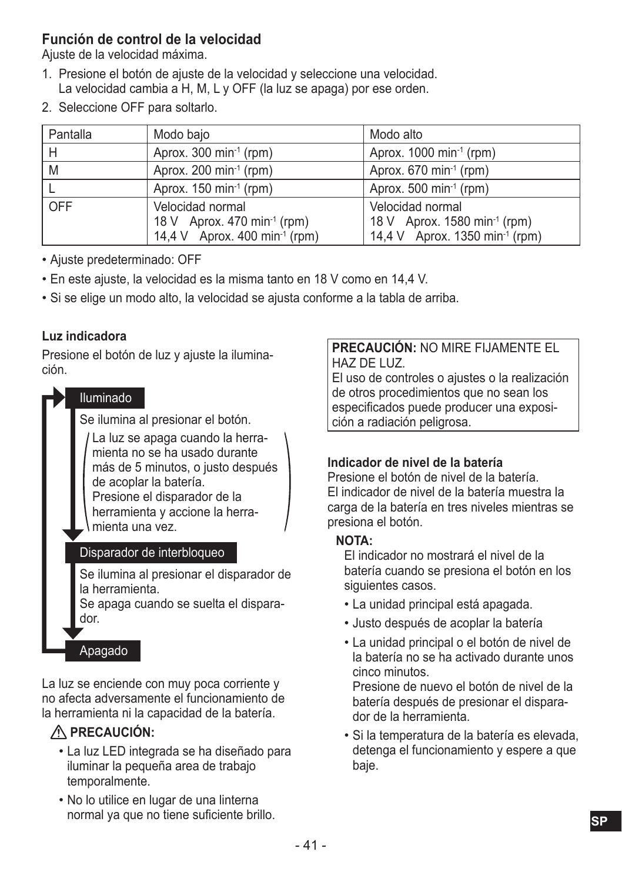### Función de control de la velocidad

Ajuste de la velocidad máxima.

1. Presione el botón de ajuste de la velocidad y seleccione una velocidad.
   La velocidad cambia a H, M, L y OFF (la luz se apaga) por ese orden.
2. Seleccione OFF para soltarlo.

| Pantalla | Modo bajo | Modo alto |
|---|---|---|
| H | Aprox. 300 $min^{-1}$ (rpm) | Aprox. 1000 $min^{-1}$ (rpm) |
| M | Aprox. 200 $min^{-1}$ (rpm) | Aprox. 670 $min^{-1}$ (rpm) |
| L | Aprox. 150 $min^{-1}$ (rpm) | Aprox. 500 $min^{-1}$ (rpm) |
| OFF | Velocidad normal<br>18 V Aprox. 470 $min^{-1}$ (rpm)<br>14,4 V Aprox. 400 $min^{-1}$ (rpm) | Velocidad normal<br>18 V Aprox. 1580 $min^{-1}$ (rpm)<br>14,4 V Aprox. 1350 $min^{-1}$ (rpm) |

- Ajuste predeterminado: OFF
- En este ajuste, la velocidad es la misma tanto en 18 V como en 14,4 V.
- Si se elige un modo alto, la velocidad se ajusta conforme a la tabla de arriba.

#### Luz indicadora

Presione el botón de luz y ajuste la iluminación.

**Iluminado**

Se ilumina al presionar el botón.

(La luz se apaga cuando la herramienta no se ha usado durante más de 5 minutos, o justo después de acoplar la batería.
Presione el disparador de la herramienta y accione la herramienta una vez.)

**Disparador de interbloqueo**

Se ilumina al presionar el disparador de la herramienta.
Se apaga cuando se suelta el disparador.

**Apagado**

La luz se enciende con muy poca corriente y no afecta adversamente el funcionamiento de la herramienta ni la capacidad de la batería.

**⚠ PRECAUCIÓN:**

- La luz LED integrada se ha diseñado para iluminar la pequeña area de trabajo temporalmente.
- No lo utilice en lugar de una linterna normal ya que no tiene suficiente brillo.

**PRECAUCIÓN:** NO MIRE FIJAMENTE EL HAZ DE LUZ.
El uso de controles o ajustes o la realización de otros procedimientos que no sean los especificados puede producer una exposición a radiación peligrosa.

#### Indicador de nivel de la batería

Presione el botón de nivel de la batería.
El indicador de nivel de la batería muestra la carga de la batería en tres niveles mientras se presiona el botón.

**NOTA:**

El indicador no mostrará el nivel de la batería cuando se presiona el botón en los siguientes casos.

- La unidad principal está apagada.
- Justo después de acoplar la batería
- La unidad principal o el botón de nivel de la batería no se ha activado durante unos cinco minutos.
  Presione de nuevo el botón de nivel de la batería después de presionar el disparador de la herramienta.
- Si la temperatura de la batería es elevada, detenga el funcionamiento y espere a que baje.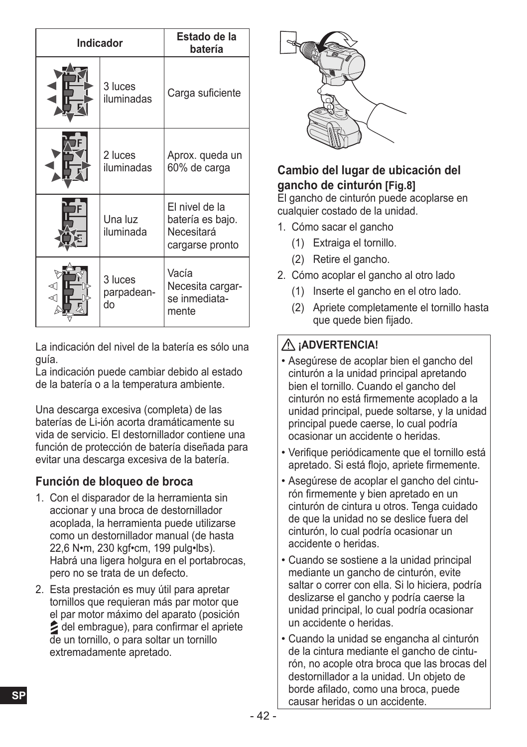| Indicador | | Estado de la batería |
|---|---|---|
| | 3 luces iluminadas | Carga suficiente |
| | 2 luces iluminadas | Aprox. queda un 60% de carga |
| | Una luz iluminada | El nivel de la batería es bajo. Necesitará cargarse pronto |
| | 3 luces parpadeando | Vacía Necesita cargarse inmediatamente |

La indicación del nivel de la batería es sólo una guía.
La indicación puede cambiar debido al estado de la batería o a la temperatura ambiente.

Una descarga excesiva (completa) de las baterías de Li-ión acorta dramáticamente su vida de servicio. El destornillador contiene una función de protección de batería diseñada para evitar una descarga excesiva de la batería.

## Función de bloqueo de broca

1. Con el disparador de la herramienta sin accionar y una broca de destornillador acoplada, la herramienta puede utilizarse como un destornillador manual (de hasta 22,6 N•m, 230 kgf•cm, 199 pulg•lbs). Habrá una ligera holgura en el portabrocas, pero no se trata de un defecto.
2. Esta prestación es muy útil para apretar tornillos que requieran más par motor que el par motor máximo del aparato (posición del embrague), para confirmar el apriete de un tornillo, o para soltar un tornillo extremadamente apretado.

## Cambio del lugar de ubicación del gancho de cinturón [Fig.8]

El gancho de cinturón puede acoplarse en cualquier costado de la unidad.

1. Cómo sacar el gancho
   (1) Extraiga el tornillo.
   (2) Retire el gancho.
2. Cómo acoplar el gancho al otro lado
   (1) Inserte el gancho en el otro lado.
   (2) Apriete completamente el tornillo hasta que quede bien fijado.

**⚠ ¡ADVERTENCIA!**

- Asegúrese de acoplar bien el gancho del cinturón a la unidad principal apretando bien el tornillo. Cuando el gancho del cinturón no está firmemente acoplado a la unidad principal, puede soltarse, y la unidad principal puede caerse, lo cual podría ocasionar un accidente o heridas.
- Verifique periódicamente que el tornillo está apretado. Si está flojo, apriete firmemente.
- Asegúrese de acoplar el gancho del cinturón firmemente y bien apretado en un cinturón de cintura u otros. Tenga cuidado de que la unidad no se deslice fuera del cinturón, lo cual podría ocasionar un accidente o heridas.
- Cuando se sostiene a la unidad principal mediante un gancho de cinturón, evite saltar o correr con ella. Si lo hiciera, podría deslizarse el gancho y podría caerse la unidad principal, lo cual podría ocasionar un accidente o heridas.
- Cuando la unidad se engancha al cinturón de la cintura mediante el gancho de cinturón, no acople otra broca que las brocas del destornillador a la unidad. Un objeto de borde afilado, como una broca, puede causar heridas o un accidente.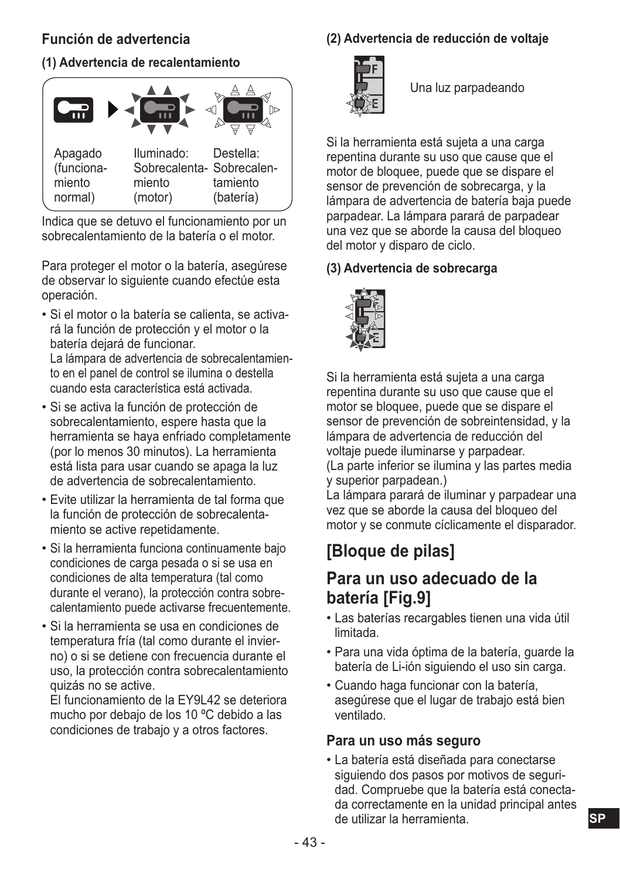### Función de advertencia

**(1) Advertencia de recalentamiento**

| Apagado (funcionamiento normal) | Iluminado: Sobrecalentamiento (motor) | Destella: Sobrecalentamiento (batería) |
| --- | --- | --- |

Indica que se detuvo el funcionamiento por un sobrecalentamiento de la batería o el motor.

Para proteger el motor o la batería, asegúrese de observar lo siguiente cuando efectúe esta operación.

- Si el motor o la batería se calienta, se activará la función de protección y el motor o la batería dejará de funcionar.
  La lámpara de advertencia de sobrecalentamiento en el panel de control se ilumina o destella cuando esta característica está activada.
- Si se activa la función de protección de sobrecalentamiento, espere hasta que la herramienta se haya enfriado completamente (por lo menos 30 minutos). La herramienta está lista para usar cuando se apaga la luz de advertencia de sobrecalentamiento.
- Evite utilizar la herramienta de tal forma que la función de protección de sobrecalentamiento se active repetidamente.
- Si la herramienta funciona continuamente bajo condiciones de carga pesada o si se usa en condiciones de alta temperatura (tal como durante el verano), la protección contra sobrecalentamiento puede activarse frecuentemente.
- Si la herramienta se usa en condiciones de temperatura fría (tal como durante el invierno) o si se detiene con frecuencia durante el uso, la protección contra sobrecalentamiento quizás no se active.
  El funcionamiento de la EY9L42 se deteriora mucho por debajo de los 10 ºC debido a las condiciones de trabajo y a otros factores.

**(2) Advertencia de reducción de voltaje**

Una luz parpadeando

Si la herramienta está sujeta a una carga repentina durante su uso que cause que el motor de bloquee, puede que se dispare el sensor de prevención de sobrecarga, y la lámpara de advertencia de batería baja puede parpadear. La lámpara parará de parpadear una vez que se aborde la causa del bloqueo del motor y disparo de ciclo.

**(3) Advertencia de sobrecarga**

Si la herramienta está sujeta a una carga repentina durante su uso que cause que el motor se bloquee, puede que se dispare el sensor de prevención de sobreintensidad, y la lámpara de advertencia de reducción del voltaje puede iluminarse y parpadear.
(La parte inferior se ilumina y las partes media y superior parpadean.)
La lámpara parará de iluminar y parpadear una vez que se aborde la causa del bloqueo del motor y se conmute cíclicamente el disparador.

## [Bloque de pilas]

## Para un uso adecuado de la batería [Fig.9]

- Las baterías recargables tienen una vida útil limitada.
- Para una vida óptima de la batería, guarde la batería de Li-ión siguiendo el uso sin carga.
- Cuando haga funcionar con la batería, asegúrese que el lugar de trabajo está bien ventilado.

### Para un uso más seguro

- La batería está diseñada para conectarse siguiendo dos pasos por motivos de seguridad. Compruebe que la batería está conectada correctamente en la unidad principal antes de utilizar la herramienta.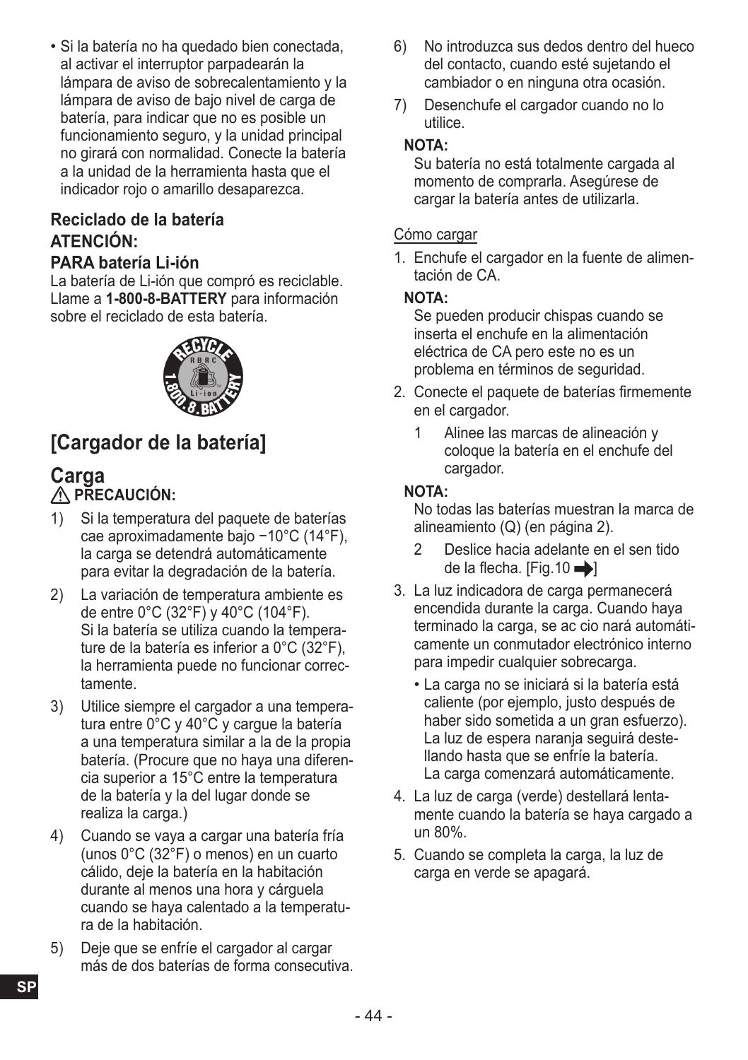- Si la batería no ha quedado bien conectada, al activar el interruptor parpadearán la lámpara de aviso de sobrecalentamiento y la lámpara de aviso de bajo nivel de carga de batería, para indicar que no es posible un funcionamiento seguro, y la unidad principal no girará con normalidad. Conecte la batería a la unidad de la herramienta hasta que el indicador rojo o amarillo desaparezca.

### Reciclado de la batería

**ATENCIÓN:**

**PARA batería Li-ión**

La batería de Li-ión que compró es reciclable. Llame a **1-800-8-BATTERY** para información sobre el reciclado de esta batería.

## [Cargador de la batería]

## Carga

⚠ **PRECAUCIÓN:**

1) Si la temperatura del paquete de baterías cae aproximadamente bajo −10°C (14°F), la carga se detendrá automáticamente para evitar la degradación de la batería.
2) La variación de temperatura ambiente es de entre 0°C (32°F) y 40°C (104°F).
   Si la batería se utiliza cuando la temperature de la batería es inferior a 0°C (32°F), la herramienta puede no funcionar correctamente.
3) Utilice siempre el cargador a una temperatura entre 0°C y 40°C y cargue la batería a una temperatura similar a la de la propia batería. (Procure que no haya una diferencia superior a 15°C entre la temperatura de la batería y la del lugar donde se realiza la carga.)
4) Cuando se vaya a cargar una batería fría (unos 0°C (32°F) o menos) en un cuarto cálido, deje la batería en la habitación durante al menos una hora y cárguela cuando se haya calentado a la temperatura de la habitación.
5) Deje que se enfríe el cargador al cargar más de dos baterías de forma consecutiva.
6) No introduzca sus dedos dentro del hueco del contacto, cuando esté sujetando el cambiador o en ninguna otra ocasión.
7) Desenchufe el cargador cuando no lo utilice.

**NOTA:**
Su batería no está totalmente cargada al momento de comprarla. Asegúrese de cargar la batería antes de utilizarla.

Cómo cargar

1. Enchufe el cargador en la fuente de alimentación de CA.

   **NOTA:**
   Se pueden producir chispas cuando se inserta el enchufe en la alimentación eléctrica de CA pero este no es un problema en términos de seguridad.

2. Conecte el paquete de baterías firmemente en el cargador.

   1 Alinee las marcas de alineación y coloque la batería en el enchufe del cargador.

   **NOTA:**
   No todas las baterías muestran la marca de alineamiento (Q) (en página 2).

   2 Deslice hacia adelante en el sen tido de la flecha. [Fig.10 ➡]

3. La luz indicadora de carga permanecerá encendida durante la carga. Cuando haya terminado la carga, se ac cio nará automáticamente un conmutador electrónico interno para impedir cualquier sobrecarga.
   - La carga no se iniciará si la batería está caliente (por ejemplo, justo después de haber sido sometida a un gran esfuerzo). La luz de espera naranja seguirá destellando hasta que se enfríe la batería. La carga comenzará automáticamente.

4. La luz de carga (verde) destellará lentamente cuando la batería se haya cargado a un 80%.

5. Cuando se completa la carga, la luz de carga en verde se apagará.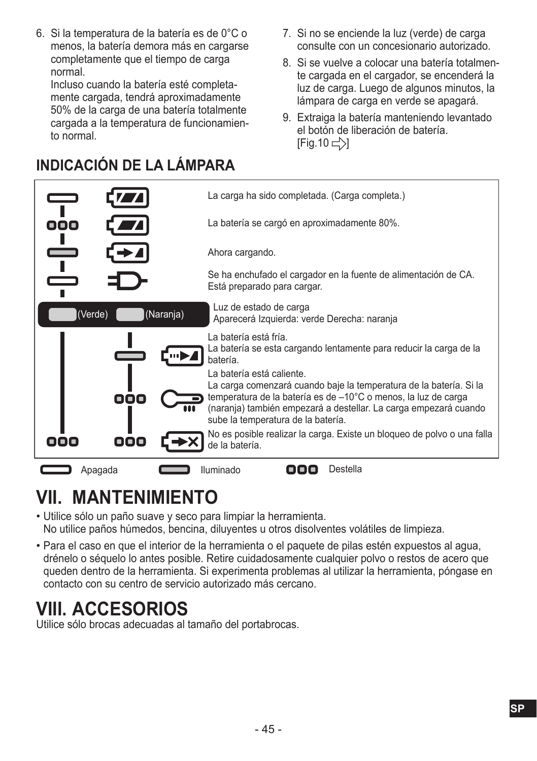6. Si la temperatura de la batería es de 0°C o menos, la batería demora más en cargarse completamente que el tiempo de carga normal.
   Incluso cuando la batería esté completamente cargada, tendrá aproximadamente 50% de la carga de una batería totalmente cargada a la temperatura de funcionamiento normal.
7. Si no se enciende la luz (verde) de carga consulte con un concesionario autorizado.
8. Si se vuelve a colocar una batería totalmente cargada en el cargador, se encenderá la luz de carga. Luego de algunos minutos, la lámpara de carga en verde se apagará.
9. Extraiga la batería manteniendo levantado el botón de liberación de batería. [Fig.10 ⇨]

## INDICACIÓN DE LA LÁMPARA

La carga ha sido completada. (Carga completa.)

La batería se cargó en aproximadamente 80%.

Ahora cargando.

Se ha enchufado el cargador en la fuente de alimentación de CA. Está preparado para cargar.

(Verde) (Naranja) — Luz de estado de carga. Aparecerá Izquierda: verde Derecha: naranja

La batería está fría.
La batería se esta cargando lentamente para reducir la carga de la batería.

La batería está caliente.
La carga comenzará cuando baje la temperatura de la batería. Si la temperatura de la batería es de –10°C o menos, la luz de carga (naranja) también empezará a destellar. La carga empezará cuando sube la temperatura de la batería.

No es posible realizar la carga. Existe un bloqueo de polvo o una falla de la batería.

Apagada — Iluminado — Destella

# VII. MANTENIMIENTO

- Utilice sólo un paño suave y seco para limpiar la herramienta.
  No utilice paños húmedos, bencina, diluyentes u otros disolventes volátiles de limpieza.
- Para el caso en que el interior de la herramienta o el paquete de pilas estén expuestos al agua, drénelo o séquelo lo antes posible. Retire cuidadosamente cualquier polvo o restos de acero que queden dentro de la herramienta. Si experimenta problemas al utilizar la herramienta, póngase en contacto con su centro de servicio autorizado más cercano.

# VIII. ACCESORIOS

Utilice sólo brocas adecuadas al tamaño del portabrocas.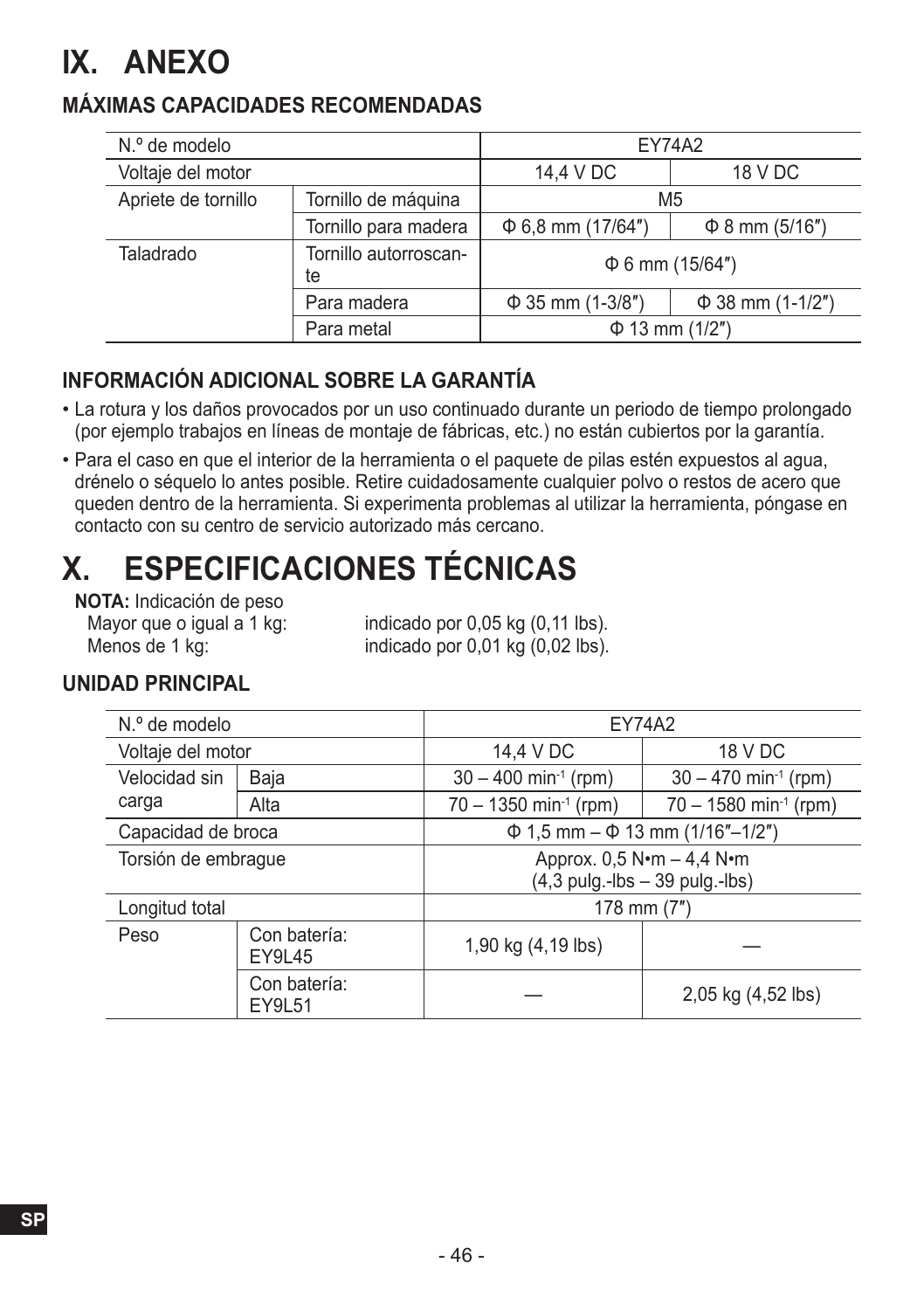# IX. ANEXO

## MÁXIMAS CAPACIDADES RECOMENDADAS

| N.º de modelo | | EY74A2 | |
|---|---|---|---|
| Voltaje del motor | | 14,4 V DC | 18 V DC |
| Apriete de tornillo | Tornillo de máquina | M5 | |
| | Tornillo para madera | Φ 6,8 mm (17/64″) | Φ 8 mm (5/16″) |
| Taladrado | Tornillo autorroscante | Φ 6 mm (15/64″) | |
| | Para madera | Φ 35 mm (1-3/8″) | Φ 38 mm (1-1/2″) |
| | Para metal | Φ 13 mm (1/2″) | |

## INFORMACIÓN ADICIONAL SOBRE LA GARANTÍA

- La rotura y los daños provocados por un uso continuado durante un periodo de tiempo prolongado (por ejemplo trabajos en líneas de montaje de fábricas, etc.) no están cubiertos por la garantía.
- Para el caso en que el interior de la herramienta o el paquete de pilas estén expuestos al agua, drénelo o séquelo lo antes posible. Retire cuidadosamente cualquier polvo o restos de acero que queden dentro de la herramienta. Si experimenta problemas al utilizar la herramienta, póngase en contacto con su centro de servicio autorizado más cercano.

# X. ESPECIFICACIONES TÉCNICAS

**NOTA:** Indicación de peso
Mayor que o igual a 1 kg: indicado por 0,05 kg (0,11 lbs).
Menos de 1 kg: indicado por 0,01 kg (0,02 lbs).

## UNIDAD PRINCIPAL

| N.º de modelo | | EY74A2 | |
|---|---|---|---|
| Voltaje del motor | | 14,4 V DC | 18 V DC |
| Velocidad sin carga | Baja | 30 – 400 $min^{-1}$ (rpm) | 30 – 470 $min^{-1}$ (rpm) |
| | Alta | 70 – 1350 $min^{-1}$ (rpm) | 70 – 1580 $min^{-1}$ (rpm) |
| Capacidad de broca | | Φ 1,5 mm – Φ 13 mm (1/16″–1/2″) | |
| Torsión de embrague | | Approx. 0,5 N•m – 4,4 N•m (4,3 pulg.-lbs – 39 pulg.-lbs) | |
| Longitud total | | 178 mm (7″) | |
| Peso | Con batería: EY9L45 | 1,90 kg (4,19 lbs) | — |
| | Con batería: EY9L51 | — | 2,05 kg (4,52 lbs) |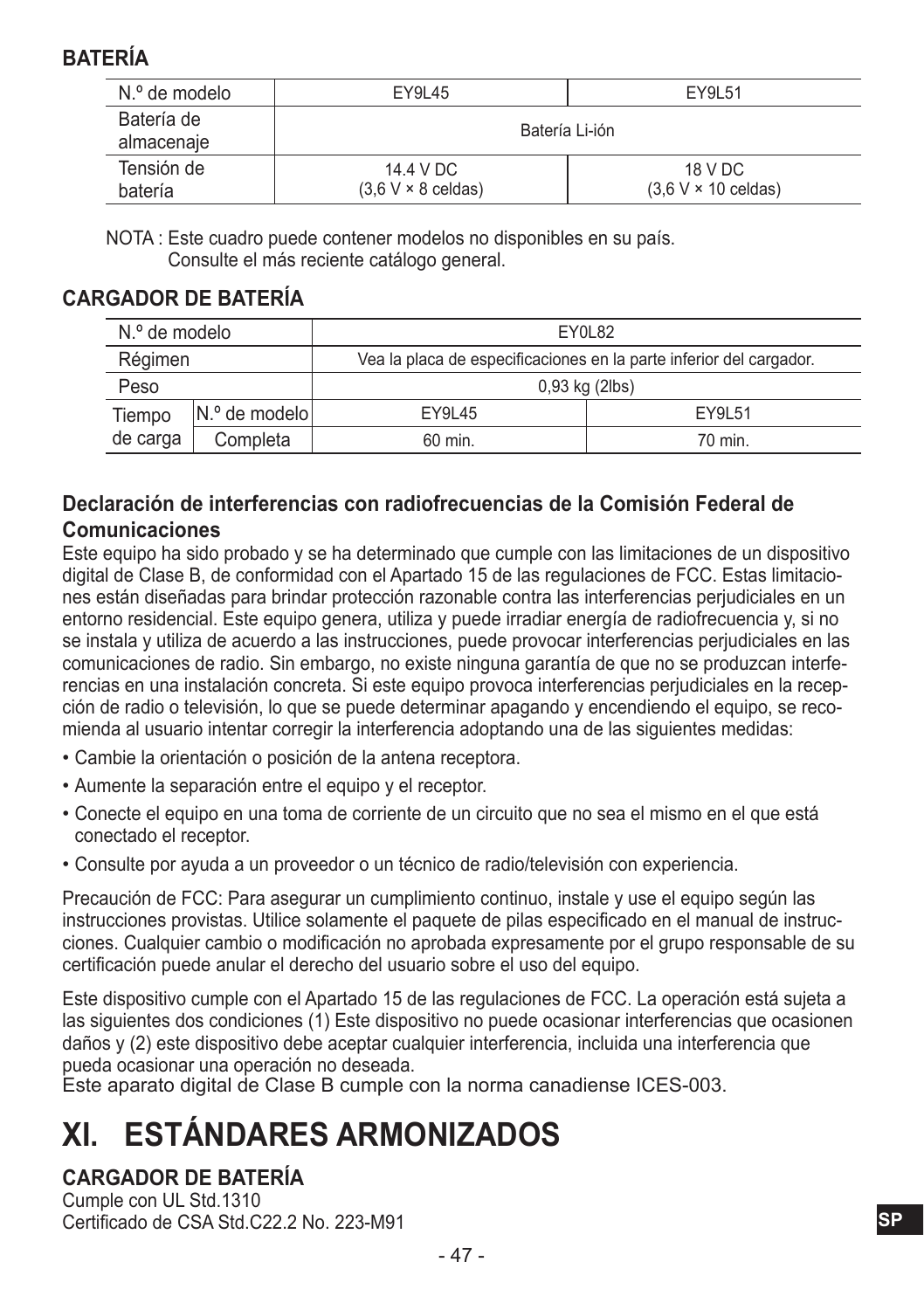## BATERÍA

| N.º de modelo | EY9L45 | EY9L51 |
|---|---|---|
| Batería de almacenaje | Batería Li-ión | |
| Tensión de batería | 14.4 V DC (3,6 V × 8 celdas) | 18 V DC (3,6 V × 10 celdas) |

NOTA : Este cuadro puede contener modelos no disponibles en su país.
Consulte el más reciente catálogo general.

## CARGADOR DE BATERÍA

| N.º de modelo | | EY0L82 | |
|---|---|---|---|
| Régimen | | Vea la placa de especificaciones en la parte inferior del cargador. | |
| Peso | | 0,93 kg (2lbs) | |
| Tiempo de carga | N.º de modelo | EY9L45 | EY9L51 |
| | Completa | 60 min. | 70 min. |

### Declaración de interferencias con radiofrecuencias de la Comisión Federal de Comunicaciones

Este equipo ha sido probado y se ha determinado que cumple con las limitaciones de un dispositivo digital de Clase B, de conformidad con el Apartado 15 de las regulaciones de FCC. Estas limitaciones están diseñadas para brindar protección razonable contra las interferencias perjudiciales en un entorno residencial. Este equipo genera, utiliza y puede irradiar energía de radiofrecuencia y, si no se instala y utiliza de acuerdo a las instrucciones, puede provocar interferencias perjudiciales en las comunicaciones de radio. Sin embargo, no existe ninguna garantía de que no se produzcan interferencias en una instalación concreta. Si este equipo provoca interferencias perjudiciales en la recepción de radio o televisión, lo que se puede determinar apagando y encendiendo el equipo, se recomienda al usuario intentar corregir la interferencia adoptando una de las siguientes medidas:

- Cambie la orientación o posición de la antena receptora.
- Aumente la separación entre el equipo y el receptor.
- Conecte el equipo en una toma de corriente de un circuito que no sea el mismo en el que está conectado el receptor.
- Consulte por ayuda a un proveedor o un técnico de radio/televisión con experiencia.

Precaución de FCC: Para asegurar un cumplimiento continuo, instale y use el equipo según las instrucciones provistas. Utilice solamente el paquete de pilas especificado en el manual de instrucciones. Cualquier cambio o modificación no aprobada expresamente por el grupo responsable de su certificación puede anular el derecho del usuario sobre el uso del equipo.

Este dispositivo cumple con el Apartado 15 de las regulaciones de FCC. La operación está sujeta a las siguientes dos condiciones (1) Este dispositivo no puede ocasionar interferencias que ocasionen daños y (2) este dispositivo debe aceptar cualquier interferencia, incluida una interferencia que pueda ocasionar una operación no deseada.
Este aparato digital de Clase B cumple con la norma canadiense ICES-003.

# XI. ESTÁNDARES ARMONIZADOS

## CARGADOR DE BATERÍA

Cumple con UL Std.1310
Certificado de CSA Std.C22.2 No. 223-M91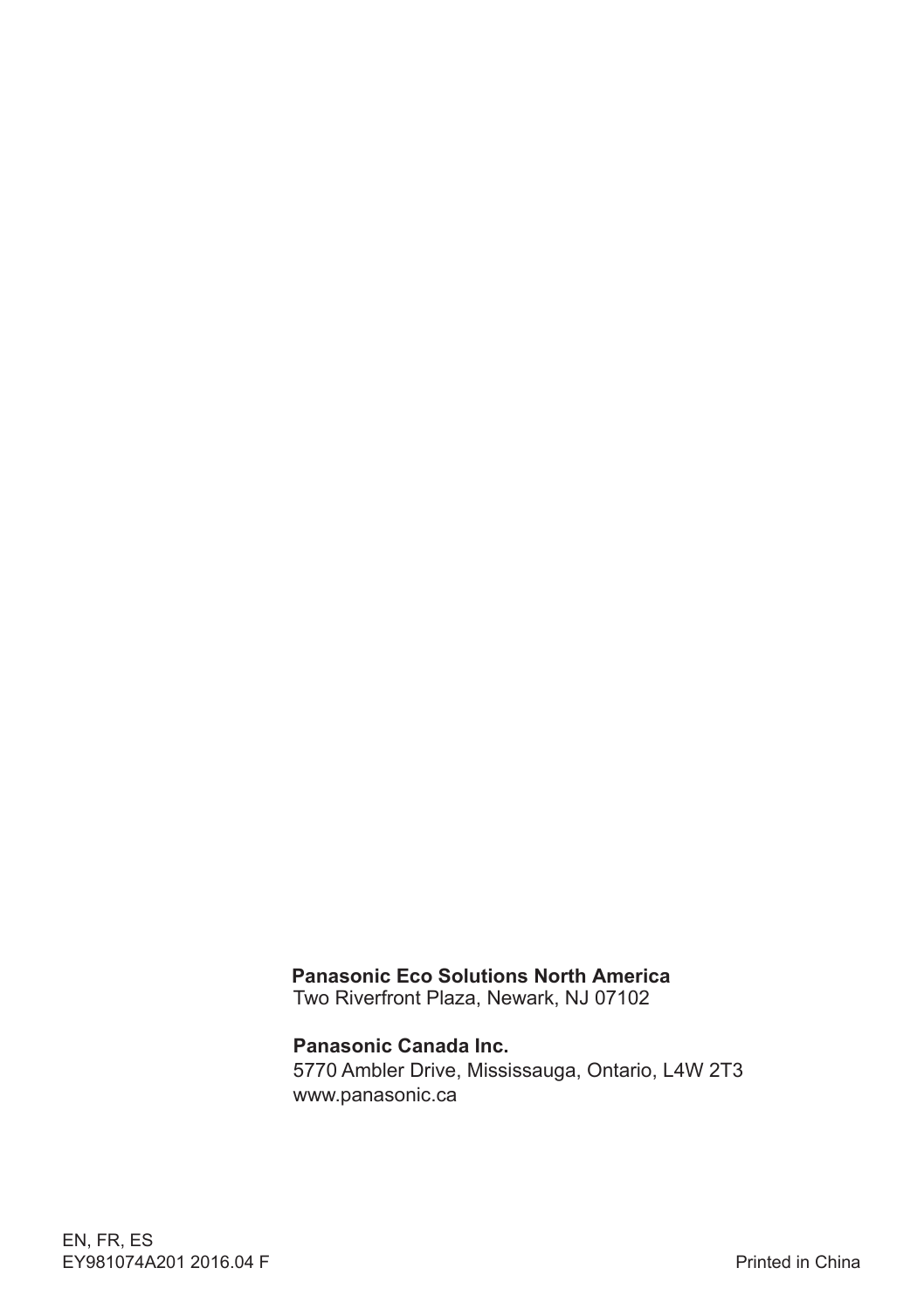**Panasonic Eco Solutions North America**
Two Riverfront Plaza, Newark, NJ 07102

**Panasonic Canada Inc.**
5770 Ambler Drive, Mississauga, Ontario, L4W 2T3
www.panasonic.ca

EN, FR, ES
EY981074A201 2016.04 F

Printed in China